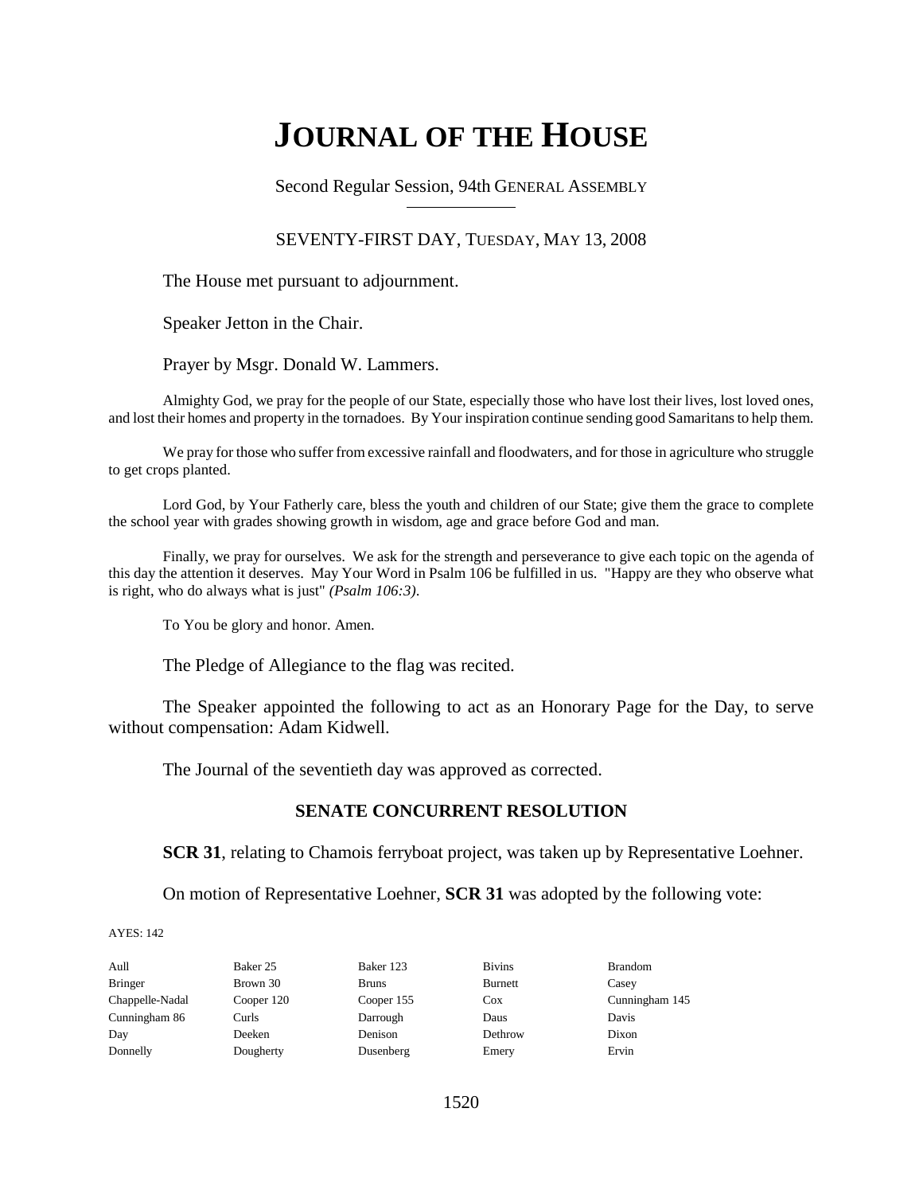# JOURNAL OF THE HOUSE

Second Regular Session, 94th GENERAL ASSEMBLY

SEVENTY-FIRST DAY, TUESDAY, MAY 13, 2008

The House met pursuant to adjournment.

Speaker Jetton in the Chair.

Prayer by Msgr. Donald W. Lammers.

Almighty God, we pray for the people of our State, especially those who have lost their lives, lost loved ones, and lost their homes and property in the tornadoes. By Your inspiration continue sending good Samaritans to help them.

We pray for those who suffer from excessive rainfall and floodwaters, and for those in agriculture who struggle to get crops planted.

Lord God, by Your Fatherly care, bless the youth and children of our State; give them the grace to complete the school year with grades showing growth in wisdom, age and grace before God and man.

Finally, we pray for ourselves. We ask for the strength and perseverance to give each topic on the agenda of this day the attention it deserves. May Your Word in Psalm 106 be fulfilled in us. "Happy are they who observe what is right, who do always what is just" *(Psalm 106:3)*.

To You be glory and honor. Amen.

The Pledge of Allegiance to the flag was recited.

The Speaker appointed the following to act as an Honorary Page for the Day, to serve without compensation: Adam Kidwell.

The Journal of the seventieth day was approved as corrected.

## SENATE CONCURRENT RESOLUTION

**SCR 31**, relating to Chamois ferryboat project, was taken up by Representative Loehner.

On motion of Representative Loehner, **SCR 31** was adopted by the following vote:

AYES: 142

| | | | | |
|---|---|---|---|---|
| Aull | Baker 25 | Baker 123 | Bivins | Brandom |
| Bringer | Brown 30 | Bruns | Burnett | Casey |
| Chappelle-Nadal | Cooper 120 | Cooper 155 | Cox | Cunningham 145 |
| Cunningham 86 | Curls | Darrough | Daus | Davis |
| Day | Deeken | Denison | Dethrow | Dixon |
| Donnelly | Dougherty | Dusenberg | Emery | Ervin |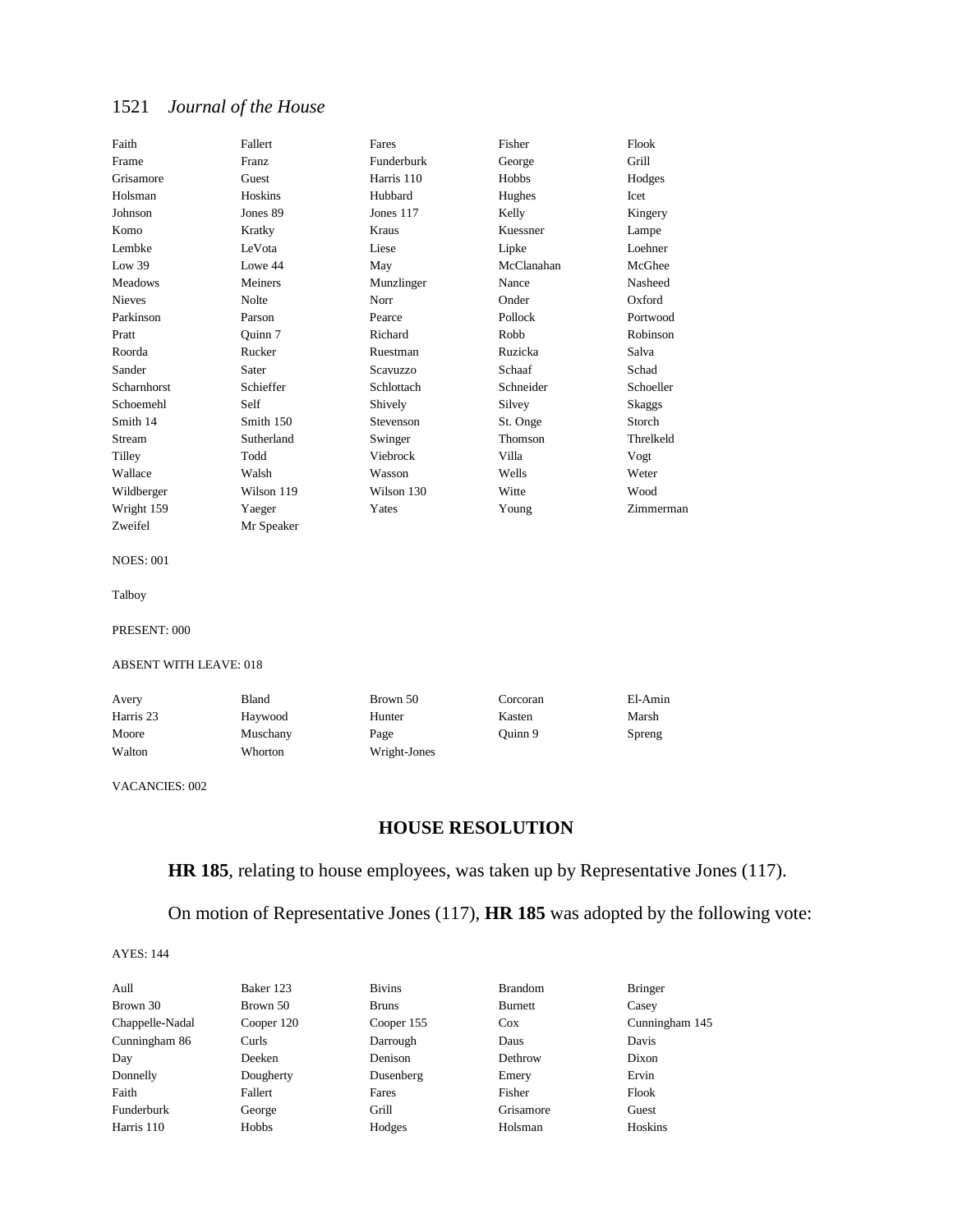| | | | | |
|---|---|---|---|---|
| Faith | Fallert | Fares | Fisher | Flook |
| Frame | Franz | Funderburk | George | Grill |
| Grisamore | Guest | Harris 110 | Hobbs | Hodges |
| Holsman | Hoskins | Hubbard | Hughes | Icet |
| Johnson | Jones 89 | Jones 117 | Kelly | Kingery |
| Komo | Kratky | Kraus | Kuessner | Lampe |
| Lembke | LeVota | Liese | Lipke | Loehner |
| Low 39 | Lowe 44 | May | McClanahan | McGhee |
| Meadows | Meiners | Munzlinger | Nance | Nasheed |
| Nieves | Nolte | Norr | Onder | Oxford |
| Parkinson | Parson | Pearce | Pollock | Portwood |
| Pratt | Quinn 7 | Richard | Robb | Robinson |
| Roorda | Rucker | Ruestman | Ruzicka | Salva |
| Sander | Sater | Scavuzzo | Schaaf | Schad |
| Scharnhorst | Schieffer | Schlottach | Schneider | Schoeller |
| Schoemehl | Self | Shively | Silvey | Skaggs |
| Smith 14 | Smith 150 | Stevenson | St. Onge | Storch |
| Stream | Sutherland | Swinger | Thomson | Threlkeld |
| Tilley | Todd | Viebrock | Villa | Vogt |
| Wallace | Walsh | Wasson | Wells | Weter |
| Wildberger | Wilson 119 | Wilson 130 | Witte | Wood |
| Wright 159 | Yaeger | Yates | Young | Zimmerman |
| Zweifel | Mr Speaker | | | |

NOES: 001

Talboy

PRESENT: 000

ABSENT WITH LEAVE: 018

| | | | | |
|---|---|---|---|---|
| Avery | Bland | Brown 50 | Corcoran | El-Amin |
| Harris 23 | Haywood | Hunter | Kasten | Marsh |
| Moore | Muschany | Page | Quinn 9 | Spreng |
| Walton | Whorton | Wright-Jones | | |

VACANCIES: 002

## HOUSE RESOLUTION

**HR 185**, relating to house employees, was taken up by Representative Jones (117).

On motion of Representative Jones (117), **HR 185** was adopted by the following vote:

AYES: 144

| | | | | |
|---|---|---|---|---|
| Aull | Baker 123 | Bivins | Brandom | Bringer |
| Brown 30 | Brown 50 | Bruns | Burnett | Casey |
| Chappelle-Nadal | Cooper 120 | Cooper 155 | Cox | Cunningham 145 |
| Cunningham 86 | Curls | Darrough | Daus | Davis |
| Day | Deeken | Denison | Dethrow | Dixon |
| Donnelly | Dougherty | Dusenberg | Emery | Ervin |
| Faith | Fallert | Fares | Fisher | Flook |
| Funderburk | George | Grill | Grisamore | Guest |
| Harris 110 | Hobbs | Hodges | Holsman | Hoskins |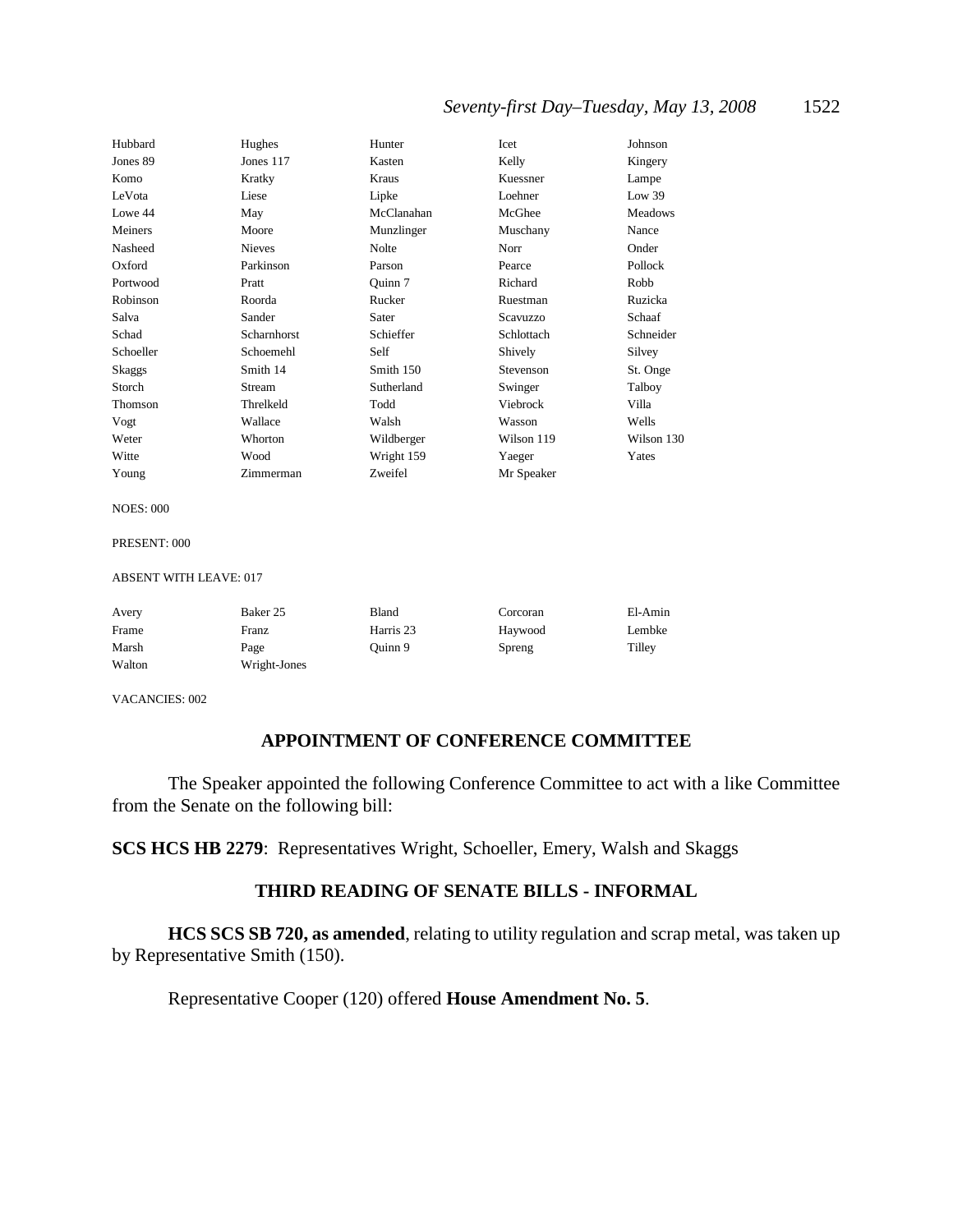| | | | | |
|---|---|---|---|---|
| Hubbard | Hughes | Hunter | Icet | Johnson |
| Jones 89 | Jones 117 | Kasten | Kelly | Kingery |
| Komo | Kratky | Kraus | Kuessner | Lampe |
| LeVota | Liese | Lipke | Loehner | Low 39 |
| Lowe 44 | May | McClanahan | McGhee | Meadows |
| Meiners | Moore | Munzlinger | Muschany | Nance |
| Nasheed | Nieves | Nolte | Norr | Onder |
| Oxford | Parkinson | Parson | Pearce | Pollock |
| Portwood | Pratt | Quinn 7 | Richard | Robb |
| Robinson | Roorda | Rucker | Ruestman | Ruzicka |
| Salva | Sander | Sater | Scavuzzo | Schaaf |
| Schad | Scharnhorst | Schieffer | Schlottach | Schneider |
| Schoeller | Schoemehl | Self | Shively | Silvey |
| Skaggs | Smith 14 | Smith 150 | Stevenson | St. Onge |
| Storch | Stream | Sutherland | Swinger | Talboy |
| Thomson | Threlkeld | Todd | Viebrock | Villa |
| Vogt | Wallace | Walsh | Wasson | Wells |
| Weter | Whorton | Wildberger | Wilson 119 | Wilson 130 |
| Witte | Wood | Wright 159 | Yaeger | Yates |
| Young | Zimmerman | Zweifel | Mr Speaker | |

NOES: 000

PRESENT: 000

ABSENT WITH LEAVE: 017

| | | | | |
|---|---|---|---|---|
| Avery | Baker 25 | Bland | Corcoran | El-Amin |
| Frame | Franz | Harris 23 | Haywood | Lembke |
| Marsh | Page | Quinn 9 | Spreng | Tilley |
| Walton | Wright-Jones | | | |

VACANCIES: 002

## APPOINTMENT OF CONFERENCE COMMITTEE

The Speaker appointed the following Conference Committee to act with a like Committee from the Senate on the following bill:

**SCS HCS HB 2279**: Representatives Wright, Schoeller, Emery, Walsh and Skaggs

## THIRD READING OF SENATE BILLS - INFORMAL

**HCS SCS SB 720, as amended**, relating to utility regulation and scrap metal, was taken up by Representative Smith (150).

Representative Cooper (120) offered **House Amendment No. 5**.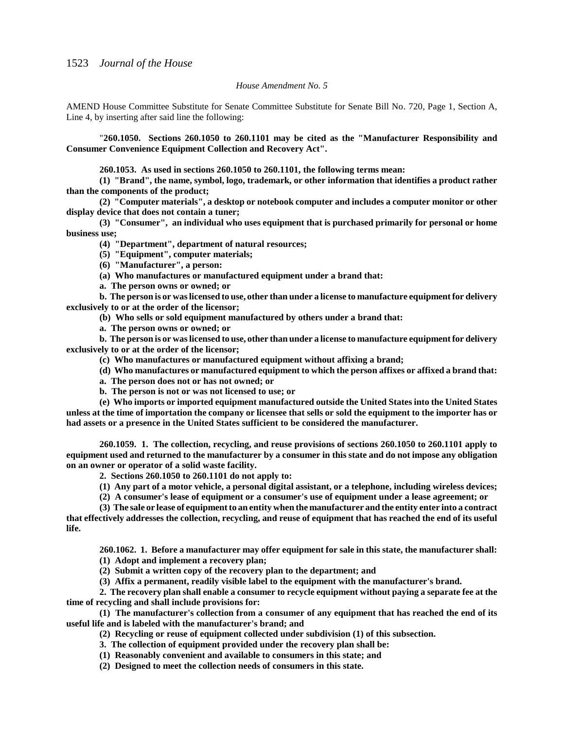*House Amendment No. 5*

AMEND House Committee Substitute for Senate Committee Substitute for Senate Bill No. 720, Page 1, Section A, Line 4, by inserting after said line the following:

"**260.1050. Sections 260.1050 to 260.1101 may be cited as the "Manufacturer Responsibility and Consumer Convenience Equipment Collection and Recovery Act".**

**260.1053. As used in sections 260.1050 to 260.1101, the following terms mean:**

**(1) "Brand", the name, symbol, logo, trademark, or other information that identifies a product rather than the components of the product;**

**(2) "Computer materials", a desktop or notebook computer and includes a computer monitor or other display device that does not contain a tuner;**

**(3) "Consumer", an individual who uses equipment that is purchased primarily for personal or home business use;**

**(4) "Department", department of natural resources;**

**(5) "Equipment", computer materials;**

**(6) "Manufacturer", a person:**

**(a) Who manufactures or manufactured equipment under a brand that:**

**a. The person owns or owned; or**

**b. The person is or was licensed to use, other than under a license to manufacture equipment for delivery exclusively to or at the order of the licensor;**

**(b) Who sells or sold equipment manufactured by others under a brand that:**

**a. The person owns or owned; or**

**b. The person is or was licensed to use, other than under a license to manufacture equipment for delivery exclusively to or at the order of the licensor;**

**(c) Who manufactures or manufactured equipment without affixing a brand;**

**(d) Who manufactures or manufactured equipment to which the person affixes or affixed a brand that:**

**a. The person does not or has not owned; or**

**b. The person is not or was not licensed to use; or**

**(e) Who imports or imported equipment manufactured outside the United States into the United States unless at the time of importation the company or licensee that sells or sold the equipment to the importer has or had assets or a presence in the United States sufficient to be considered the manufacturer.**

**260.1059. 1. The collection, recycling, and reuse provisions of sections 260.1050 to 260.1101 apply to equipment used and returned to the manufacturer by a consumer in this state and do not impose any obligation on an owner or operator of a solid waste facility.**

**2. Sections 260.1050 to 260.1101 do not apply to:**

**(1) Any part of a motor vehicle, a personal digital assistant, or a telephone, including wireless devices;**

**(2) A consumer's lease of equipment or a consumer's use of equipment under a lease agreement; or**

**(3) The sale or lease of equipment to an entity when the manufacturer and the entity enter into a contract that effectively addresses the collection, recycling, and reuse of equipment that has reached the end of its useful life.**

**260.1062. 1. Before a manufacturer may offer equipment for sale in this state, the manufacturer shall:**

**(1) Adopt and implement a recovery plan;**

**(2) Submit a written copy of the recovery plan to the department; and**

**(3) Affix a permanent, readily visible label to the equipment with the manufacturer's brand.**

**2. The recovery plan shall enable a consumer to recycle equipment without paying a separate fee at the time of recycling and shall include provisions for:**

**(1) The manufacturer's collection from a consumer of any equipment that has reached the end of its useful life and is labeled with the manufacturer's brand; and**

**(2) Recycling or reuse of equipment collected under subdivision (1) of this subsection.**

**3. The collection of equipment provided under the recovery plan shall be:**

**(1) Reasonably convenient and available to consumers in this state; and**

**(2) Designed to meet the collection needs of consumers in this state.**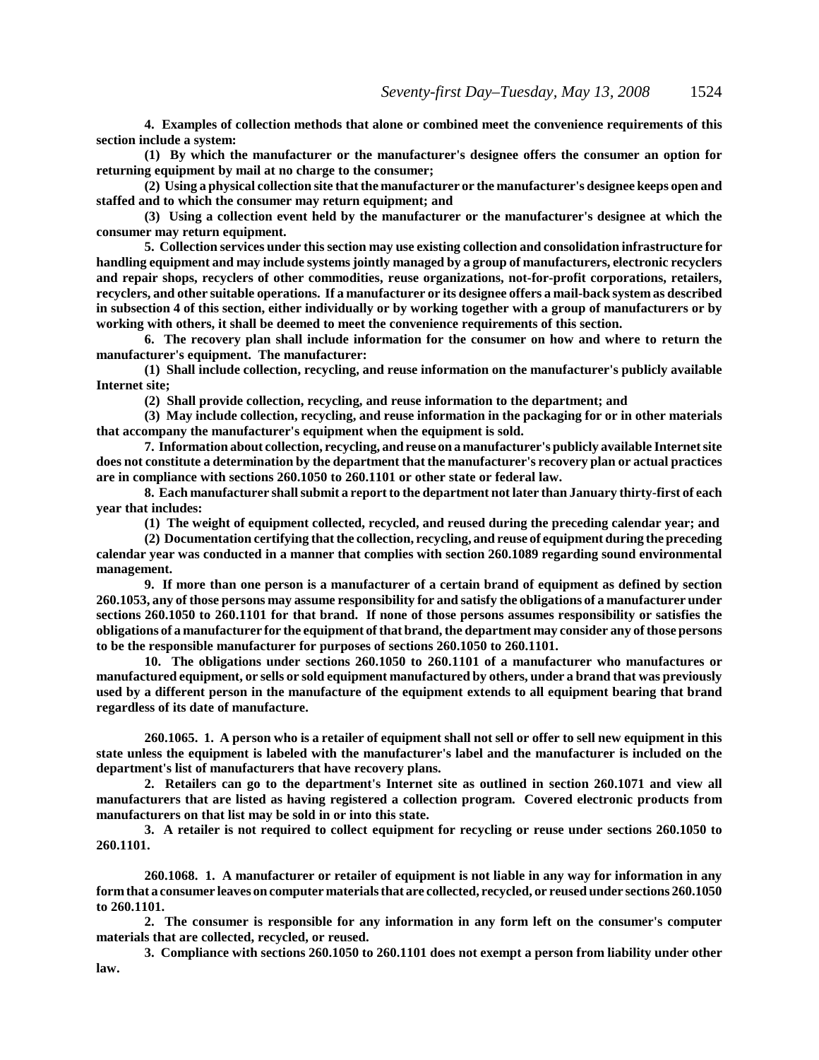**4. Examples of collection methods that alone or combined meet the convenience requirements of this section include a system:**

**(1) By which the manufacturer or the manufacturer's designee offers the consumer an option for returning equipment by mail at no charge to the consumer;**

**(2) Using a physical collection site that the manufacturer or the manufacturer's designee keeps open and staffed and to which the consumer may return equipment; and**

**(3) Using a collection event held by the manufacturer or the manufacturer's designee at which the consumer may return equipment.**

**5. Collection services under this section may use existing collection and consolidation infrastructure for handling equipment and may include systems jointly managed by a group of manufacturers, electronic recyclers and repair shops, recyclers of other commodities, reuse organizations, not-for-profit corporations, retailers, recyclers, and other suitable operations. If a manufacturer or its designee offers a mail-back system as described in subsection 4 of this section, either individually or by working together with a group of manufacturers or by working with others, it shall be deemed to meet the convenience requirements of this section.**

**6. The recovery plan shall include information for the consumer on how and where to return the manufacturer's equipment. The manufacturer:**

**(1) Shall include collection, recycling, and reuse information on the manufacturer's publicly available Internet site;**

**(2) Shall provide collection, recycling, and reuse information to the department; and**

**(3) May include collection, recycling, and reuse information in the packaging for or in other materials that accompany the manufacturer's equipment when the equipment is sold.**

**7. Information about collection, recycling, and reuse on a manufacturer's publicly available Internet site does not constitute a determination by the department that the manufacturer's recovery plan or actual practices are in compliance with sections 260.1050 to 260.1101 or other state or federal law.**

**8. Each manufacturer shall submit a report to the department not later than January thirty-first of each year that includes:**

**(1) The weight of equipment collected, recycled, and reused during the preceding calendar year; and**

**(2) Documentation certifying that the collection, recycling, and reuse of equipment during the preceding calendar year was conducted in a manner that complies with section 260.1089 regarding sound environmental management.**

**9. If more than one person is a manufacturer of a certain brand of equipment as defined by section 260.1053, any of those persons may assume responsibility for and satisfy the obligations of a manufacturer under sections 260.1050 to 260.1101 for that brand. If none of those persons assumes responsibility or satisfies the obligations of a manufacturer for the equipment of that brand, the department may consider any of those persons to be the responsible manufacturer for purposes of sections 260.1050 to 260.1101.**

**10. The obligations under sections 260.1050 to 260.1101 of a manufacturer who manufactures or manufactured equipment, or sells or sold equipment manufactured by others, under a brand that was previously used by a different person in the manufacture of the equipment extends to all equipment bearing that brand regardless of its date of manufacture.**

**260.1065. 1. A person who is a retailer of equipment shall not sell or offer to sell new equipment in this state unless the equipment is labeled with the manufacturer's label and the manufacturer is included on the department's list of manufacturers that have recovery plans.**

**2. Retailers can go to the department's Internet site as outlined in section 260.1071 and view all manufacturers that are listed as having registered a collection program. Covered electronic products from manufacturers on that list may be sold in or into this state.**

**3. A retailer is not required to collect equipment for recycling or reuse under sections 260.1050 to 260.1101.**

**260.1068. 1. A manufacturer or retailer of equipment is not liable in any way for information in any form that a consumer leaves on computer materials that are collected, recycled, or reused under sections 260.1050 to 260.1101.**

**2. The consumer is responsible for any information in any form left on the consumer's computer materials that are collected, recycled, or reused.**

**3. Compliance with sections 260.1050 to 260.1101 does not exempt a person from liability under other law.**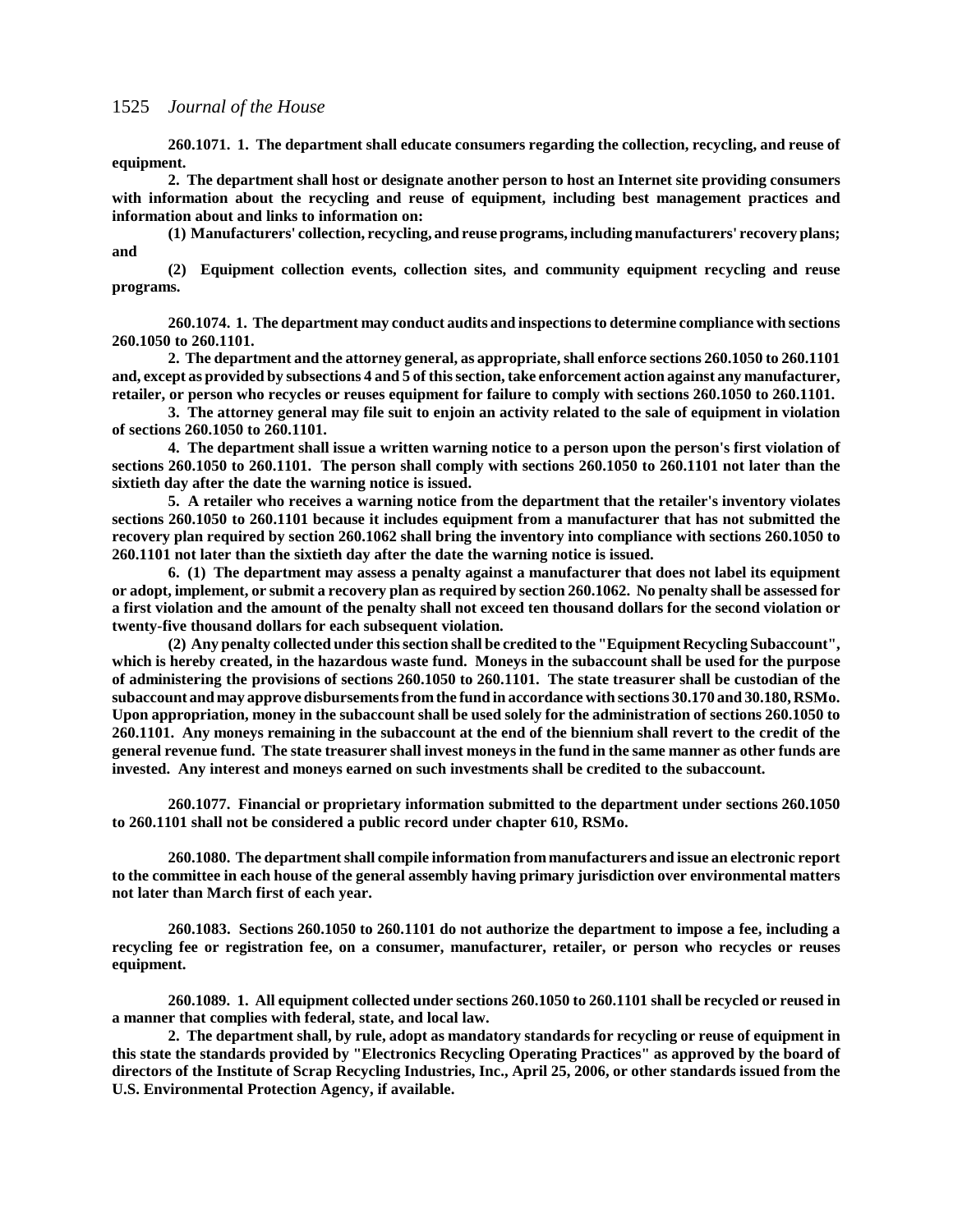**260.1071. 1. The department shall educate consumers regarding the collection, recycling, and reuse of equipment.**

**2. The department shall host or designate another person to host an Internet site providing consumers with information about the recycling and reuse of equipment, including best management practices and information about and links to information on:**

**(1) Manufacturers' collection, recycling, and reuse programs, including manufacturers' recovery plans; and**

**(2) Equipment collection events, collection sites, and community equipment recycling and reuse programs.**

**260.1074. 1. The department may conduct audits and inspections to determine compliance with sections 260.1050 to 260.1101.**

**2. The department and the attorney general, as appropriate, shall enforce sections 260.1050 to 260.1101 and, except as provided by subsections 4 and 5 of this section, take enforcement action against any manufacturer, retailer, or person who recycles or reuses equipment for failure to comply with sections 260.1050 to 260.1101.**

**3. The attorney general may file suit to enjoin an activity related to the sale of equipment in violation of sections 260.1050 to 260.1101.**

**4. The department shall issue a written warning notice to a person upon the person's first violation of sections 260.1050 to 260.1101. The person shall comply with sections 260.1050 to 260.1101 not later than the sixtieth day after the date the warning notice is issued.**

**5. A retailer who receives a warning notice from the department that the retailer's inventory violates sections 260.1050 to 260.1101 because it includes equipment from a manufacturer that has not submitted the recovery plan required by section 260.1062 shall bring the inventory into compliance with sections 260.1050 to 260.1101 not later than the sixtieth day after the date the warning notice is issued.**

**6. (1) The department may assess a penalty against a manufacturer that does not label its equipment or adopt, implement, or submit a recovery plan as required by section 260.1062. No penalty shall be assessed for a first violation and the amount of the penalty shall not exceed ten thousand dollars for the second violation or twenty-five thousand dollars for each subsequent violation.**

**(2) Any penalty collected under this section shall be credited to the "Equipment Recycling Subaccount", which is hereby created, in the hazardous waste fund. Moneys in the subaccount shall be used for the purpose of administering the provisions of sections 260.1050 to 260.1101. The state treasurer shall be custodian of the subaccount and may approve disbursements from the fund in accordance with sections 30.170 and 30.180, RSMo. Upon appropriation, money in the subaccount shall be used solely for the administration of sections 260.1050 to 260.1101. Any moneys remaining in the subaccount at the end of the biennium shall revert to the credit of the general revenue fund. The state treasurer shall invest moneys in the fund in the same manner as other funds are invested. Any interest and moneys earned on such investments shall be credited to the subaccount.**

**260.1077. Financial or proprietary information submitted to the department under sections 260.1050 to 260.1101 shall not be considered a public record under chapter 610, RSMo.**

**260.1080. The department shall compile information from manufacturers and issue an electronic report to the committee in each house of the general assembly having primary jurisdiction over environmental matters not later than March first of each year.**

**260.1083. Sections 260.1050 to 260.1101 do not authorize the department to impose a fee, including a recycling fee or registration fee, on a consumer, manufacturer, retailer, or person who recycles or reuses equipment.**

**260.1089. 1. All equipment collected under sections 260.1050 to 260.1101 shall be recycled or reused in a manner that complies with federal, state, and local law.**

**2. The department shall, by rule, adopt as mandatory standards for recycling or reuse of equipment in this state the standards provided by "Electronics Recycling Operating Practices" as approved by the board of directors of the Institute of Scrap Recycling Industries, Inc., April 25, 2006, or other standards issued from the U.S. Environmental Protection Agency, if available.**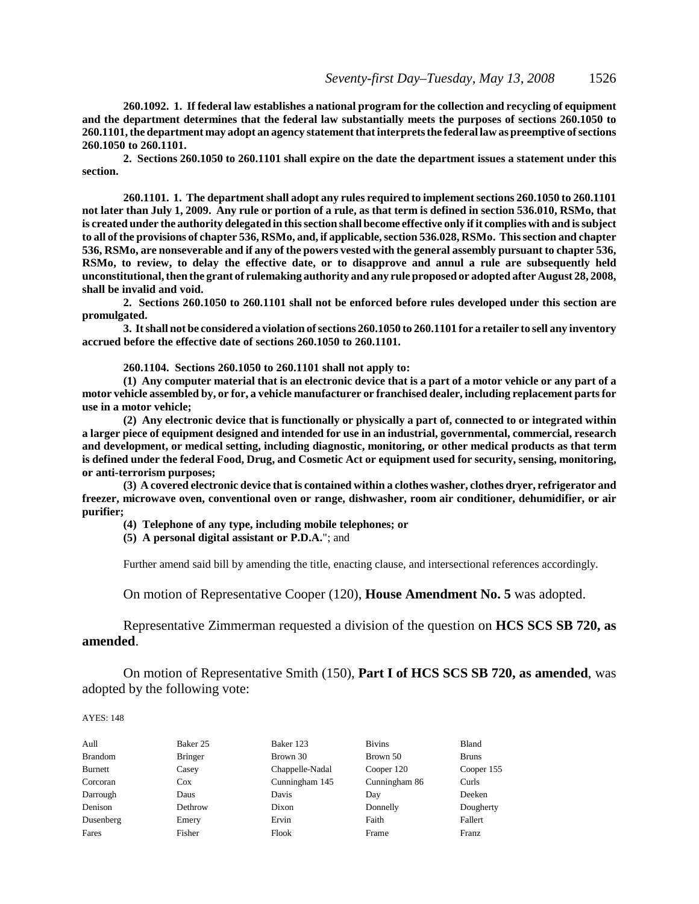**260.1092. 1. If federal law establishes a national program for the collection and recycling of equipment and the department determines that the federal law substantially meets the purposes of sections 260.1050 to 260.1101, the department may adopt an agency statement that interprets the federal law as preemptive of sections 260.1050 to 260.1101.**

**2. Sections 260.1050 to 260.1101 shall expire on the date the department issues a statement under this section.**

**260.1101. 1. The department shall adopt any rules required to implement sections 260.1050 to 260.1101 not later than July 1, 2009. Any rule or portion of a rule, as that term is defined in section 536.010, RSMo, that is created under the authority delegated in this section shall become effective only if it complies with and is subject to all of the provisions of chapter 536, RSMo, and, if applicable, section 536.028, RSMo. This section and chapter 536, RSMo, are nonseverable and if any of the powers vested with the general assembly pursuant to chapter 536, RSMo, to review, to delay the effective date, or to disapprove and annul a rule are subsequently held unconstitutional, then the grant of rulemaking authority and any rule proposed or adopted after August 28, 2008, shall be invalid and void.**

**2. Sections 260.1050 to 260.1101 shall not be enforced before rules developed under this section are promulgated.**

**3. It shall not be considered a violation of sections 260.1050 to 260.1101 for a retailer to sell any inventory accrued before the effective date of sections 260.1050 to 260.1101.**

**260.1104. Sections 260.1050 to 260.1101 shall not apply to:**

**(1) Any computer material that is an electronic device that is a part of a motor vehicle or any part of a motor vehicle assembled by, or for, a vehicle manufacturer or franchised dealer, including replacement parts for use in a motor vehicle;**

**(2) Any electronic device that is functionally or physically a part of, connected to or integrated within a larger piece of equipment designed and intended for use in an industrial, governmental, commercial, research and development, or medical setting, including diagnostic, monitoring, or other medical products as that term is defined under the federal Food, Drug, and Cosmetic Act or equipment used for security, sensing, monitoring, or anti-terrorism purposes;**

**(3) A covered electronic device that is contained within a clothes washer, clothes dryer, refrigerator and freezer, microwave oven, conventional oven or range, dishwasher, room air conditioner, dehumidifier, or air purifier;**

**(4) Telephone of any type, including mobile telephones; or**

**(5) A personal digital assistant or P.D.A.**"; and

Further amend said bill by amending the title, enacting clause, and intersectional references accordingly.

On motion of Representative Cooper (120), **House Amendment No. 5** was adopted.

Representative Zimmerman requested a division of the question on **HCS SCS SB 720, as amended**.

On motion of Representative Smith (150), **Part I of HCS SCS SB 720, as amended**, was adopted by the following vote:

AYES: 148

| | | | | |
|---|---|---|---|---|
| Aull | Baker 25 | Baker 123 | Bivins | Bland |
| Brandom | Bringer | Brown 30 | Brown 50 | Bruns |
| Burnett | Casey | Chappelle-Nadal | Cooper 120 | Cooper 155 |
| Corcoran | Cox | Cunningham 145 | Cunningham 86 | Curls |
| Darrough | Daus | Davis | Day | Deeken |
| Denison | Dethrow | Dixon | Donnelly | Dougherty |
| Dusenberg | Emery | Ervin | Faith | Fallert |
| Fares | Fisher | Flook | Frame | Franz |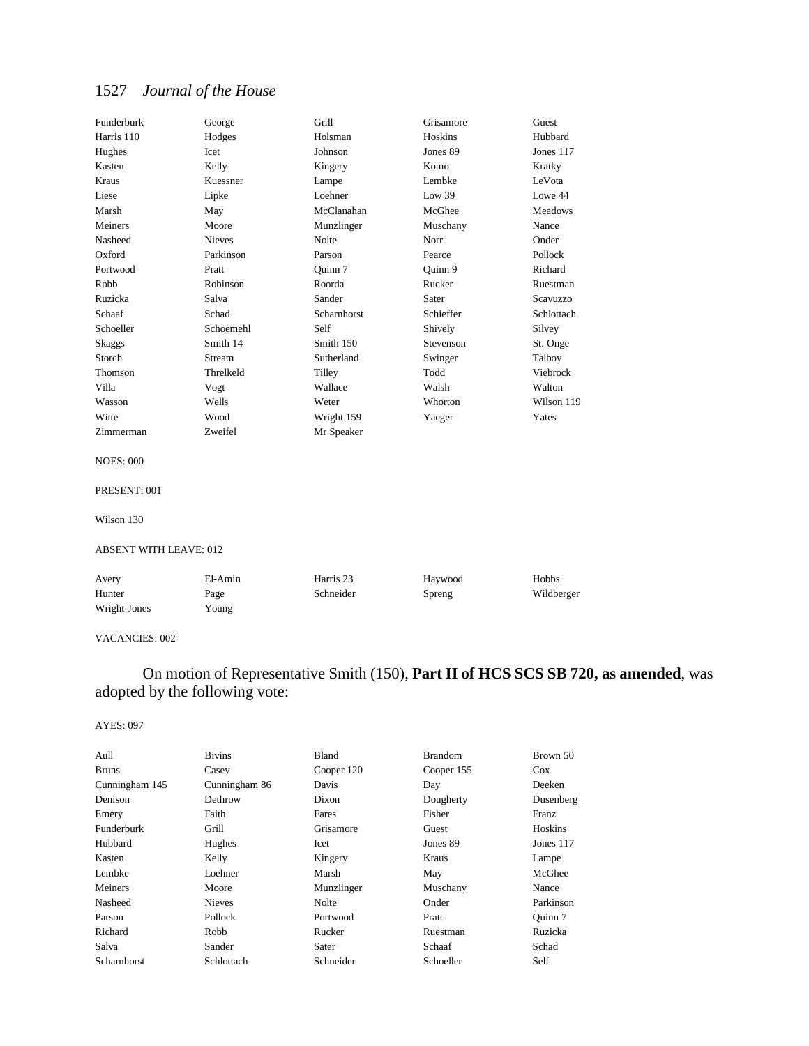| | | | | |
|---|---|---|---|---|
| Funderburk | George | Grill | Grisamore | Guest |
| Harris 110 | Hodges | Holsman | Hoskins | Hubbard |
| Hughes | Icet | Johnson | Jones 89 | Jones 117 |
| Kasten | Kelly | Kingery | Komo | Kratky |
| Kraus | Kuessner | Lampe | Lembke | LeVota |
| Liese | Lipke | Loehner | Low 39 | Lowe 44 |
| Marsh | May | McClanahan | McGhee | Meadows |
| Meiners | Moore | Munzlinger | Muschany | Nance |
| Nasheed | Nieves | Nolte | Norr | Onder |
| Oxford | Parkinson | Parson | Pearce | Pollock |
| Portwood | Pratt | Quinn 7 | Quinn 9 | Richard |
| Robb | Robinson | Roorda | Rucker | Ruestman |
| Ruzicka | Salva | Sander | Sater | Scavuzzo |
| Schaaf | Schad | Scharnhorst | Schieffer | Schlottach |
| Schoeller | Schoemehl | Self | Shively | Silvey |
| Skaggs | Smith 14 | Smith 150 | Stevenson | St. Onge |
| Storch | Stream | Sutherland | Swinger | Talboy |
| Thomson | Threlkeld | Tilley | Todd | Viebrock |
| Villa | Vogt | Wallace | Walsh | Walton |
| Wasson | Wells | Weter | Whorton | Wilson 119 |
| Witte | Wood | Wright 159 | Yaeger | Yates |
| Zimmerman | Zweifel | Mr Speaker | | |

NOES: 000

PRESENT: 001

Wilson 130

ABSENT WITH LEAVE: 012

| | | | | |
|---|---|---|---|---|
| Avery | El-Amin | Harris 23 | Haywood | Hobbs |
| Hunter | Page | Schneider | Spreng | Wildberger |
| Wright-Jones | Young | | | |

VACANCIES: 002

On motion of Representative Smith (150), **Part II of HCS SCS SB 720, as amended**, was adopted by the following vote:

AYES: 097

| | | | | |
|---|---|---|---|---|
| Aull | Bivins | Bland | Brandom | Brown 50 |
| Bruns | Casey | Cooper 120 | Cooper 155 | Cox |
| Cunningham 145 | Cunningham 86 | Davis | Day | Deeken |
| Denison | Dethrow | Dixon | Dougherty | Dusenberg |
| Emery | Faith | Fares | Fisher | Franz |
| Funderburk | Grill | Grisamore | Guest | Hoskins |
| Hubbard | Hughes | Icet | Jones 89 | Jones 117 |
| Kasten | Kelly | Kingery | Kraus | Lampe |
| Lembke | Loehner | Marsh | May | McGhee |
| Meiners | Moore | Munzlinger | Muschany | Nance |
| Nasheed | Nieves | Nolte | Onder | Parkinson |
| Parson | Pollock | Portwood | Pratt | Quinn 7 |
| Richard | Robb | Rucker | Ruestman | Ruzicka |
| Salva | Sander | Sater | Schaaf | Schad |
| Scharnhorst | Schlottach | Schneider | Schoeller | Self |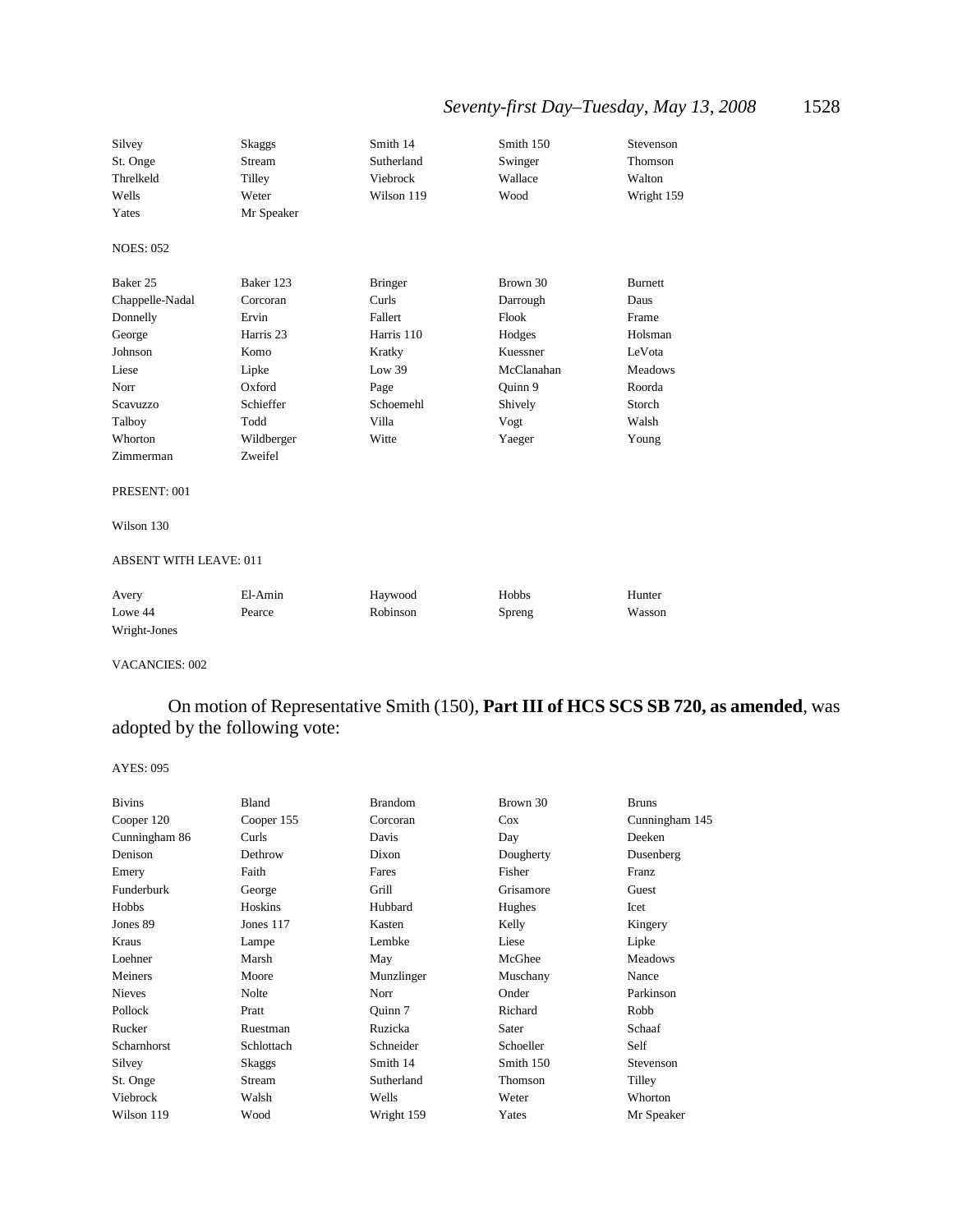| | | | | |
|---|---|---|---|---|
| Silvey | Skaggs | Smith 14 | Smith 150 | Stevenson |
| St. Onge | Stream | Sutherland | Swinger | Thomson |
| Threlkeld | Tilley | Viebrock | Wallace | Walton |
| Wells | Weter | Wilson 119 | Wood | Wright 159 |
| Yates | Mr Speaker | | | |

NOES: 052

| | | | | |
|---|---|---|---|---|
| Baker 25 | Baker 123 | Bringer | Brown 30 | Burnett |
| Chappelle-Nadal | Corcoran | Curls | Darrough | Daus |
| Donnelly | Ervin | Fallert | Flook | Frame |
| George | Harris 23 | Harris 110 | Hodges | Holsman |
| Johnson | Komo | Kratky | Kuessner | LeVota |
| Liese | Lipke | Low 39 | McClanahan | Meadows |
| Norr | Oxford | Page | Quinn 9 | Roorda |
| Scavuzzo | Schieffer | Schoemehl | Shively | Storch |
| Talboy | Todd | Villa | Vogt | Walsh |
| Whorton | Wildberger | Witte | Yaeger | Young |
| Zimmerman | Zweifel | | | |

PRESENT: 001

Wilson 130

ABSENT WITH LEAVE: 011

| | | | | |
|---|---|---|---|---|
| Avery | El-Amin | Haywood | Hobbs | Hunter |
| Lowe 44 | Pearce | Robinson | Spreng | Wasson |
| Wright-Jones | | | | |

VACANCIES: 002

On motion of Representative Smith (150), **Part III of HCS SCS SB 720, as amended**, was adopted by the following vote:

AYES: 095

| | | | | |
|---|---|---|---|---|
| Bivins | Bland | Brandom | Brown 30 | Bruns |
| Cooper 120 | Cooper 155 | Corcoran | Cox | Cunningham 145 |
| Cunningham 86 | Curls | Davis | Day | Deeken |
| Denison | Dethrow | Dixon | Dougherty | Dusenberg |
| Emery | Faith | Fares | Fisher | Franz |
| Funderburk | George | Grill | Grisamore | Guest |
| Hobbs | Hoskins | Hubbard | Hughes | Icet |
| Jones 89 | Jones 117 | Kasten | Kelly | Kingery |
| Kraus | Lampe | Lembke | Liese | Lipke |
| Loehner | Marsh | May | McGhee | Meadows |
| Meiners | Moore | Munzlinger | Muschany | Nance |
| Nieves | Nolte | Norr | Onder | Parkinson |
| Pollock | Pratt | Quinn 7 | Richard | Robb |
| Rucker | Ruestman | Ruzicka | Sater | Schaaf |
| Scharnhorst | Schlottach | Schneider | Schoeller | Self |
| Silvey | Skaggs | Smith 14 | Smith 150 | Stevenson |
| St. Onge | Stream | Sutherland | Thomson | Tilley |
| Viebrock | Walsh | Wells | Weter | Whorton |
| Wilson 119 | Wood | Wright 159 | Yates | Mr Speaker |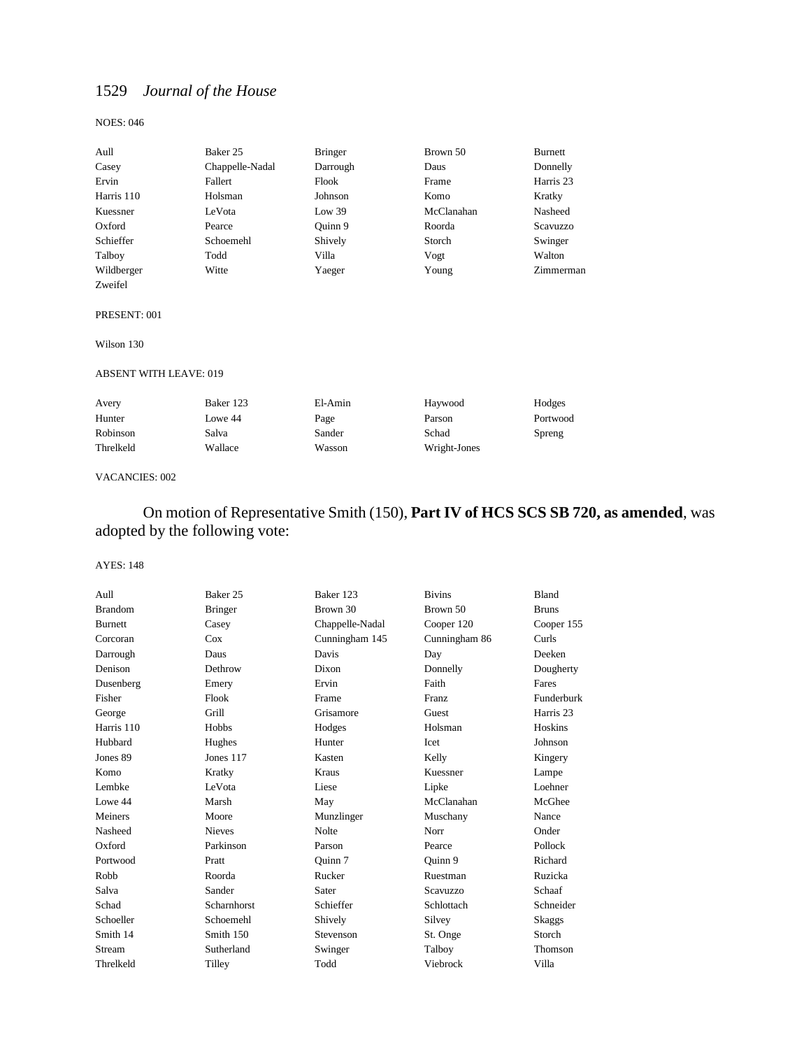NOES: 046

| | | | | |
|---|---|---|---|---|
| Aull | Baker 25 | Bringer | Brown 50 | Burnett |
| Casey | Chappelle-Nadal | Darrough | Daus | Donnelly |
| Ervin | Fallert | Flook | Frame | Harris 23 |
| Harris 110 | Holsman | Johnson | Komo | Kratky |
| Kuessner | LeVota | Low 39 | McClanahan | Nasheed |
| Oxford | Pearce | Quinn 9 | Roorda | Scavuzzo |
| Schieffer | Schoemehl | Shively | Storch | Swinger |
| Talboy | Todd | Villa | Vogt | Walton |
| Wildberger | Witte | Yaeger | Young | Zimmerman |
| Zweifel | | | | |

PRESENT: 001

Wilson 130

ABSENT WITH LEAVE: 019

| | | | | |
|---|---|---|---|---|
| Avery | Baker 123 | El-Amin | Haywood | Hodges |
| Hunter | Lowe 44 | Page | Parson | Portwood |
| Robinson | Salva | Sander | Schad | Spreng |
| Threlkeld | Wallace | Wasson | Wright-Jones | |

VACANCIES: 002

On motion of Representative Smith (150), **Part IV of HCS SCS SB 720, as amended**, was adopted by the following vote:

AYES: 148

| | | | | |
|---|---|---|---|---|
| Aull | Baker 25 | Baker 123 | Bivins | Bland |
| Brandom | Bringer | Brown 30 | Brown 50 | Bruns |
| Burnett | Casey | Chappelle-Nadal | Cooper 120 | Cooper 155 |
| Corcoran | Cox | Cunningham 145 | Cunningham 86 | Curls |
| Darrough | Daus | Davis | Day | Deeken |
| Denison | Dethrow | Dixon | Donnelly | Dougherty |
| Dusenberg | Emery | Ervin | Faith | Fares |
| Fisher | Flook | Frame | Franz | Funderburk |
| George | Grill | Grisamore | Guest | Harris 23 |
| Harris 110 | Hobbs | Hodges | Holsman | Hoskins |
| Hubbard | Hughes | Hunter | Icet | Johnson |
| Jones 89 | Jones 117 | Kasten | Kelly | Kingery |
| Komo | Kratky | Kraus | Kuessner | Lampe |
| Lembke | LeVota | Liese | Lipke | Loehner |
| Lowe 44 | Marsh | May | McClanahan | McGhee |
| Meiners | Moore | Munzlinger | Muschany | Nance |
| Nasheed | Nieves | Nolte | Norr | Onder |
| Oxford | Parkinson | Parson | Pearce | Pollock |
| Portwood | Pratt | Quinn 7 | Quinn 9 | Richard |
| Robb | Roorda | Rucker | Ruestman | Ruzicka |
| Salva | Sander | Sater | Scavuzzo | Schaaf |
| Schad | Scharnhorst | Schieffer | Schlottach | Schneider |
| Schoeller | Schoemehl | Shively | Silvey | Skaggs |
| Smith 14 | Smith 150 | Stevenson | St. Onge | Storch |
| Stream | Sutherland | Swinger | Talboy | Thomson |
| Threlkeld | Tilley | Todd | Viebrock | Villa |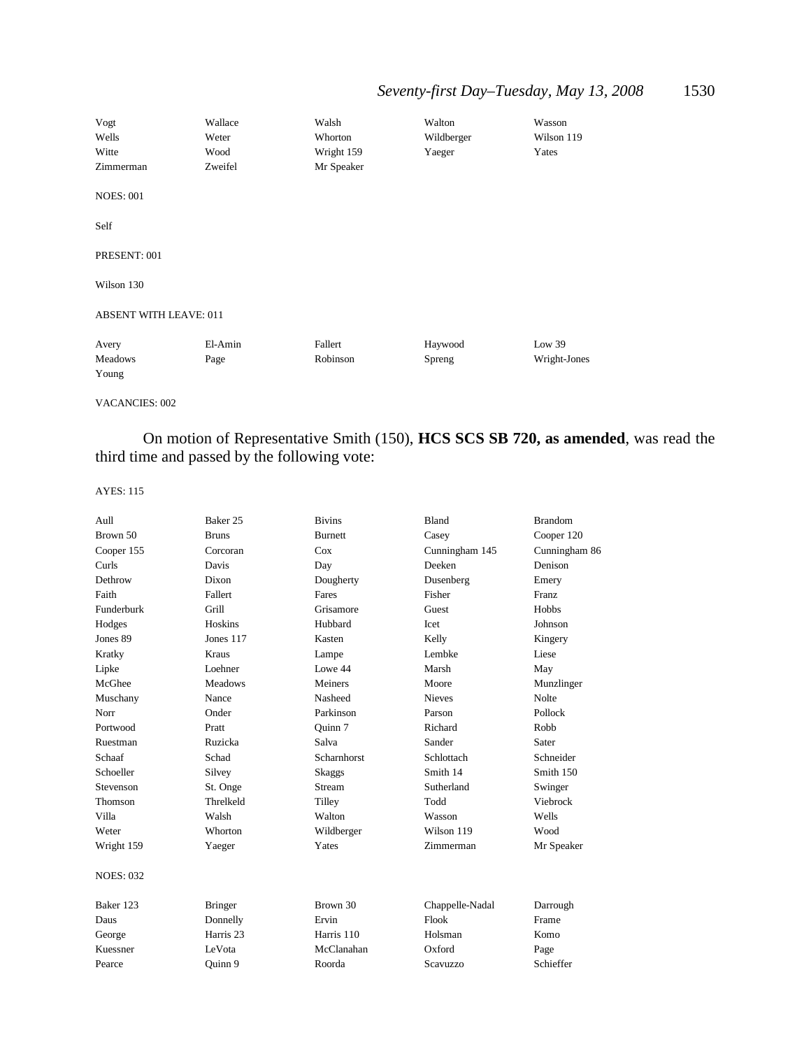| | | | | |
|---|---|---|---|---|
| Vogt | Wallace | Walsh | Walton | Wasson |
| Wells | Weter | Whorton | Wildberger | Wilson 119 |
| Witte | Wood | Wright 159 | Yaeger | Yates |
| Zimmerman | Zweifel | Mr Speaker | | |

NOES: 001

Self

PRESENT: 001

Wilson 130

ABSENT WITH LEAVE: 011

| | | | | |
|---|---|---|---|---|
| Avery | El-Amin | Fallert | Haywood | Low 39 |
| Meadows | Page | Robinson | Spreng | Wright-Jones |
| Young | | | | |

VACANCIES: 002

On motion of Representative Smith (150), **HCS SCS SB 720, as amended**, was read the third time and passed by the following vote:

AYES: 115

| | | | | |
|---|---|---|---|---|
| Aull | Baker 25 | Bivins | Bland | Brandom |
| Brown 50 | Bruns | Burnett | Casey | Cooper 120 |
| Cooper 155 | Corcoran | Cox | Cunningham 145 | Cunningham 86 |
| Curls | Davis | Day | Deeken | Denison |
| Dethrow | Dixon | Dougherty | Dusenberg | Emery |
| Faith | Fallert | Fares | Fisher | Franz |
| Funderburk | Grill | Grisamore | Guest | Hobbs |
| Hodges | Hoskins | Hubbard | Icet | Johnson |
| Jones 89 | Jones 117 | Kasten | Kelly | Kingery |
| Kratky | Kraus | Lampe | Lembke | Liese |
| Lipke | Loehner | Lowe 44 | Marsh | May |
| McGhee | Meadows | Meiners | Moore | Munzlinger |
| Muschany | Nance | Nasheed | Nieves | Nolte |
| Norr | Onder | Parkinson | Parson | Pollock |
| Portwood | Pratt | Quinn 7 | Richard | Robb |
| Ruestman | Ruzicka | Salva | Sander | Sater |
| Schaaf | Schad | Scharnhorst | Schlottach | Schneider |
| Schoeller | Silvey | Skaggs | Smith 14 | Smith 150 |
| Stevenson | St. Onge | Stream | Sutherland | Swinger |
| Thomson | Threlkeld | Tilley | Todd | Viebrock |
| Villa | Walsh | Walton | Wasson | Wells |
| Weter | Whorton | Wildberger | Wilson 119 | Wood |
| Wright 159 | Yaeger | Yates | Zimmerman | Mr Speaker |

NOES: 032

| | | | | |
|---|---|---|---|---|
| Baker 123 | Bringer | Brown 30 | Chappelle-Nadal | Darrough |
| Daus | Donnelly | Ervin | Flook | Frame |
| George | Harris 23 | Harris 110 | Holsman | Komo |
| Kuessner | LeVota | McClanahan | Oxford | Page |
| Pearce | Quinn 9 | Roorda | Scavuzzo | Schieffer |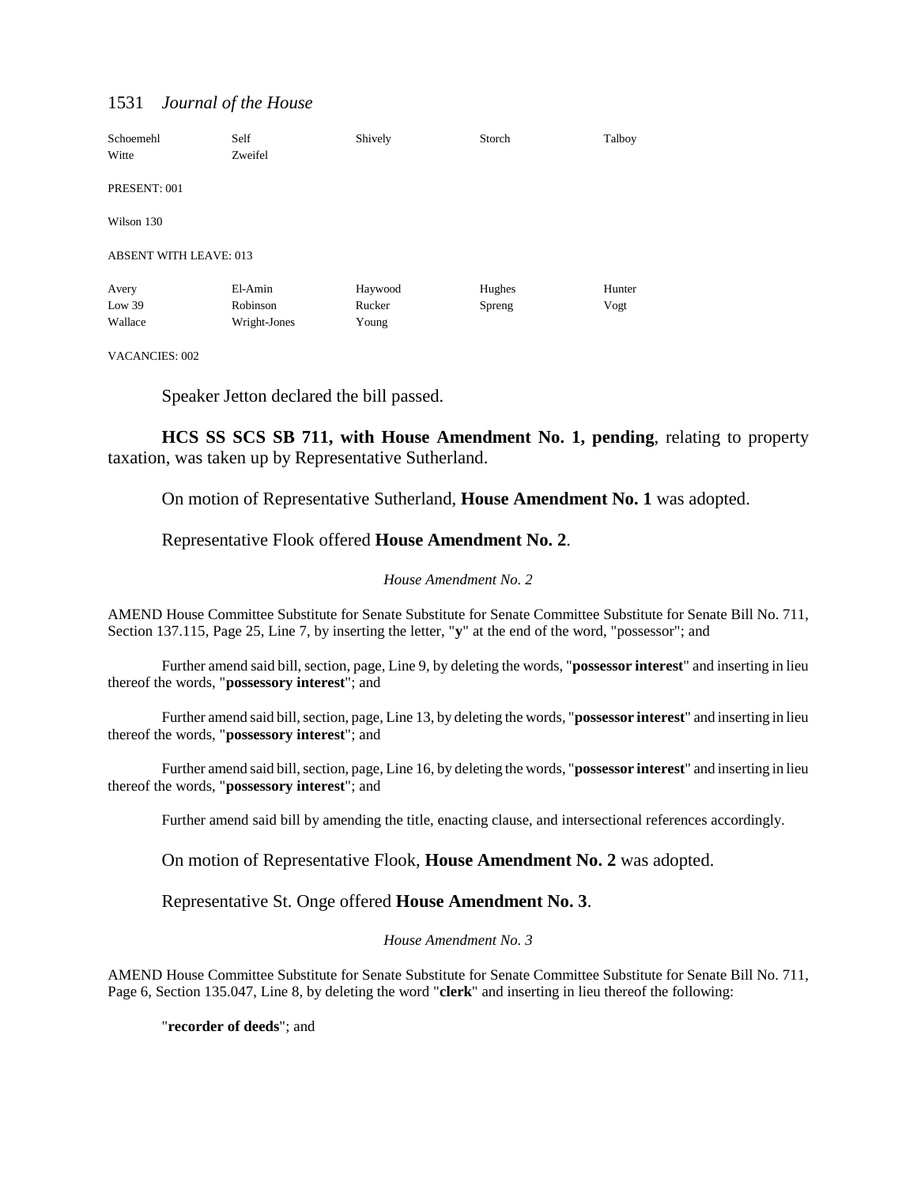| Schoemehl | Self | Shively | Storch | Talboy |
|---|---|---|---|---|
| Witte | Zweifel | | | |

PRESENT: 001

Wilson 130

ABSENT WITH LEAVE: 013

| Avery | El-Amin | Haywood | Hughes | Hunter |
|---|---|---|---|---|
| Low 39 | Robinson | Rucker | Spreng | Vogt |
| Wallace | Wright-Jones | Young | | |

VACANCIES: 002

Speaker Jetton declared the bill passed.

**HCS SS SCS SB 711, with House Amendment No. 1, pending**, relating to property taxation, was taken up by Representative Sutherland.

On motion of Representative Sutherland, **House Amendment No. 1** was adopted.

Representative Flook offered **House Amendment No. 2**.

*House Amendment No. 2*

AMEND House Committee Substitute for Senate Substitute for Senate Committee Substitute for Senate Bill No. 711, Section 137.115, Page 25, Line 7, by inserting the letter, "**y**" at the end of the word, "possessor"; and

Further amend said bill, section, page, Line 9, by deleting the words, "**possessor interest**" and inserting in lieu thereof the words, "**possessory interest**"; and

Further amend said bill, section, page, Line 13, by deleting the words, "**possessor interest**" and inserting in lieu thereof the words, "**possessory interest**"; and

Further amend said bill, section, page, Line 16, by deleting the words, "**possessor interest**" and inserting in lieu thereof the words, "**possessory interest**"; and

Further amend said bill by amending the title, enacting clause, and intersectional references accordingly.

On motion of Representative Flook, **House Amendment No. 2** was adopted.

Representative St. Onge offered **House Amendment No. 3**.

*House Amendment No. 3*

AMEND House Committee Substitute for Senate Substitute for Senate Committee Substitute for Senate Bill No. 711, Page 6, Section 135.047, Line 8, by deleting the word "**clerk**" and inserting in lieu thereof the following:

"**recorder of deeds**"; and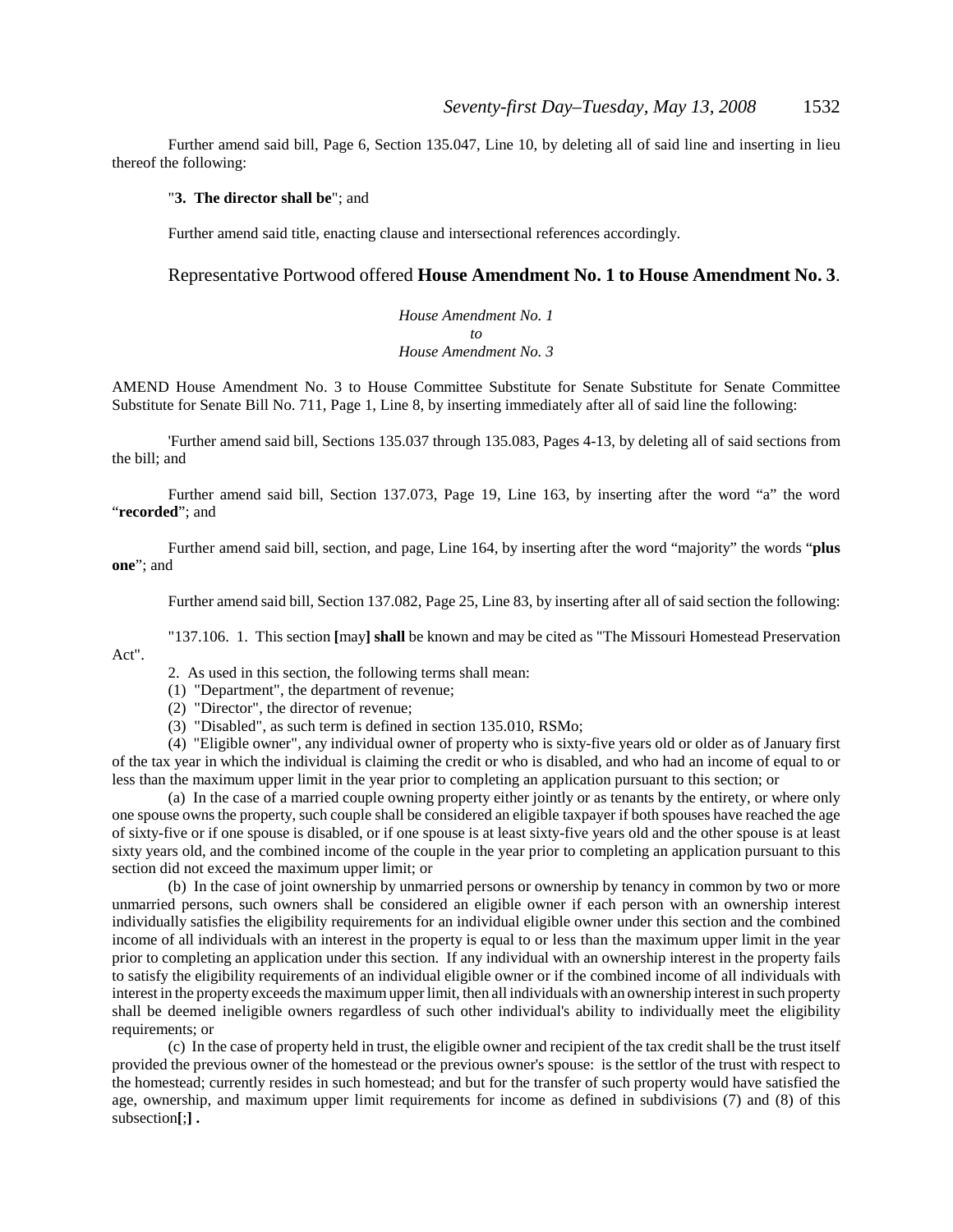Further amend said bill, Page 6, Section 135.047, Line 10, by deleting all of said line and inserting in lieu thereof the following:

"**3. The director shall be**"; and

Further amend said title, enacting clause and intersectional references accordingly.

Representative Portwood offered **House Amendment No. 1 to House Amendment No. 3**.

*House Amendment No. 1*
*to*
*House Amendment No. 3*

AMEND House Amendment No. 3 to House Committee Substitute for Senate Substitute for Senate Committee Substitute for Senate Bill No. 711, Page 1, Line 8, by inserting immediately after all of said line the following:

'Further amend said bill, Sections 135.037 through 135.083, Pages 4-13, by deleting all of said sections from the bill; and

Further amend said bill, Section 137.073, Page 19, Line 163, by inserting after the word "a" the word "**recorded**"; and

Further amend said bill, section, and page, Line 164, by inserting after the word "majority" the words "**plus one**"; and

Further amend said bill, Section 137.082, Page 25, Line 83, by inserting after all of said section the following:

"137.106. 1. This section **[**may**] shall** be known and may be cited as "The Missouri Homestead Preservation Act".

2. As used in this section, the following terms shall mean:

(1) "Department", the department of revenue;

(2) "Director", the director of revenue;

(3) "Disabled", as such term is defined in section 135.010, RSMo;

(4) "Eligible owner", any individual owner of property who is sixty-five years old or older as of January first of the tax year in which the individual is claiming the credit or who is disabled, and who had an income of equal to or less than the maximum upper limit in the year prior to completing an application pursuant to this section; or

(a) In the case of a married couple owning property either jointly or as tenants by the entirety, or where only one spouse owns the property, such couple shall be considered an eligible taxpayer if both spouses have reached the age of sixty-five or if one spouse is disabled, or if one spouse is at least sixty-five years old and the other spouse is at least sixty years old, and the combined income of the couple in the year prior to completing an application pursuant to this section did not exceed the maximum upper limit; or

(b) In the case of joint ownership by unmarried persons or ownership by tenancy in common by two or more unmarried persons, such owners shall be considered an eligible owner if each person with an ownership interest individually satisfies the eligibility requirements for an individual eligible owner under this section and the combined income of all individuals with an interest in the property is equal to or less than the maximum upper limit in the year prior to completing an application under this section. If any individual with an ownership interest in the property fails to satisfy the eligibility requirements of an individual eligible owner or if the combined income of all individuals with interest in the property exceeds the maximum upper limit, then all individuals with an ownership interest in such property shall be deemed ineligible owners regardless of such other individual's ability to individually meet the eligibility requirements; or

(c) In the case of property held in trust, the eligible owner and recipient of the tax credit shall be the trust itself provided the previous owner of the homestead or the previous owner's spouse: is the settlor of the trust with respect to the homestead; currently resides in such homestead; and but for the transfer of such property would have satisfied the age, ownership, and maximum upper limit requirements for income as defined in subdivisions (7) and (8) of this subsection**[**;**] .**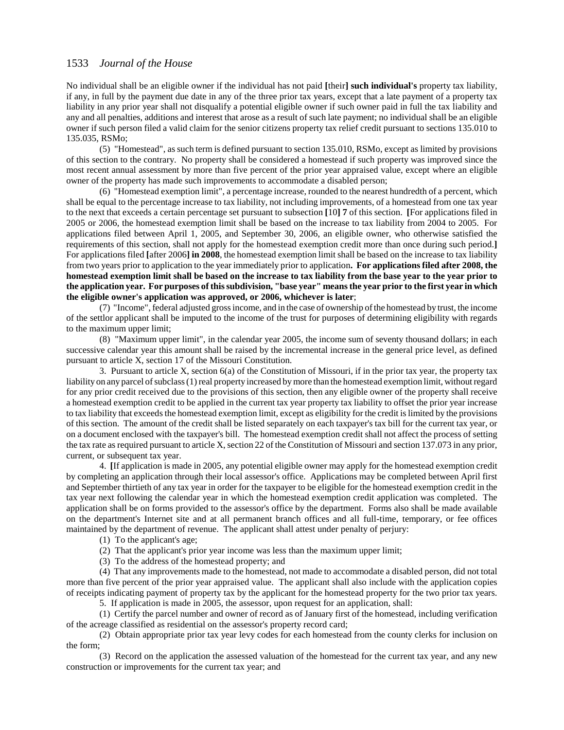No individual shall be an eligible owner if the individual has not paid **[**their**] such individual's** property tax liability, if any, in full by the payment due date in any of the three prior tax years, except that a late payment of a property tax liability in any prior year shall not disqualify a potential eligible owner if such owner paid in full the tax liability and any and all penalties, additions and interest that arose as a result of such late payment; no individual shall be an eligible owner if such person filed a valid claim for the senior citizens property tax relief credit pursuant to sections 135.010 to 135.035, RSMo;

(5) "Homestead", as such term is defined pursuant to section 135.010, RSMo, except as limited by provisions of this section to the contrary. No property shall be considered a homestead if such property was improved since the most recent annual assessment by more than five percent of the prior year appraised value, except where an eligible owner of the property has made such improvements to accommodate a disabled person;

(6) "Homestead exemption limit", a percentage increase, rounded to the nearest hundredth of a percent, which shall be equal to the percentage increase to tax liability, not including improvements, of a homestead from one tax year to the next that exceeds a certain percentage set pursuant to subsection **[**10**] 7** of this section. **[**For applications filed in 2005 or 2006, the homestead exemption limit shall be based on the increase to tax liability from 2004 to 2005. For applications filed between April 1, 2005, and September 30, 2006, an eligible owner, who otherwise satisfied the requirements of this section, shall not apply for the homestead exemption credit more than once during such period.**]** For applications filed **[**after 2006**] in 2008**, the homestead exemption limit shall be based on the increase to tax liability from two years prior to application to the year immediately prior to application**. For applications filed after 2008, the homestead exemption limit shall be based on the increase to tax liability from the base year to the year prior to the application year. For purposes of this subdivision, "base year" means the year prior to the first year in which the eligible owner's application was approved, or 2006, whichever is later**;

(7) "Income", federal adjusted gross income, and in the case of ownership of the homestead by trust, the income of the settlor applicant shall be imputed to the income of the trust for purposes of determining eligibility with regards to the maximum upper limit;

(8) "Maximum upper limit", in the calendar year 2005, the income sum of seventy thousand dollars; in each successive calendar year this amount shall be raised by the incremental increase in the general price level, as defined pursuant to article X, section 17 of the Missouri Constitution.

3. Pursuant to article X, section 6(a) of the Constitution of Missouri, if in the prior tax year, the property tax liability on any parcel of subclass (1) real property increased by more than the homestead exemption limit, without regard for any prior credit received due to the provisions of this section, then any eligible owner of the property shall receive a homestead exemption credit to be applied in the current tax year property tax liability to offset the prior year increase to tax liability that exceeds the homestead exemption limit, except as eligibility for the credit is limited by the provisions of this section. The amount of the credit shall be listed separately on each taxpayer's tax bill for the current tax year, or on a document enclosed with the taxpayer's bill. The homestead exemption credit shall not affect the process of setting the tax rate as required pursuant to article X, section 22 of the Constitution of Missouri and section 137.073 in any prior, current, or subsequent tax year.

4. **[**If application is made in 2005, any potential eligible owner may apply for the homestead exemption credit by completing an application through their local assessor's office. Applications may be completed between April first and September thirtieth of any tax year in order for the taxpayer to be eligible for the homestead exemption credit in the tax year next following the calendar year in which the homestead exemption credit application was completed. The application shall be on forms provided to the assessor's office by the department. Forms also shall be made available on the department's Internet site and at all permanent branch offices and all full-time, temporary, or fee offices maintained by the department of revenue. The applicant shall attest under penalty of perjury:

(1) To the applicant's age;

(2) That the applicant's prior year income was less than the maximum upper limit;

(3) To the address of the homestead property; and

(4) That any improvements made to the homestead, not made to accommodate a disabled person, did not total more than five percent of the prior year appraised value. The applicant shall also include with the application copies of receipts indicating payment of property tax by the applicant for the homestead property for the two prior tax years.

5. If application is made in 2005, the assessor, upon request for an application, shall:

(1) Certify the parcel number and owner of record as of January first of the homestead, including verification of the acreage classified as residential on the assessor's property record card;

(2) Obtain appropriate prior tax year levy codes for each homestead from the county clerks for inclusion on the form;

(3) Record on the application the assessed valuation of the homestead for the current tax year, and any new construction or improvements for the current tax year; and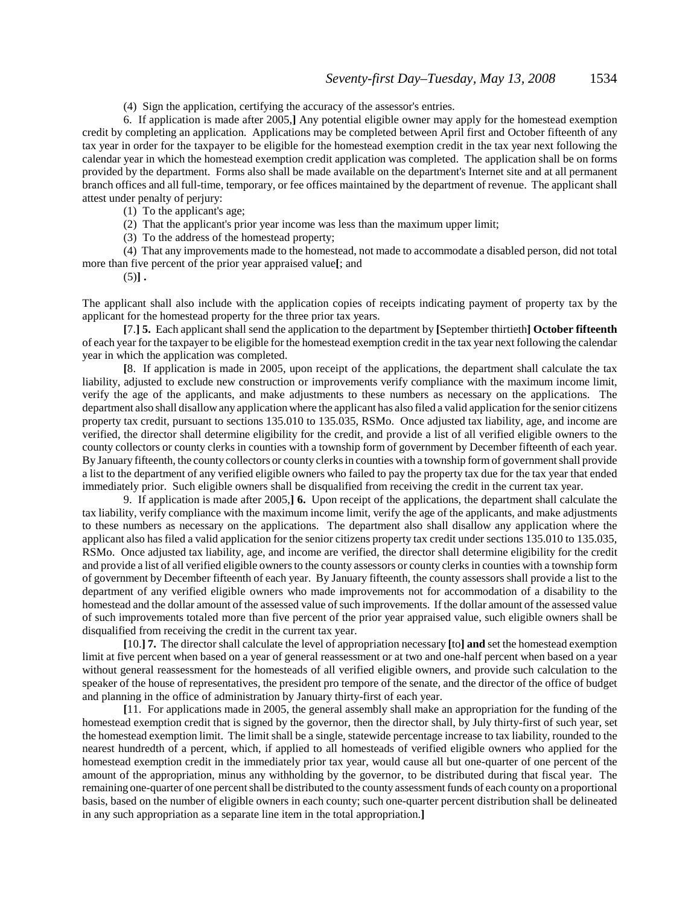(4) Sign the application, certifying the accuracy of the assessor's entries.

6. If application is made after 2005,**]** Any potential eligible owner may apply for the homestead exemption credit by completing an application. Applications may be completed between April first and October fifteenth of any tax year in order for the taxpayer to be eligible for the homestead exemption credit in the tax year next following the calendar year in which the homestead exemption credit application was completed. The application shall be on forms provided by the department. Forms also shall be made available on the department's Internet site and at all permanent branch offices and all full-time, temporary, or fee offices maintained by the department of revenue. The applicant shall attest under penalty of perjury:

(1) To the applicant's age;

(2) That the applicant's prior year income was less than the maximum upper limit;

(3) To the address of the homestead property;

(4) That any improvements made to the homestead, not made to accommodate a disabled person, did not total more than five percent of the prior year appraised value**[**; and

(5)**] .**

The applicant shall also include with the application copies of receipts indicating payment of property tax by the applicant for the homestead property for the three prior tax years.

**[**7.**] 5.** Each applicant shall send the application to the department by **[**September thirtieth**] October fifteenth** of each year for the taxpayer to be eligible for the homestead exemption credit in the tax year next following the calendar year in which the application was completed.

**[**8. If application is made in 2005, upon receipt of the applications, the department shall calculate the tax liability, adjusted to exclude new construction or improvements verify compliance with the maximum income limit, verify the age of the applicants, and make adjustments to these numbers as necessary on the applications. The department also shall disallow any application where the applicant has also filed a valid application for the senior citizens property tax credit, pursuant to sections 135.010 to 135.035, RSMo. Once adjusted tax liability, age, and income are verified, the director shall determine eligibility for the credit, and provide a list of all verified eligible owners to the county collectors or county clerks in counties with a township form of government by December fifteenth of each year. By January fifteenth, the county collectors or county clerks in counties with a township form of government shall provide a list to the department of any verified eligible owners who failed to pay the property tax due for the tax year that ended immediately prior. Such eligible owners shall be disqualified from receiving the credit in the current tax year.

9. If application is made after 2005,**] 6.** Upon receipt of the applications, the department shall calculate the tax liability, verify compliance with the maximum income limit, verify the age of the applicants, and make adjustments to these numbers as necessary on the applications. The department also shall disallow any application where the applicant also has filed a valid application for the senior citizens property tax credit under sections 135.010 to 135.035, RSMo. Once adjusted tax liability, age, and income are verified, the director shall determine eligibility for the credit and provide a list of all verified eligible owners to the county assessors or county clerks in counties with a township form of government by December fifteenth of each year. By January fifteenth, the county assessors shall provide a list to the department of any verified eligible owners who made improvements not for accommodation of a disability to the homestead and the dollar amount of the assessed value of such improvements. If the dollar amount of the assessed value of such improvements totaled more than five percent of the prior year appraised value, such eligible owners shall be disqualified from receiving the credit in the current tax year.

**[**10.**] 7.** The director shall calculate the level of appropriation necessary **[**to**] and** set the homestead exemption limit at five percent when based on a year of general reassessment or at two and one-half percent when based on a year without general reassessment for the homesteads of all verified eligible owners, and provide such calculation to the speaker of the house of representatives, the president pro tempore of the senate, and the director of the office of budget and planning in the office of administration by January thirty-first of each year.

**[**11. For applications made in 2005, the general assembly shall make an appropriation for the funding of the homestead exemption credit that is signed by the governor, then the director shall, by July thirty-first of such year, set the homestead exemption limit. The limit shall be a single, statewide percentage increase to tax liability, rounded to the nearest hundredth of a percent, which, if applied to all homesteads of verified eligible owners who applied for the homestead exemption credit in the immediately prior tax year, would cause all but one-quarter of one percent of the amount of the appropriation, minus any withholding by the governor, to be distributed during that fiscal year. The remaining one-quarter of one percent shall be distributed to the county assessment funds of each county on a proportional basis, based on the number of eligible owners in each county; such one-quarter percent distribution shall be delineated in any such appropriation as a separate line item in the total appropriation.**]**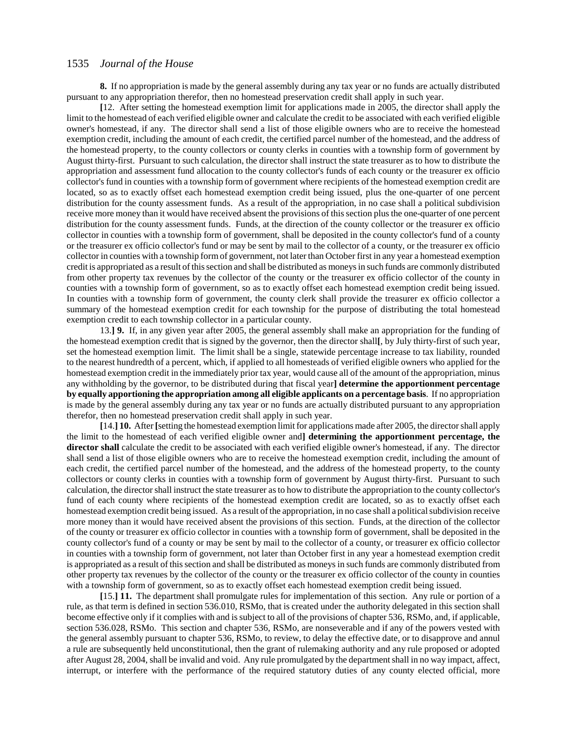**8.** If no appropriation is made by the general assembly during any tax year or no funds are actually distributed pursuant to any appropriation therefor, then no homestead preservation credit shall apply in such year.

**[**12. After setting the homestead exemption limit for applications made in 2005, the director shall apply the limit to the homestead of each verified eligible owner and calculate the credit to be associated with each verified eligible owner's homestead, if any. The director shall send a list of those eligible owners who are to receive the homestead exemption credit, including the amount of each credit, the certified parcel number of the homestead, and the address of the homestead property, to the county collectors or county clerks in counties with a township form of government by August thirty-first. Pursuant to such calculation, the director shall instruct the state treasurer as to how to distribute the appropriation and assessment fund allocation to the county collector's funds of each county or the treasurer ex officio collector's fund in counties with a township form of government where recipients of the homestead exemption credit are located, so as to exactly offset each homestead exemption credit being issued, plus the one-quarter of one percent distribution for the county assessment funds. As a result of the appropriation, in no case shall a political subdivision receive more money than it would have received absent the provisions of this section plus the one-quarter of one percent distribution for the county assessment funds. Funds, at the direction of the county collector or the treasurer ex officio collector in counties with a township form of government, shall be deposited in the county collector's fund of a county or the treasurer ex officio collector's fund or may be sent by mail to the collector of a county, or the treasurer ex officio collector in counties with a township form of government, not later than October first in any year a homestead exemption credit is appropriated as a result of this section and shall be distributed as moneys in such funds are commonly distributed from other property tax revenues by the collector of the county or the treasurer ex officio collector of the county in counties with a township form of government, so as to exactly offset each homestead exemption credit being issued. In counties with a township form of government, the county clerk shall provide the treasurer ex officio collector a summary of the homestead exemption credit for each township for the purpose of distributing the total homestead exemption credit to each township collector in a particular county.

13.**] 9.** If, in any given year after 2005, the general assembly shall make an appropriation for the funding of the homestead exemption credit that is signed by the governor, then the director shall**[**, by July thirty-first of such year, set the homestead exemption limit. The limit shall be a single, statewide percentage increase to tax liability, rounded to the nearest hundredth of a percent, which, if applied to all homesteads of verified eligible owners who applied for the homestead exemption credit in the immediately prior tax year, would cause all of the amount of the appropriation, minus any withholding by the governor, to be distributed during that fiscal year**] determine the apportionment percentage by equally apportioning the appropriation among all eligible applicants on a percentage basis**. If no appropriation is made by the general assembly during any tax year or no funds are actually distributed pursuant to any appropriation therefor, then no homestead preservation credit shall apply in such year.

**[**14.**] 10.** After **[**setting the homestead exemption limit for applications made after 2005, the director shall apply the limit to the homestead of each verified eligible owner and**] determining the apportionment percentage, the director shall** calculate the credit to be associated with each verified eligible owner's homestead, if any. The director shall send a list of those eligible owners who are to receive the homestead exemption credit, including the amount of each credit, the certified parcel number of the homestead, and the address of the homestead property, to the county collectors or county clerks in counties with a township form of government by August thirty-first. Pursuant to such calculation, the director shall instruct the state treasurer as to how to distribute the appropriation to the county collector's fund of each county where recipients of the homestead exemption credit are located, so as to exactly offset each homestead exemption credit being issued. As a result of the appropriation, in no case shall a political subdivision receive more money than it would have received absent the provisions of this section. Funds, at the direction of the collector of the county or treasurer ex officio collector in counties with a township form of government, shall be deposited in the county collector's fund of a county or may be sent by mail to the collector of a county, or treasurer ex officio collector in counties with a township form of government, not later than October first in any year a homestead exemption credit is appropriated as a result of this section and shall be distributed as moneys in such funds are commonly distributed from other property tax revenues by the collector of the county or the treasurer ex officio collector of the county in counties with a township form of government, so as to exactly offset each homestead exemption credit being issued.

**[**15.**] 11.** The department shall promulgate rules for implementation of this section. Any rule or portion of a rule, as that term is defined in section 536.010, RSMo, that is created under the authority delegated in this section shall become effective only if it complies with and is subject to all of the provisions of chapter 536, RSMo, and, if applicable, section 536.028, RSMo. This section and chapter 536, RSMo, are nonseverable and if any of the powers vested with the general assembly pursuant to chapter 536, RSMo, to review, to delay the effective date, or to disapprove and annul a rule are subsequently held unconstitutional, then the grant of rulemaking authority and any rule proposed or adopted after August 28, 2004, shall be invalid and void. Any rule promulgated by the department shall in no way impact, affect, interrupt, or interfere with the performance of the required statutory duties of any county elected official, more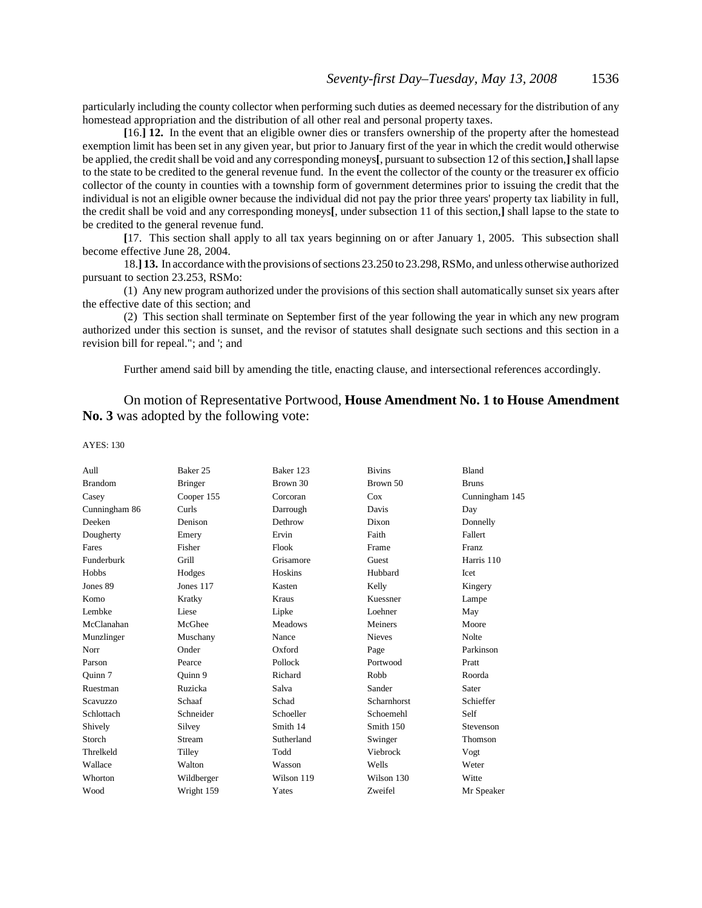particularly including the county collector when performing such duties as deemed necessary for the distribution of any homestead appropriation and the distribution of all other real and personal property taxes.

**[**16.**] 12.** In the event that an eligible owner dies or transfers ownership of the property after the homestead exemption limit has been set in any given year, but prior to January first of the year in which the credit would otherwise be applied, the credit shall be void and any corresponding moneys**[**, pursuant to subsection 12 of this section,**]** shall lapse to the state to be credited to the general revenue fund. In the event the collector of the county or the treasurer ex officio collector of the county in counties with a township form of government determines prior to issuing the credit that the individual is not an eligible owner because the individual did not pay the prior three years' property tax liability in full, the credit shall be void and any corresponding moneys**[**, under subsection 11 of this section,**]** shall lapse to the state to be credited to the general revenue fund.

**[**17. This section shall apply to all tax years beginning on or after January 1, 2005. This subsection shall become effective June 28, 2004.

18.**] 13.** In accordance with the provisions of sections 23.250 to 23.298, RSMo, and unless otherwise authorized pursuant to section 23.253, RSMo:

(1) Any new program authorized under the provisions of this section shall automatically sunset six years after the effective date of this section; and

(2) This section shall terminate on September first of the year following the year in which any new program authorized under this section is sunset, and the revisor of statutes shall designate such sections and this section in a revision bill for repeal."; and '; and

Further amend said bill by amending the title, enacting clause, and intersectional references accordingly.

On motion of Representative Portwood, **House Amendment No. 1 to House Amendment No. 3** was adopted by the following vote:

AYES: 130

| | | | | |
|---|---|---|---|---|
| Aull | Baker 25 | Baker 123 | Bivins | Bland |
| Brandom | Bringer | Brown 30 | Brown 50 | Bruns |
| Casey | Cooper 155 | Corcoran | Cox | Cunningham 145 |
| Cunningham 86 | Curls | Darrough | Davis | Day |
| Deeken | Denison | Dethrow | Dixon | Donnelly |
| Dougherty | Emery | Ervin | Faith | Fallert |
| Fares | Fisher | Flook | Frame | Franz |
| Funderburk | Grill | Grisamore | Guest | Harris 110 |
| Hobbs | Hodges | Hoskins | Hubbard | Icet |
| Jones 89 | Jones 117 | Kasten | Kelly | Kingery |
| Komo | Kratky | Kraus | Kuessner | Lampe |
| Lembke | Liese | Lipke | Loehner | May |
| McClanahan | McGhee | Meadows | Meiners | Moore |
| Munzlinger | Muschany | Nance | Nieves | Nolte |
| Norr | Onder | Oxford | Page | Parkinson |
| Parson | Pearce | Pollock | Portwood | Pratt |
| Quinn 7 | Quinn 9 | Richard | Robb | Roorda |
| Ruestman | Ruzicka | Salva | Sander | Sater |
| Scavuzzo | Schaaf | Schad | Scharnhorst | Schieffer |
| Schlottach | Schneider | Schoeller | Schoemehl | Self |
| Shively | Silvey | Smith 14 | Smith 150 | Stevenson |
| Storch | Stream | Sutherland | Swinger | Thomson |
| Threlkeld | Tilley | Todd | Viebrock | Vogt |
| Wallace | Walton | Wasson | Wells | Weter |
| Whorton | Wildberger | Wilson 119 | Wilson 130 | Witte |
| Wood | Wright 159 | Yates | Zweifel | Mr Speaker |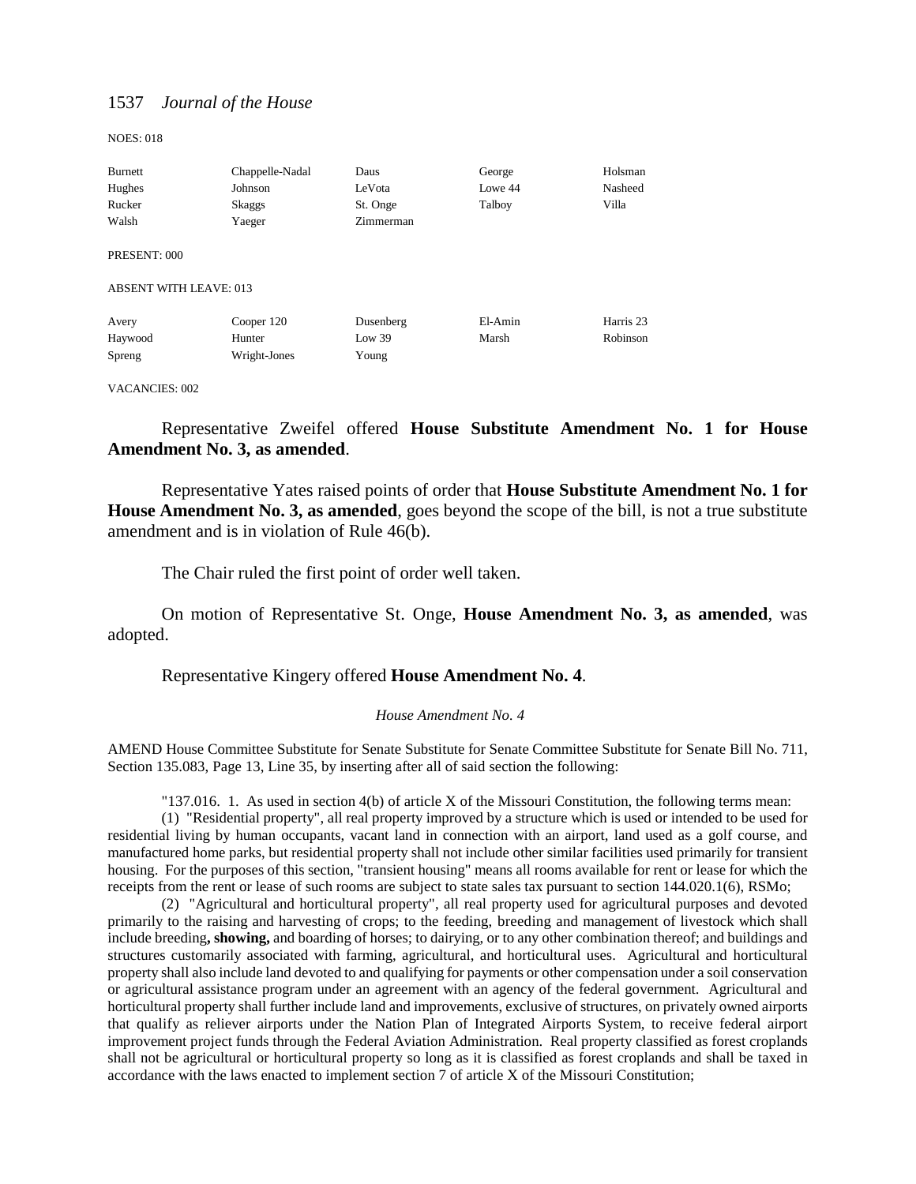NOES: 018

| | | | | |
|---|---|---|---|---|
| Burnett | Chappelle-Nadal | Daus | George | Holsman |
| Hughes | Johnson | LeVota | Lowe 44 | Nasheed |
| Rucker | Skaggs | St. Onge | Talboy | Villa |
| Walsh | Yaeger | Zimmerman | | |

PRESENT: 000

ABSENT WITH LEAVE: 013

| | | | | |
|---|---|---|---|---|
| Avery | Cooper 120 | Dusenberg | El-Amin | Harris 23 |
| Haywood | Hunter | Low 39 | Marsh | Robinson |
| Spreng | Wright-Jones | Young | | |

VACANCIES: 002

Representative Zweifel offered **House Substitute Amendment No. 1 for House Amendment No. 3, as amended**.

Representative Yates raised points of order that **House Substitute Amendment No. 1 for House Amendment No. 3, as amended**, goes beyond the scope of the bill, is not a true substitute amendment and is in violation of Rule 46(b).

The Chair ruled the first point of order well taken.

On motion of Representative St. Onge, **House Amendment No. 3, as amended**, was adopted.

Representative Kingery offered **House Amendment No. 4**.

*House Amendment No. 4*

AMEND House Committee Substitute for Senate Substitute for Senate Committee Substitute for Senate Bill No. 711, Section 135.083, Page 13, Line 35, by inserting after all of said section the following:

"137.016. 1. As used in section 4(b) of article X of the Missouri Constitution, the following terms mean:

(1) "Residential property", all real property improved by a structure which is used or intended to be used for residential living by human occupants, vacant land in connection with an airport, land used as a golf course, and manufactured home parks, but residential property shall not include other similar facilities used primarily for transient housing. For the purposes of this section, "transient housing" means all rooms available for rent or lease for which the receipts from the rent or lease of such rooms are subject to state sales tax pursuant to section 144.020.1(6), RSMo;

(2) "Agricultural and horticultural property", all real property used for agricultural purposes and devoted primarily to the raising and harvesting of crops; to the feeding, breeding and management of livestock which shall include breeding**, showing,** and boarding of horses; to dairying, or to any other combination thereof; and buildings and structures customarily associated with farming, agricultural, and horticultural uses. Agricultural and horticultural property shall also include land devoted to and qualifying for payments or other compensation under a soil conservation or agricultural assistance program under an agreement with an agency of the federal government. Agricultural and horticultural property shall further include land and improvements, exclusive of structures, on privately owned airports that qualify as reliever airports under the Nation Plan of Integrated Airports System, to receive federal airport improvement project funds through the Federal Aviation Administration. Real property classified as forest croplands shall not be agricultural or horticultural property so long as it is classified as forest croplands and shall be taxed in accordance with the laws enacted to implement section 7 of article X of the Missouri Constitution;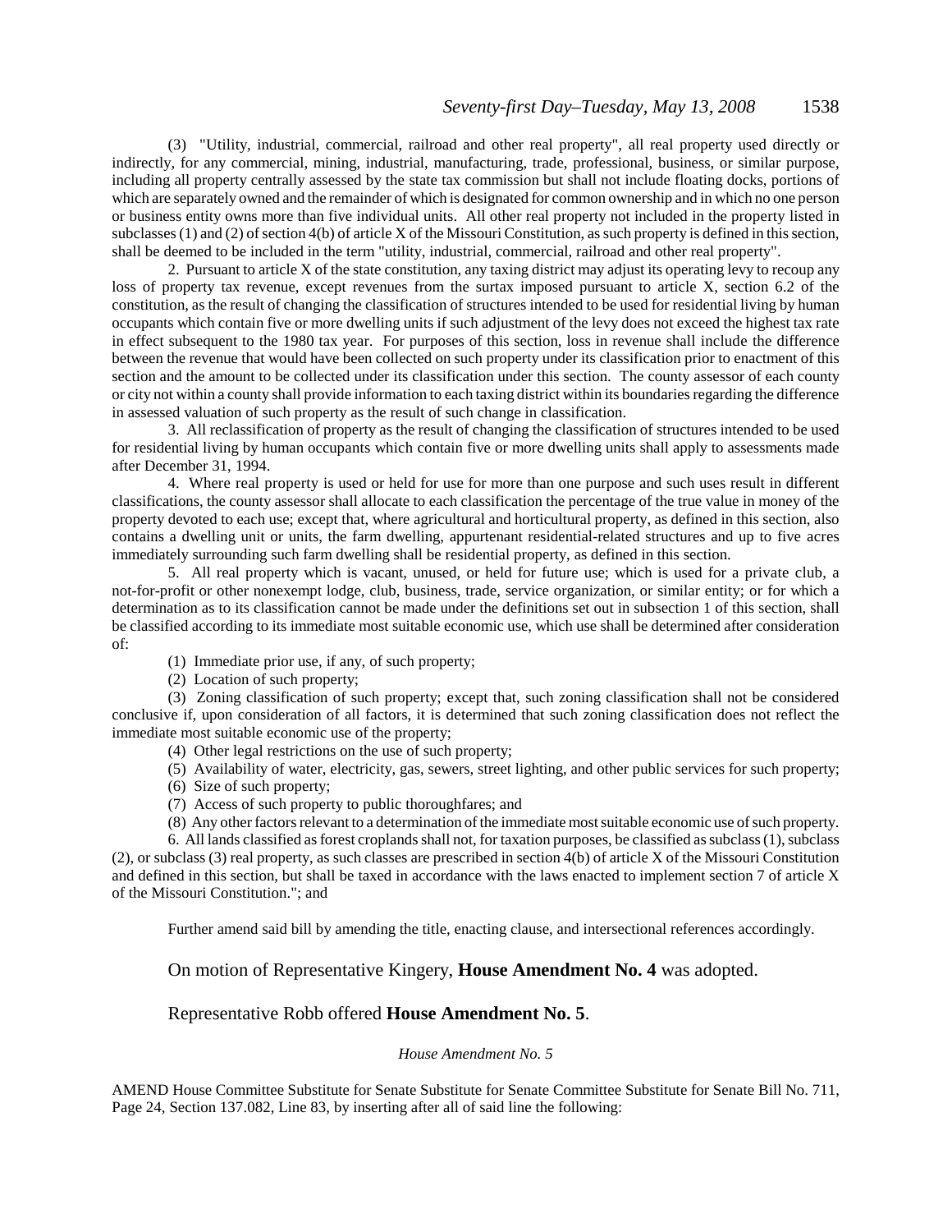(3) "Utility, industrial, commercial, railroad and other real property", all real property used directly or indirectly, for any commercial, mining, industrial, manufacturing, trade, professional, business, or similar purpose, including all property centrally assessed by the state tax commission but shall not include floating docks, portions of which are separately owned and the remainder of which is designated for common ownership and in which no one person or business entity owns more than five individual units. All other real property not included in the property listed in subclasses (1) and (2) of section 4(b) of article X of the Missouri Constitution, as such property is defined in this section, shall be deemed to be included in the term "utility, industrial, commercial, railroad and other real property".

2. Pursuant to article X of the state constitution, any taxing district may adjust its operating levy to recoup any loss of property tax revenue, except revenues from the surtax imposed pursuant to article X, section 6.2 of the constitution, as the result of changing the classification of structures intended to be used for residential living by human occupants which contain five or more dwelling units if such adjustment of the levy does not exceed the highest tax rate in effect subsequent to the 1980 tax year. For purposes of this section, loss in revenue shall include the difference between the revenue that would have been collected on such property under its classification prior to enactment of this section and the amount to be collected under its classification under this section. The county assessor of each county or city not within a county shall provide information to each taxing district within its boundaries regarding the difference in assessed valuation of such property as the result of such change in classification.

3. All reclassification of property as the result of changing the classification of structures intended to be used for residential living by human occupants which contain five or more dwelling units shall apply to assessments made after December 31, 1994.

4. Where real property is used or held for use for more than one purpose and such uses result in different classifications, the county assessor shall allocate to each classification the percentage of the true value in money of the property devoted to each use; except that, where agricultural and horticultural property, as defined in this section, also contains a dwelling unit or units, the farm dwelling, appurtenant residential-related structures and up to five acres immediately surrounding such farm dwelling shall be residential property, as defined in this section.

5. All real property which is vacant, unused, or held for future use; which is used for a private club, a not-for-profit or other nonexempt lodge, club, business, trade, service organization, or similar entity; or for which a determination as to its classification cannot be made under the definitions set out in subsection 1 of this section, shall be classified according to its immediate most suitable economic use, which use shall be determined after consideration of:

(1) Immediate prior use, if any, of such property;

(2) Location of such property;

(3) Zoning classification of such property; except that, such zoning classification shall not be considered conclusive if, upon consideration of all factors, it is determined that such zoning classification does not reflect the immediate most suitable economic use of the property;

(4) Other legal restrictions on the use of such property;

(5) Availability of water, electricity, gas, sewers, street lighting, and other public services for such property;

(6) Size of such property;

(7) Access of such property to public thoroughfares; and

(8) Any other factors relevant to a determination of the immediate most suitable economic use of such property.

6. All lands classified as forest croplands shall not, for taxation purposes, be classified as subclass (1), subclass (2), or subclass (3) real property, as such classes are prescribed in section 4(b) of article X of the Missouri Constitution and defined in this section, but shall be taxed in accordance with the laws enacted to implement section 7 of article X of the Missouri Constitution."; and

Further amend said bill by amending the title, enacting clause, and intersectional references accordingly.

On motion of Representative Kingery, **House Amendment No. 4** was adopted.

Representative Robb offered **House Amendment No. 5**.

*House Amendment No. 5*

AMEND House Committee Substitute for Senate Substitute for Senate Committee Substitute for Senate Bill No. 711, Page 24, Section 137.082, Line 83, by inserting after all of said line the following: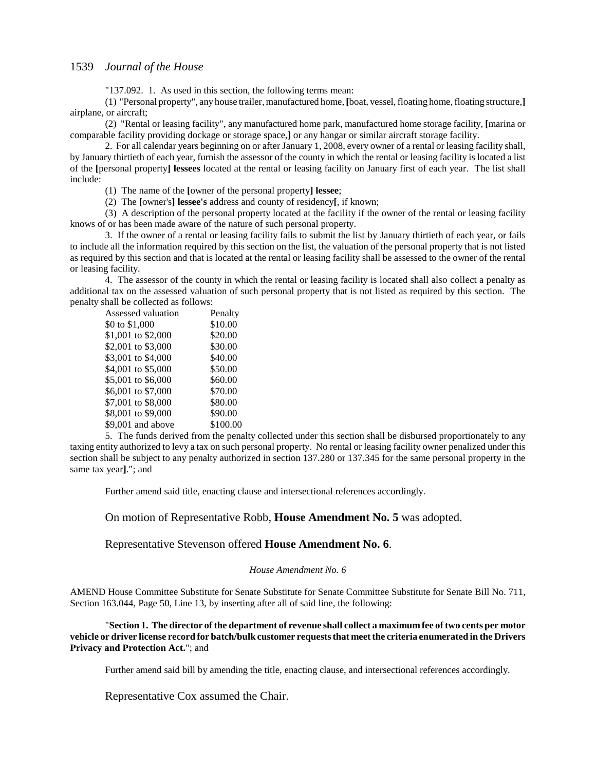"137.092. 1. As used in this section, the following terms mean:

(1) "Personal property", any house trailer, manufactured home, **[**boat, vessel, floating home, floating structure,**]** airplane, or aircraft;

(2) "Rental or leasing facility", any manufactured home park, manufactured home storage facility, **[**marina or comparable facility providing dockage or storage space,**]** or any hangar or similar aircraft storage facility.

2. For all calendar years beginning on or after January 1, 2008, every owner of a rental or leasing facility shall, by January thirtieth of each year, furnish the assessor of the county in which the rental or leasing facility is located a list of the **[**personal property**] lessees** located at the rental or leasing facility on January first of each year. The list shall include:

(1) The name of the **[**owner of the personal property**] lessee**;

(2) The **[**owner's**] lessee's** address and county of residency**[**, if known;

(3) A description of the personal property located at the facility if the owner of the rental or leasing facility knows of or has been made aware of the nature of such personal property.

3. If the owner of a rental or leasing facility fails to submit the list by January thirtieth of each year, or fails to include all the information required by this section on the list, the valuation of the personal property that is not listed as required by this section and that is located at the rental or leasing facility shall be assessed to the owner of the rental or leasing facility.

4. The assessor of the county in which the rental or leasing facility is located shall also collect a penalty as additional tax on the assessed valuation of such personal property that is not listed as required by this section. The penalty shall be collected as follows:

| Assessed valuation | Penalty |
|---|---|
| $0 to $1,000 | $10.00 |
| $1,001 to $2,000 | $20.00 |
| $2,001 to $3,000 | $30.00 |
| $3,001 to $4,000 | $40.00 |
| $4,001 to $5,000 | $50.00 |
| $5,001 to $6,000 | $60.00 |
| $6,001 to $7,000 | $70.00 |
| $7,001 to $8,000 | $80.00 |
| $8,001 to $9,000 | $90.00 |
| $9,001 and above | $100.00 |

5. The funds derived from the penalty collected under this section shall be disbursed proportionately to any taxing entity authorized to levy a tax on such personal property. No rental or leasing facility owner penalized under this section shall be subject to any penalty authorized in section 137.280 or 137.345 for the same personal property in the same tax year**]**."; and

Further amend said title, enacting clause and intersectional references accordingly.

On motion of Representative Robb, **House Amendment No. 5** was adopted.

Representative Stevenson offered **House Amendment No. 6**.

*House Amendment No. 6*

AMEND House Committee Substitute for Senate Substitute for Senate Committee Substitute for Senate Bill No. 711, Section 163.044, Page 50, Line 13, by inserting after all of said line, the following:

"**Section 1. The director of the department of revenue shall collect a maximum fee of two cents per motor vehicle or driver license record for batch/bulk customer requests that meet the criteria enumerated in the Drivers Privacy and Protection Act.**"; and

Further amend said bill by amending the title, enacting clause, and intersectional references accordingly.

Representative Cox assumed the Chair.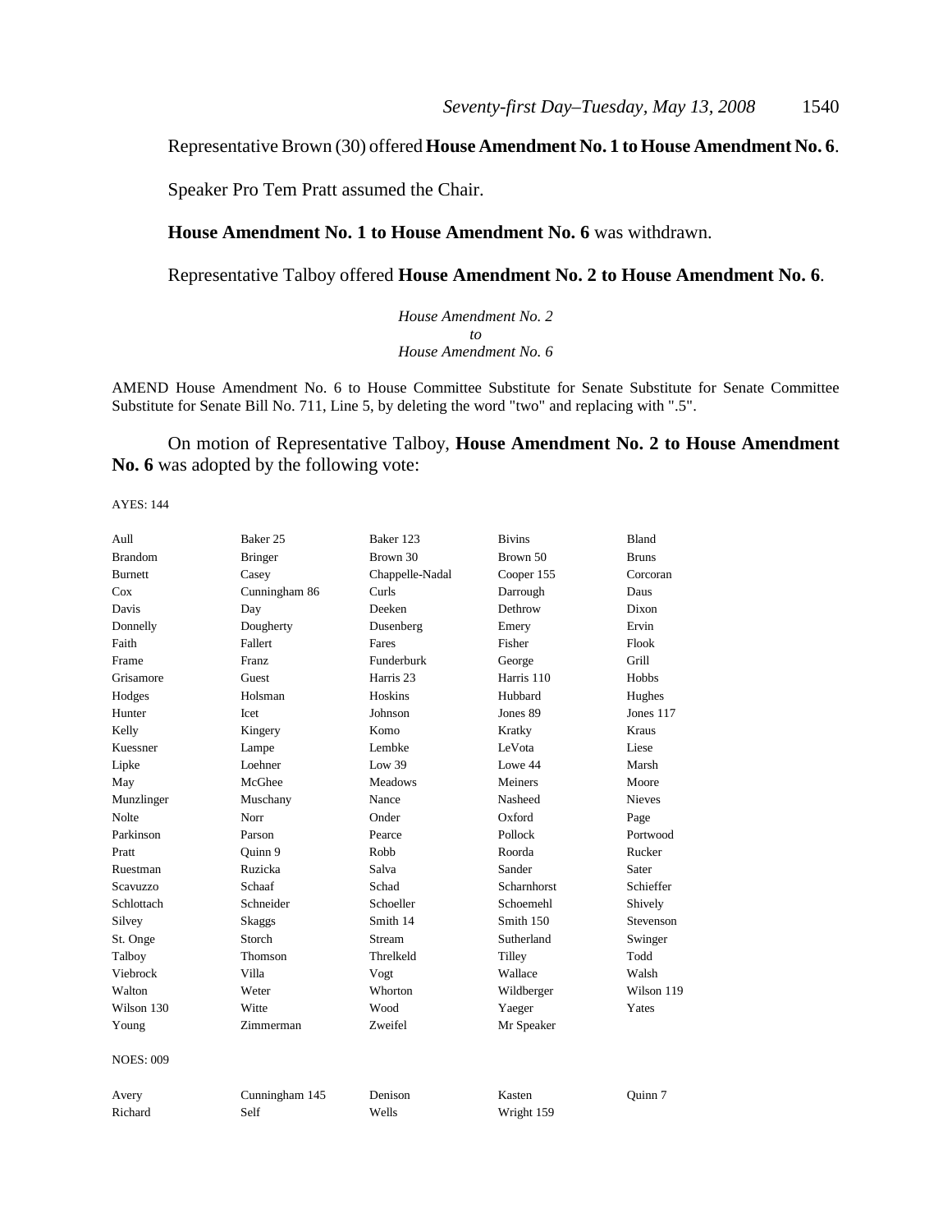Representative Brown (30) offered **House Amendment No. 1 to House Amendment No. 6**.

Speaker Pro Tem Pratt assumed the Chair.

**House Amendment No. 1 to House Amendment No. 6** was withdrawn.

Representative Talboy offered **House Amendment No. 2 to House Amendment No. 6**.

*House Amendment No. 2*
*to*
*House Amendment No. 6*

AMEND House Amendment No. 6 to House Committee Substitute for Senate Substitute for Senate Committee Substitute for Senate Bill No. 711, Line 5, by deleting the word "two" and replacing with ".5".

On motion of Representative Talboy, **House Amendment No. 2 to House Amendment No. 6** was adopted by the following vote:

AYES: 144

| | | | | |
|---|---|---|---|---|
| Aull | Baker 25 | Baker 123 | Bivins | Bland |
| Brandom | Bringer | Brown 30 | Brown 50 | Bruns |
| Burnett | Casey | Chappelle-Nadal | Cooper 155 | Corcoran |
| Cox | Cunningham 86 | Curls | Darrough | Daus |
| Davis | Day | Deeken | Dethrow | Dixon |
| Donnelly | Dougherty | Dusenberg | Emery | Ervin |
| Faith | Fallert | Fares | Fisher | Flook |
| Frame | Franz | Funderburk | George | Grill |
| Grisamore | Guest | Harris 23 | Harris 110 | Hobbs |
| Hodges | Holsman | Hoskins | Hubbard | Hughes |
| Hunter | Icet | Johnson | Jones 89 | Jones 117 |
| Kelly | Kingery | Komo | Kratky | Kraus |
| Kuessner | Lampe | Lembke | LeVota | Liese |
| Lipke | Loehner | Low 39 | Lowe 44 | Marsh |
| May | McGhee | Meadows | Meiners | Moore |
| Munzlinger | Muschany | Nance | Nasheed | Nieves |
| Nolte | Norr | Onder | Oxford | Page |
| Parkinson | Parson | Pearce | Pollock | Portwood |
| Pratt | Quinn 9 | Robb | Roorda | Rucker |
| Ruestman | Ruzicka | Salva | Sander | Sater |
| Scavuzzo | Schaaf | Schad | Scharnhorst | Schieffer |
| Schlottach | Schneider | Schoeller | Schoemehl | Shively |
| Silvey | Skaggs | Smith 14 | Smith 150 | Stevenson |
| St. Onge | Storch | Stream | Sutherland | Swinger |
| Talboy | Thomson | Threlkeld | Tilley | Todd |
| Viebrock | Villa | Vogt | Wallace | Walsh |
| Walton | Weter | Whorton | Wildberger | Wilson 119 |
| Wilson 130 | Witte | Wood | Yaeger | Yates |
| Young | Zimmerman | Zweifel | Mr Speaker | |

NOES: 009

| | | | | |
|---|---|---|---|---|
| Avery | Cunningham 145 | Denison | Kasten | Quinn 7 |
| Richard | Self | Wells | Wright 159 | |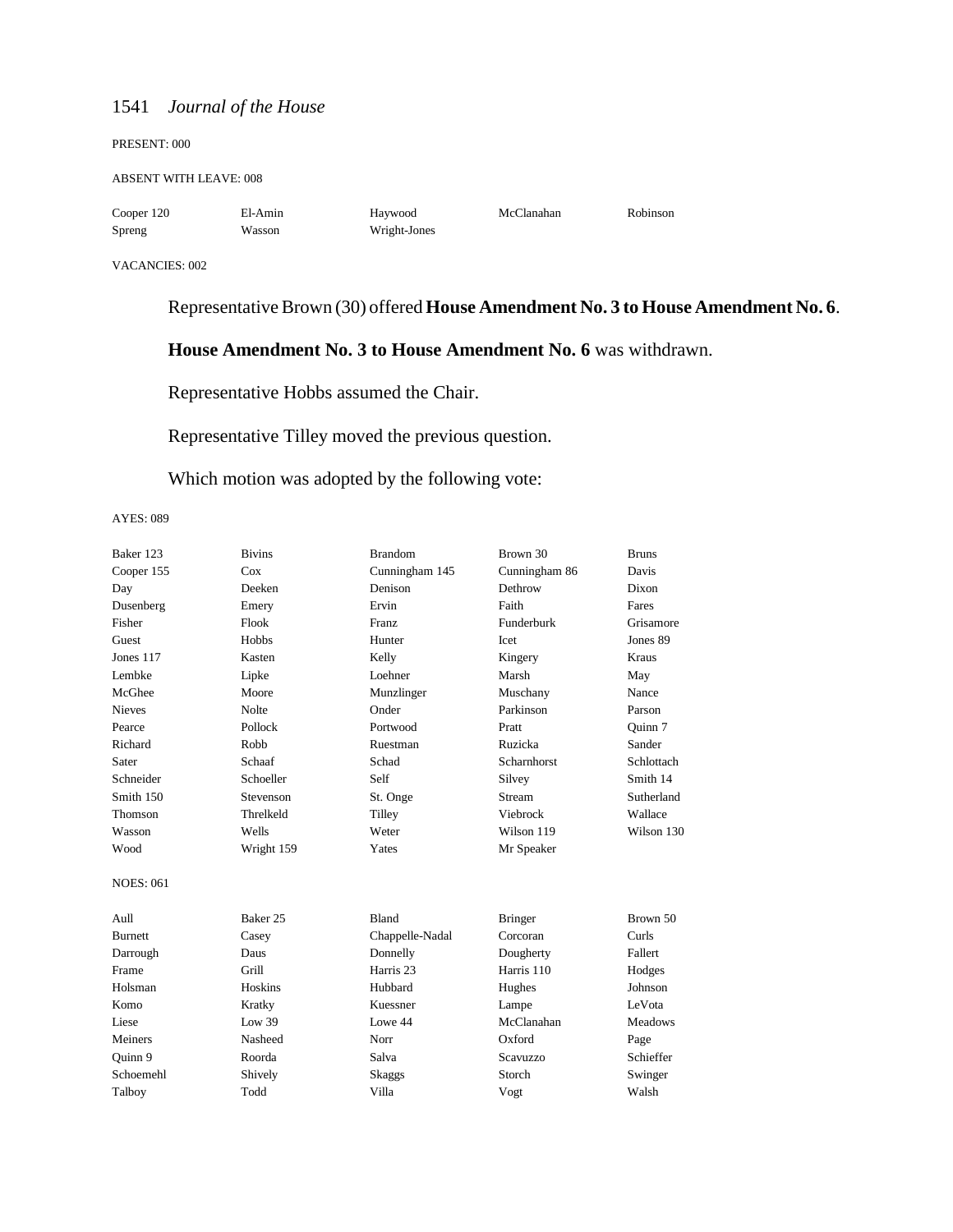PRESENT: 000

ABSENT WITH LEAVE: 008

| | | | | |
|---|---|---|---|---|
| Cooper 120 | El-Amin | Haywood | McClanahan | Robinson |
| Spreng | Wasson | Wright-Jones | | |

VACANCIES: 002

Representative Brown (30) offered **House Amendment No. 3 to House Amendment No. 6**.

**House Amendment No. 3 to House Amendment No. 6** was withdrawn.

Representative Hobbs assumed the Chair.

Representative Tilley moved the previous question.

Which motion was adopted by the following vote:

AYES: 089

| | | | | |
|---|---|---|---|---|
| Baker 123 | Bivins | Brandom | Brown 30 | Bruns |
| Cooper 155 | Cox | Cunningham 145 | Cunningham 86 | Davis |
| Day | Deeken | Denison | Dethrow | Dixon |
| Dusenberg | Emery | Ervin | Faith | Fares |
| Fisher | Flook | Franz | Funderburk | Grisamore |
| Guest | Hobbs | Hunter | Icet | Jones 89 |
| Jones 117 | Kasten | Kelly | Kingery | Kraus |
| Lembke | Lipke | Loehner | Marsh | May |
| McGhee | Moore | Munzlinger | Muschany | Nance |
| Nieves | Nolte | Onder | Parkinson | Parson |
| Pearce | Pollock | Portwood | Pratt | Quinn 7 |
| Richard | Robb | Ruestman | Ruzicka | Sander |
| Sater | Schaaf | Schad | Scharnhorst | Schlottach |
| Schneider | Schoeller | Self | Silvey | Smith 14 |
| Smith 150 | Stevenson | St. Onge | Stream | Sutherland |
| Thomson | Threlkeld | Tilley | Viebrock | Wallace |
| Wasson | Wells | Weter | Wilson 119 | Wilson 130 |
| Wood | Wright 159 | Yates | Mr Speaker | |

NOES: 061

| | | | | |
|---|---|---|---|---|
| Aull | Baker 25 | Bland | Bringer | Brown 50 |
| Burnett | Casey | Chappelle-Nadal | Corcoran | Curls |
| Darrough | Daus | Donnelly | Dougherty | Fallert |
| Frame | Grill | Harris 23 | Harris 110 | Hodges |
| Holsman | Hoskins | Hubbard | Hughes | Johnson |
| Komo | Kratky | Kuessner | Lampe | LeVota |
| Liese | Low 39 | Lowe 44 | McClanahan | Meadows |
| Meiners | Nasheed | Norr | Oxford | Page |
| Quinn 9 | Roorda | Salva | Scavuzzo | Schieffer |
| Schoemehl | Shively | Skaggs | Storch | Swinger |
| Talboy | Todd | Villa | Vogt | Walsh |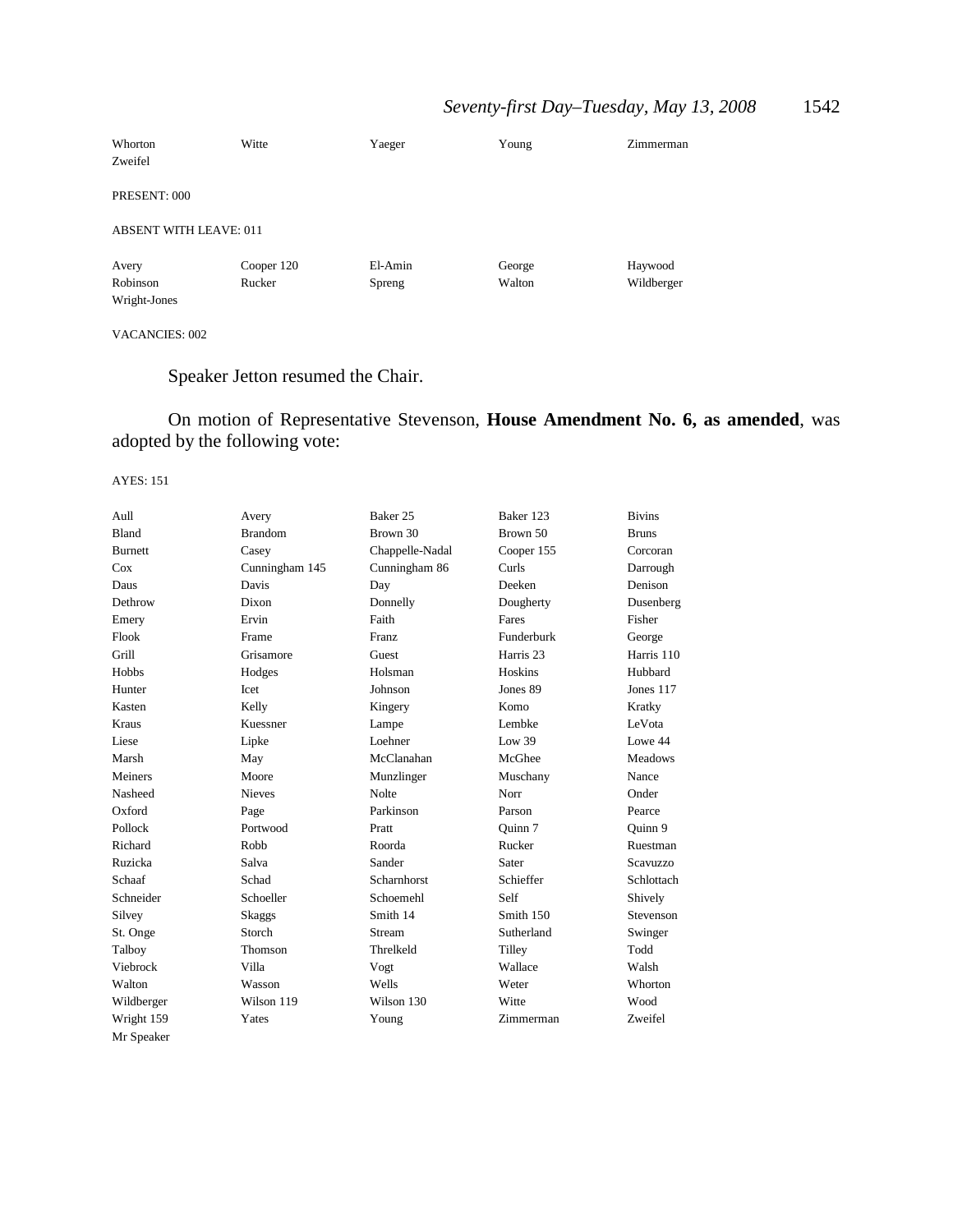| | | | | |
|---|---|---|---|---|
| Whorton | Witte | Yaeger | Young | Zimmerman |
| Zweifel | | | | |

PRESENT: 000

ABSENT WITH LEAVE: 011

| | | | | |
|---|---|---|---|---|
| Avery | Cooper 120 | El-Amin | George | Haywood |
| Robinson | Rucker | Spreng | Walton | Wildberger |
| Wright-Jones | | | | |

VACANCIES: 002

Speaker Jetton resumed the Chair.

On motion of Representative Stevenson, **House Amendment No. 6, as amended**, was adopted by the following vote:

AYES: 151

| | | | | |
|---|---|---|---|---|
| Aull | Avery | Baker 25 | Baker 123 | Bivins |
| Bland | Brandom | Brown 30 | Brown 50 | Bruns |
| Burnett | Casey | Chappelle-Nadal | Cooper 155 | Corcoran |
| Cox | Cunningham 145 | Cunningham 86 | Curls | Darrough |
| Daus | Davis | Day | Deeken | Denison |
| Dethrow | Dixon | Donnelly | Dougherty | Dusenberg |
| Emery | Ervin | Faith | Fares | Fisher |
| Flook | Frame | Franz | Funderburk | George |
| Grill | Grisamore | Guest | Harris 23 | Harris 110 |
| Hobbs | Hodges | Holsman | Hoskins | Hubbard |
| Hunter | Icet | Johnson | Jones 89 | Jones 117 |
| Kasten | Kelly | Kingery | Komo | Kratky |
| Kraus | Kuessner | Lampe | Lembke | LeVota |
| Liese | Lipke | Loehner | Low 39 | Lowe 44 |
| Marsh | May | McClanahan | McGhee | Meadows |
| Meiners | Moore | Munzlinger | Muschany | Nance |
| Nasheed | Nieves | Nolte | Norr | Onder |
| Oxford | Page | Parkinson | Parson | Pearce |
| Pollock | Portwood | Pratt | Quinn 7 | Quinn 9 |
| Richard | Robb | Roorda | Rucker | Ruestman |
| Ruzicka | Salva | Sander | Sater | Scavuzzo |
| Schaaf | Schad | Scharnhorst | Schieffer | Schlottach |
| Schneider | Schoeller | Schoemehl | Self | Shively |
| Silvey | Skaggs | Smith 14 | Smith 150 | Stevenson |
| St. Onge | Storch | Stream | Sutherland | Swinger |
| Talboy | Thomson | Threlkeld | Tilley | Todd |
| Viebrock | Villa | Vogt | Wallace | Walsh |
| Walton | Wasson | Wells | Weter | Whorton |
| Wildberger | Wilson 119 | Wilson 130 | Witte | Wood |
| Wright 159 | Yates | Young | Zimmerman | Zweifel |
| Mr Speaker | | | | |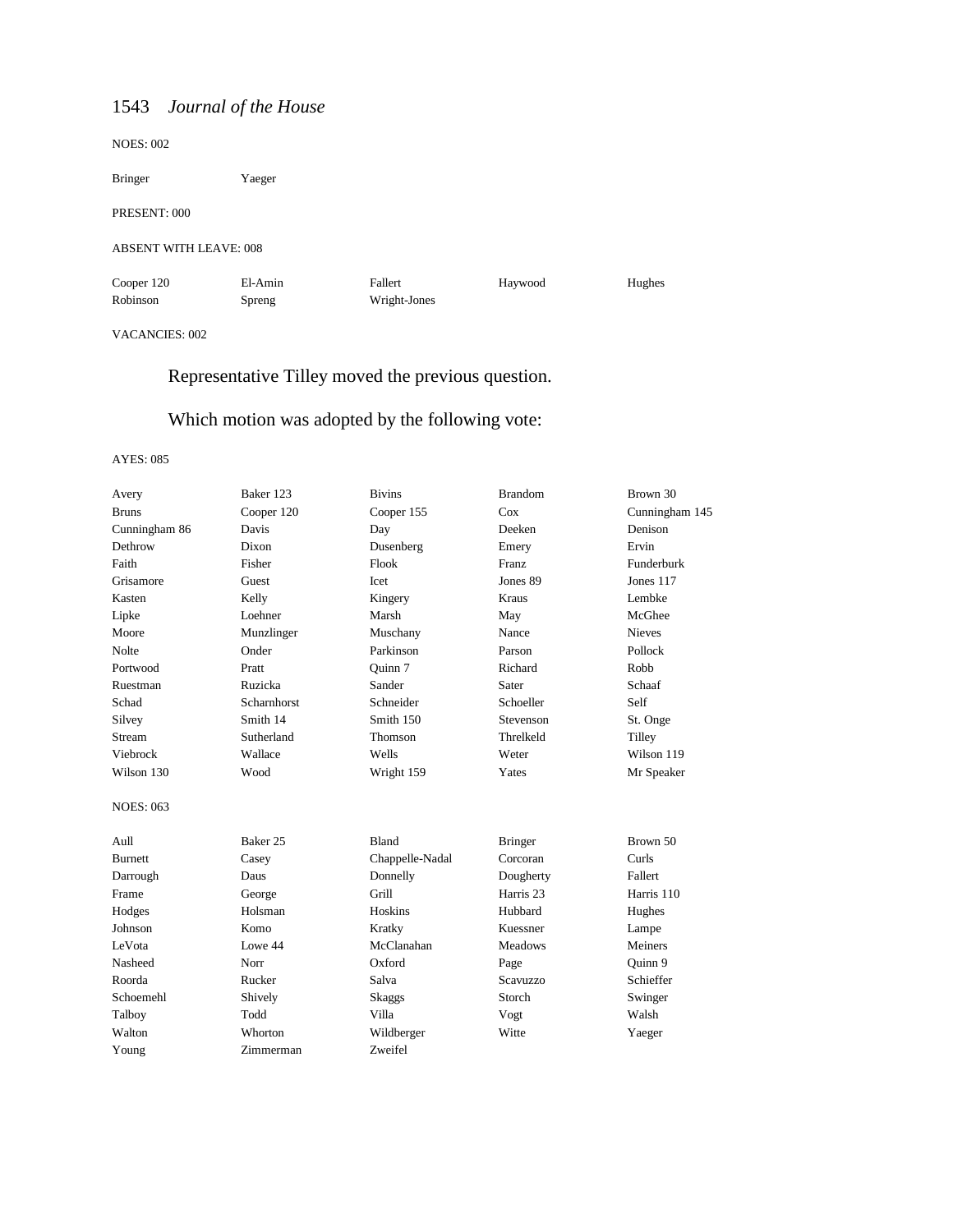NOES: 002

| | | | | |
|---|---|---|---|---|
| Bringer | Yaeger | | | |

PRESENT: 000

ABSENT WITH LEAVE: 008

| | | | | |
|---|---|---|---|---|
| Cooper 120 | El-Amin | Fallert | Haywood | Hughes |
| Robinson | Spreng | Wright-Jones | | |

VACANCIES: 002

Representative Tilley moved the previous question.

Which motion was adopted by the following vote:

AYES: 085

| | | | | |
|---|---|---|---|---|
| Avery | Baker 123 | Bivins | Brandom | Brown 30 |
| Bruns | Cooper 120 | Cooper 155 | Cox | Cunningham 145 |
| Cunningham 86 | Davis | Day | Deeken | Denison |
| Dethrow | Dixon | Dusenberg | Emery | Ervin |
| Faith | Fisher | Flook | Franz | Funderburk |
| Grisamore | Guest | Icet | Jones 89 | Jones 117 |
| Kasten | Kelly | Kingery | Kraus | Lembke |
| Lipke | Loehner | Marsh | May | McGhee |
| Moore | Munzlinger | Muschany | Nance | Nieves |
| Nolte | Onder | Parkinson | Parson | Pollock |
| Portwood | Pratt | Quinn 7 | Richard | Robb |
| Ruestman | Ruzicka | Sander | Sater | Schaaf |
| Schad | Scharnhorst | Schneider | Schoeller | Self |
| Silvey | Smith 14 | Smith 150 | Stevenson | St. Onge |
| Stream | Sutherland | Thomson | Threlkeld | Tilley |
| Viebrock | Wallace | Wells | Weter | Wilson 119 |
| Wilson 130 | Wood | Wright 159 | Yates | Mr Speaker |

NOES: 063

| | | | | |
|---|---|---|---|---|
| Aull | Baker 25 | Bland | Bringer | Brown 50 |
| Burnett | Casey | Chappelle-Nadal | Corcoran | Curls |
| Darrough | Daus | Donnelly | Dougherty | Fallert |
| Frame | George | Grill | Harris 23 | Harris 110 |
| Hodges | Holsman | Hoskins | Hubbard | Hughes |
| Johnson | Komo | Kratky | Kuessner | Lampe |
| LeVota | Lowe 44 | McClanahan | Meadows | Meiners |
| Nasheed | Norr | Oxford | Page | Quinn 9 |
| Roorda | Rucker | Salva | Scavuzzo | Schieffer |
| Schoemehl | Shively | Skaggs | Storch | Swinger |
| Talboy | Todd | Villa | Vogt | Walsh |
| Walton | Whorton | Wildberger | Witte | Yaeger |
| Young | Zimmerman | Zweifel | | |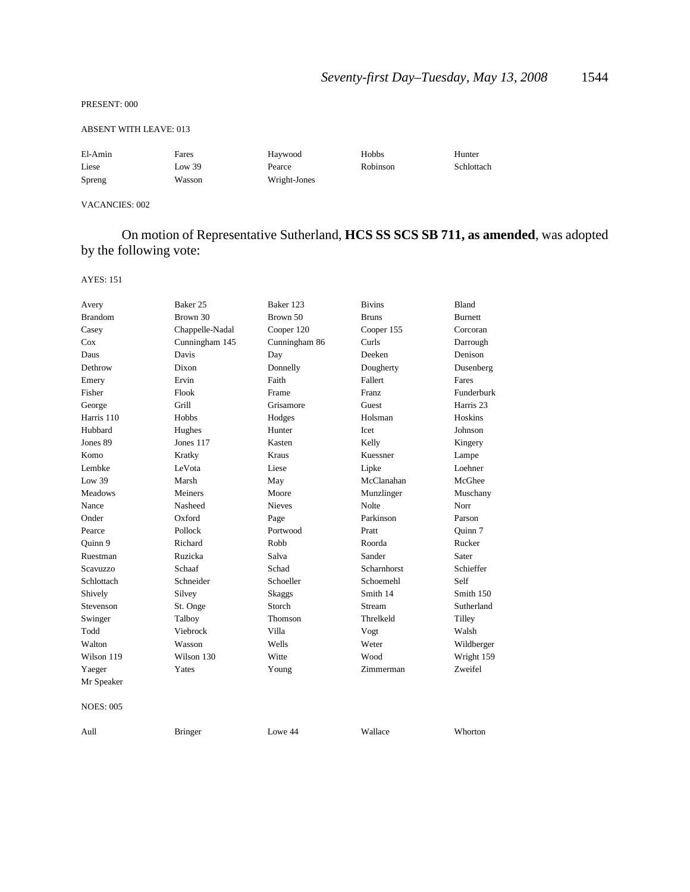PRESENT: 000

ABSENT WITH LEAVE: 013

| | | | | |
|---|---|---|---|---|
| El-Amin | Fares | Haywood | Hobbs | Hunter |
| Liese | Low 39 | Pearce | Robinson | Schlottach |
| Spreng | Wasson | Wright-Jones | | |

VACANCIES: 002

On motion of Representative Sutherland, **HCS SS SCS SB 711, as amended**, was adopted by the following vote:

AYES: 151

| | | | | |
|---|---|---|---|---|
| Avery | Baker 25 | Baker 123 | Bivins | Bland |
| Brandom | Brown 30 | Brown 50 | Bruns | Burnett |
| Casey | Chappelle-Nadal | Cooper 120 | Cooper 155 | Corcoran |
| Cox | Cunningham 145 | Cunningham 86 | Curls | Darrough |
| Daus | Davis | Day | Deeken | Denison |
| Dethrow | Dixon | Donnelly | Dougherty | Dusenberg |
| Emery | Ervin | Faith | Fallert | Fares |
| Fisher | Flook | Frame | Franz | Funderburk |
| George | Grill | Grisamore | Guest | Harris 23 |
| Harris 110 | Hobbs | Hodges | Holsman | Hoskins |
| Hubbard | Hughes | Hunter | Icet | Johnson |
| Jones 89 | Jones 117 | Kasten | Kelly | Kingery |
| Komo | Kratky | Kraus | Kuessner | Lampe |
| Lembke | LeVota | Liese | Lipke | Loehner |
| Low 39 | Marsh | May | McClanahan | McGhee |
| Meadows | Meiners | Moore | Munzlinger | Muschany |
| Nance | Nasheed | Nieves | Nolte | Norr |
| Onder | Oxford | Page | Parkinson | Parson |
| Pearce | Pollock | Portwood | Pratt | Quinn 7 |
| Quinn 9 | Richard | Robb | Roorda | Rucker |
| Ruestman | Ruzicka | Salva | Sander | Sater |
| Scavuzzo | Schaaf | Schad | Scharnhorst | Schieffer |
| Schlottach | Schneider | Schoeller | Schoemehl | Self |
| Shively | Silvey | Skaggs | Smith 14 | Smith 150 |
| Stevenson | St. Onge | Storch | Stream | Sutherland |
| Swinger | Talboy | Thomson | Threlkeld | Tilley |
| Todd | Viebrock | Villa | Vogt | Walsh |
| Walton | Wasson | Wells | Weter | Wildberger |
| Wilson 119 | Wilson 130 | Witte | Wood | Wright 159 |
| Yaeger | Yates | Young | Zimmerman | Zweifel |
| Mr Speaker | | | | |

NOES: 005

| | | | | |
|---|---|---|---|---|
| Aull | Bringer | Lowe 44 | Wallace | Whorton |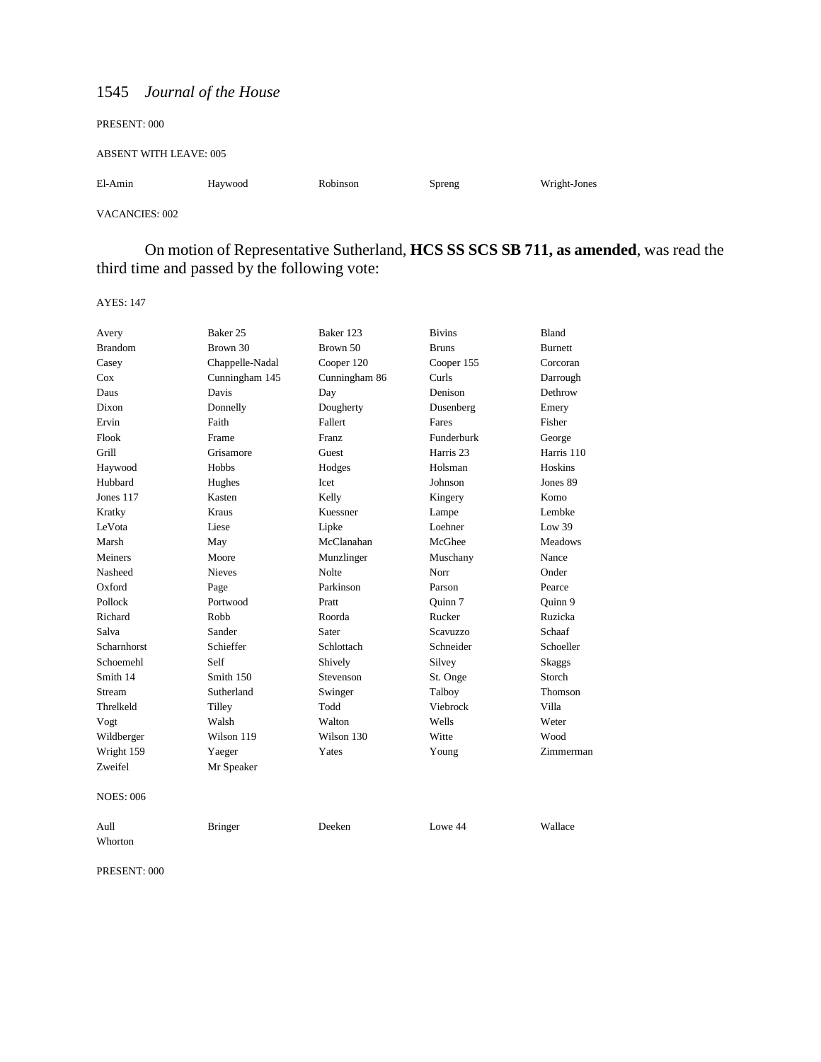PRESENT: 000

ABSENT WITH LEAVE: 005

| | | | | |
|---|---|---|---|---|
| El-Amin | Haywood | Robinson | Spreng | Wright-Jones |

VACANCIES: 002

On motion of Representative Sutherland, **HCS SS SCS SB 711, as amended**, was read the third time and passed by the following vote:

AYES: 147

| | | | | |
|---|---|---|---|---|
| Avery | Baker 25 | Baker 123 | Bivins | Bland |
| Brandom | Brown 30 | Brown 50 | Bruns | Burnett |
| Casey | Chappelle-Nadal | Cooper 120 | Cooper 155 | Corcoran |
| Cox | Cunningham 145 | Cunningham 86 | Curls | Darrough |
| Daus | Davis | Day | Denison | Dethrow |
| Dixon | Donnelly | Dougherty | Dusenberg | Emery |
| Ervin | Faith | Fallert | Fares | Fisher |
| Flook | Frame | Franz | Funderburk | George |
| Grill | Grisamore | Guest | Harris 23 | Harris 110 |
| Haywood | Hobbs | Hodges | Holsman | Hoskins |
| Hubbard | Hughes | Icet | Johnson | Jones 89 |
| Jones 117 | Kasten | Kelly | Kingery | Komo |
| Kratky | Kraus | Kuessner | Lampe | Lembke |
| LeVota | Liese | Lipke | Loehner | Low 39 |
| Marsh | May | McClanahan | McGhee | Meadows |
| Meiners | Moore | Munzlinger | Muschany | Nance |
| Nasheed | Nieves | Nolte | Norr | Onder |
| Oxford | Page | Parkinson | Parson | Pearce |
| Pollock | Portwood | Pratt | Quinn 7 | Quinn 9 |
| Richard | Robb | Roorda | Rucker | Ruzicka |
| Salva | Sander | Sater | Scavuzzo | Schaaf |
| Scharnhorst | Schieffer | Schlottach | Schneider | Schoeller |
| Schoemehl | Self | Shively | Silvey | Skaggs |
| Smith 14 | Smith 150 | Stevenson | St. Onge | Storch |
| Stream | Sutherland | Swinger | Talboy | Thomson |
| Threlkeld | Tilley | Todd | Viebrock | Villa |
| Vogt | Walsh | Walton | Wells | Weter |
| Wildberger | Wilson 119 | Wilson 130 | Witte | Wood |
| Wright 159 | Yaeger | Yates | Young | Zimmerman |
| Zweifel | Mr Speaker | | | |

NOES: 006

| | | | | |
|---|---|---|---|---|
| Aull | Bringer | Deeken | Lowe 44 | Wallace |
| Whorton | | | | |

PRESENT: 000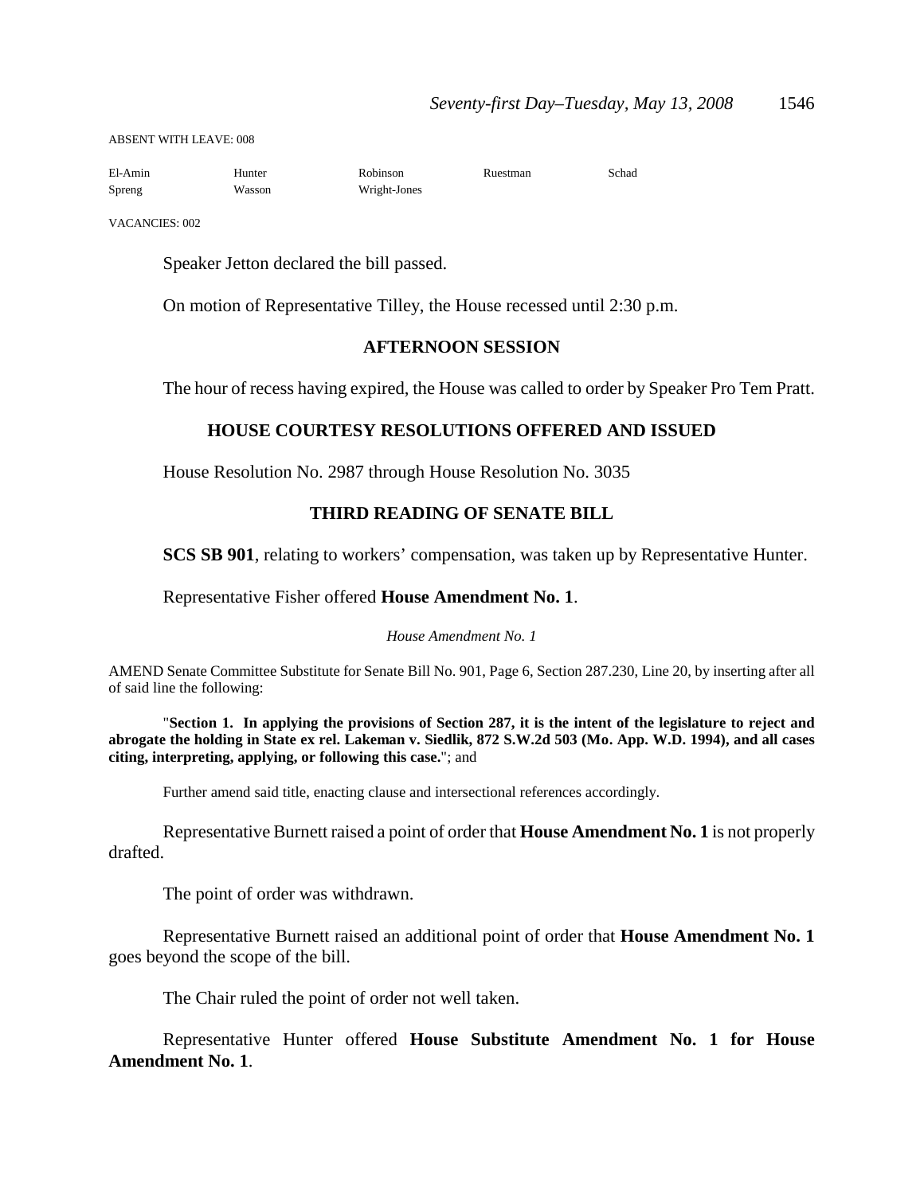ABSENT WITH LEAVE: 008

| | | | | |
|---|---|---|---|---|
| El-Amin | Hunter | Robinson | Ruestman | Schad |
| Spreng | Wasson | Wright-Jones | | |

VACANCIES: 002

Speaker Jetton declared the bill passed.

On motion of Representative Tilley, the House recessed until 2:30 p.m.

## AFTERNOON SESSION

The hour of recess having expired, the House was called to order by Speaker Pro Tem Pratt.

## HOUSE COURTESY RESOLUTIONS OFFERED AND ISSUED

House Resolution No. 2987 through House Resolution No. 3035

## THIRD READING OF SENATE BILL

**SCS SB 901**, relating to workers' compensation, was taken up by Representative Hunter.

Representative Fisher offered **House Amendment No. 1**.

*House Amendment No. 1*

AMEND Senate Committee Substitute for Senate Bill No. 901, Page 6, Section 287.230, Line 20, by inserting after all of said line the following:

"**Section 1. In applying the provisions of Section 287, it is the intent of the legislature to reject and abrogate the holding in State ex rel. Lakeman v. Siedlik, 872 S.W.2d 503 (Mo. App. W.D. 1994), and all cases citing, interpreting, applying, or following this case.**"; and

Further amend said title, enacting clause and intersectional references accordingly.

Representative Burnett raised a point of order that **House Amendment No. 1** is not properly drafted.

The point of order was withdrawn.

Representative Burnett raised an additional point of order that **House Amendment No. 1** goes beyond the scope of the bill.

The Chair ruled the point of order not well taken.

Representative Hunter offered **House Substitute Amendment No. 1 for House Amendment No. 1**.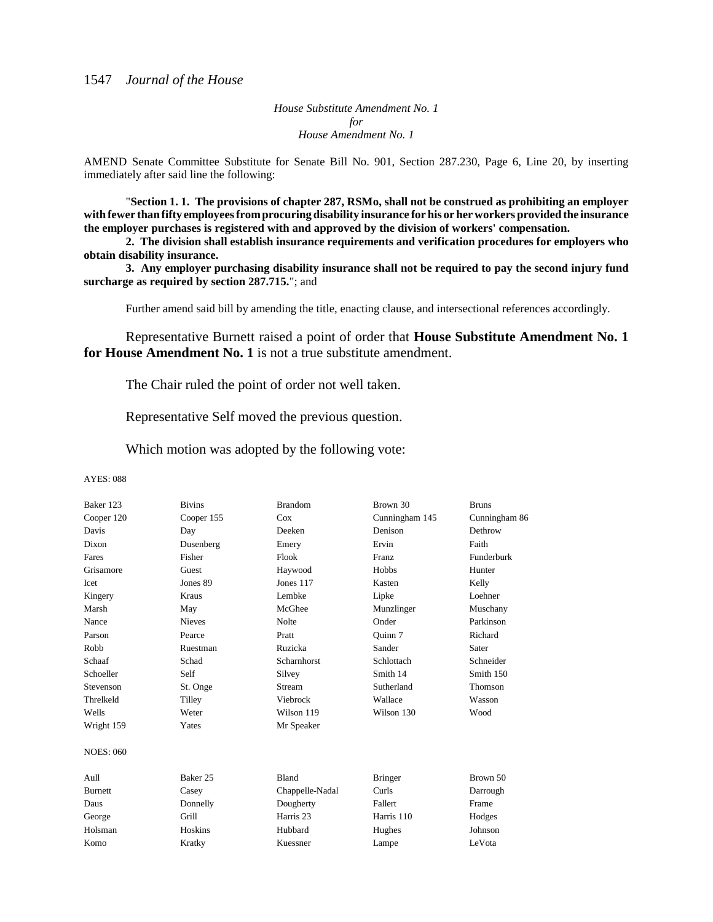*House Substitute Amendment No. 1*
*for*
*House Amendment No. 1*

AMEND Senate Committee Substitute for Senate Bill No. 901, Section 287.230, Page 6, Line 20, by inserting immediately after said line the following:

"**Section 1. 1. The provisions of chapter 287, RSMo, shall not be construed as prohibiting an employer with fewer than fifty employees from procuring disability insurance for his or her workers provided the insurance the employer purchases is registered with and approved by the division of workers' compensation.**

**2. The division shall establish insurance requirements and verification procedures for employers who obtain disability insurance.**

**3. Any employer purchasing disability insurance shall not be required to pay the second injury fund surcharge as required by section 287.715.**"; and

Further amend said bill by amending the title, enacting clause, and intersectional references accordingly.

Representative Burnett raised a point of order that **House Substitute Amendment No. 1 for House Amendment No. 1** is not a true substitute amendment.

The Chair ruled the point of order not well taken.

Representative Self moved the previous question.

Which motion was adopted by the following vote:

AYES: 088

| | | | | |
|---|---|---|---|---|
| Baker 123 | Bivins | Brandom | Brown 30 | Bruns |
| Cooper 120 | Cooper 155 | Cox | Cunningham 145 | Cunningham 86 |
| Davis | Day | Deeken | Denison | Dethrow |
| Dixon | Dusenberg | Emery | Ervin | Faith |
| Fares | Fisher | Flook | Franz | Funderburk |
| Grisamore | Guest | Haywood | Hobbs | Hunter |
| Icet | Jones 89 | Jones 117 | Kasten | Kelly |
| Kingery | Kraus | Lembke | Lipke | Loehner |
| Marsh | May | McGhee | Munzlinger | Muschany |
| Nance | Nieves | Nolte | Onder | Parkinson |
| Parson | Pearce | Pratt | Quinn 7 | Richard |
| Robb | Ruestman | Ruzicka | Sander | Sater |
| Schaaf | Schad | Scharnhorst | Schlottach | Schneider |
| Schoeller | Self | Silvey | Smith 14 | Smith 150 |
| Stevenson | St. Onge | Stream | Sutherland | Thomson |
| Threlkeld | Tilley | Viebrock | Wallace | Wasson |
| Wells | Weter | Wilson 119 | Wilson 130 | Wood |
| Wright 159 | Yates | Mr Speaker | | |

NOES: 060

| | | | | |
|---|---|---|---|---|
| Aull | Baker 25 | Bland | Bringer | Brown 50 |
| Burnett | Casey | Chappelle-Nadal | Curls | Darrough |
| Daus | Donnelly | Dougherty | Fallert | Frame |
| George | Grill | Harris 23 | Harris 110 | Hodges |
| Holsman | Hoskins | Hubbard | Hughes | Johnson |
| Komo | Kratky | Kuessner | Lampe | LeVota |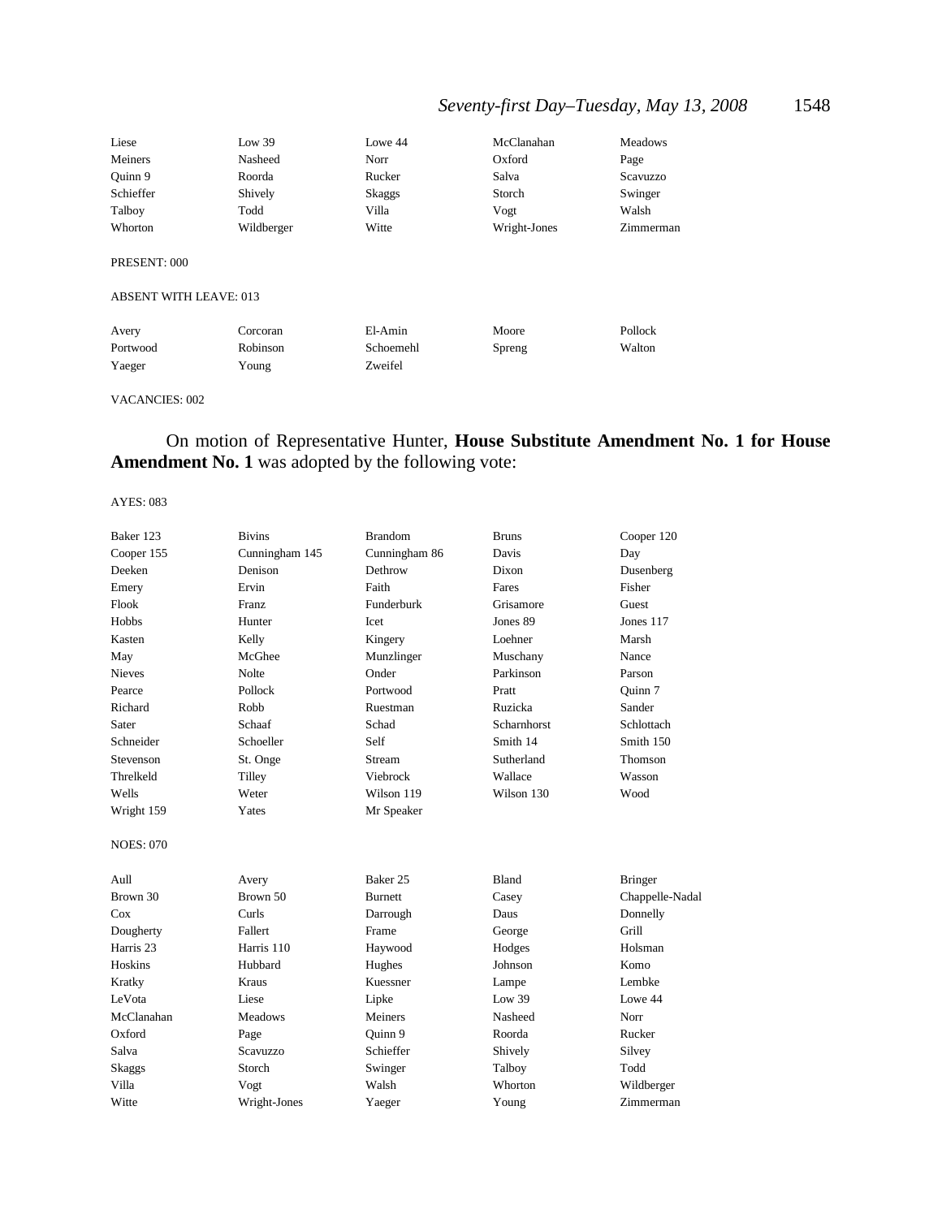| | | | | |
|---|---|---|---|---|
| Liese | Low 39 | Lowe 44 | McClanahan | Meadows |
| Meiners | Nasheed | Norr | Oxford | Page |
| Quinn 9 | Roorda | Rucker | Salva | Scavuzzo |
| Schieffer | Shively | Skaggs | Storch | Swinger |
| Talboy | Todd | Villa | Vogt | Walsh |
| Whorton | Wildberger | Witte | Wright-Jones | Zimmerman |

PRESENT: 000

ABSENT WITH LEAVE: 013

| | | | | |
|---|---|---|---|---|
| Avery | Corcoran | El-Amin | Moore | Pollock |
| Portwood | Robinson | Schoemehl | Spreng | Walton |
| Yaeger | Young | Zweifel | | |

VACANCIES: 002

On motion of Representative Hunter, **House Substitute Amendment No. 1 for House Amendment No. 1** was adopted by the following vote:

AYES: 083

| | | | | |
|---|---|---|---|---|
| Baker 123 | Bivins | Brandom | Bruns | Cooper 120 |
| Cooper 155 | Cunningham 145 | Cunningham 86 | Davis | Day |
| Deeken | Denison | Dethrow | Dixon | Dusenberg |
| Emery | Ervin | Faith | Fares | Fisher |
| Flook | Franz | Funderburk | Grisamore | Guest |
| Hobbs | Hunter | Icet | Jones 89 | Jones 117 |
| Kasten | Kelly | Kingery | Loehner | Marsh |
| May | McGhee | Munzlinger | Muschany | Nance |
| Nieves | Nolte | Onder | Parkinson | Parson |
| Pearce | Pollock | Portwood | Pratt | Quinn 7 |
| Richard | Robb | Ruestman | Ruzicka | Sander |
| Sater | Schaaf | Schad | Scharnhorst | Schlottach |
| Schneider | Schoeller | Self | Smith 14 | Smith 150 |
| Stevenson | St. Onge | Stream | Sutherland | Thomson |
| Threlkeld | Tilley | Viebrock | Wallace | Wasson |
| Wells | Weter | Wilson 119 | Wilson 130 | Wood |
| Wright 159 | Yates | Mr Speaker | | |

NOES: 070

| | | | | |
|---|---|---|---|---|
| Aull | Avery | Baker 25 | Bland | Bringer |
| Brown 30 | Brown 50 | Burnett | Casey | Chappelle-Nadal |
| Cox | Curls | Darrough | Daus | Donnelly |
| Dougherty | Fallert | Frame | George | Grill |
| Harris 23 | Harris 110 | Haywood | Hodges | Holsman |
| Hoskins | Hubbard | Hughes | Johnson | Komo |
| Kratky | Kraus | Kuessner | Lampe | Lembke |
| LeVota | Liese | Lipke | Low 39 | Lowe 44 |
| McClanahan | Meadows | Meiners | Nasheed | Norr |
| Oxford | Page | Quinn 9 | Roorda | Rucker |
| Salva | Scavuzzo | Schieffer | Shively | Silvey |
| Skaggs | Storch | Swinger | Talboy | Todd |
| Villa | Vogt | Walsh | Whorton | Wildberger |
| Witte | Wright-Jones | Yaeger | Young | Zimmerman |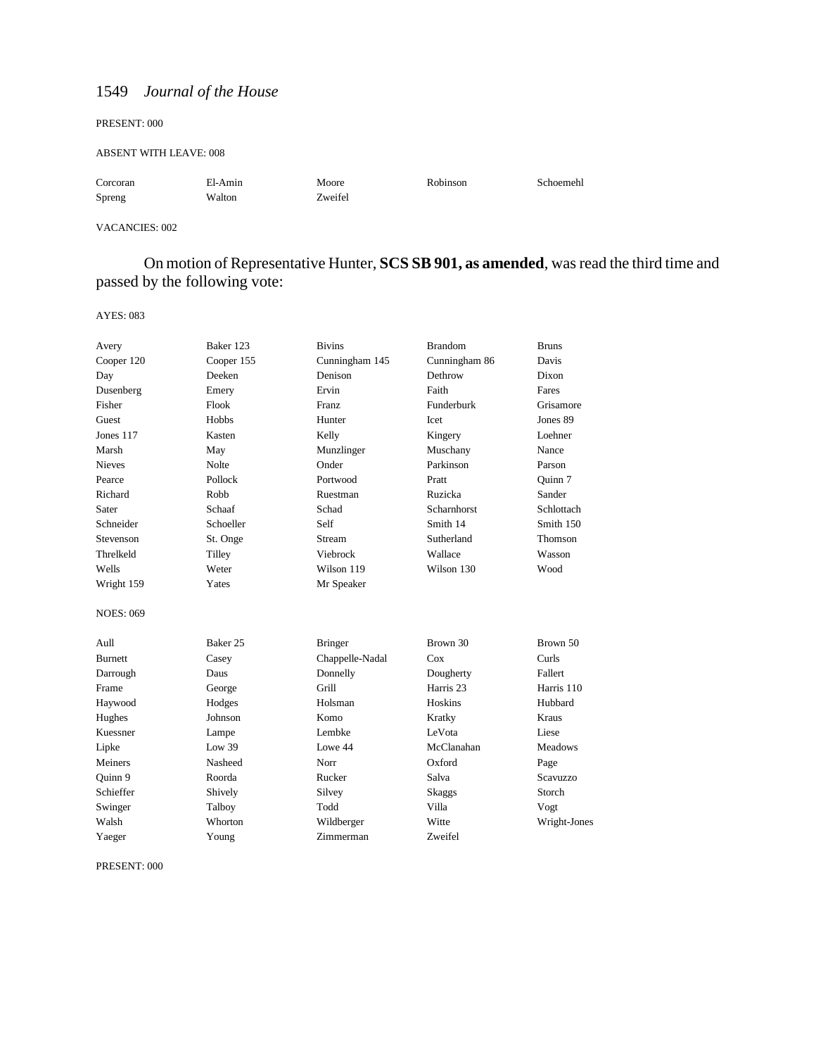PRESENT: 000

ABSENT WITH LEAVE: 008

| | | | | |
|---|---|---|---|---|
| Corcoran | El-Amin | Moore | Robinson | Schoemehl |
| Spreng | Walton | Zweifel | | |

VACANCIES: 002

On motion of Representative Hunter, **SCS SB 901, as amended**, was read the third time and passed by the following vote:

AYES: 083

| | | | | |
|---|---|---|---|---|
| Avery | Baker 123 | Bivins | Brandom | Bruns |
| Cooper 120 | Cooper 155 | Cunningham 145 | Cunningham 86 | Davis |
| Day | Deeken | Denison | Dethrow | Dixon |
| Dusenberg | Emery | Ervin | Faith | Fares |
| Fisher | Flook | Franz | Funderburk | Grisamore |
| Guest | Hobbs | Hunter | Icet | Jones 89 |
| Jones 117 | Kasten | Kelly | Kingery | Loehner |
| Marsh | May | Munzlinger | Muschany | Nance |
| Nieves | Nolte | Onder | Parkinson | Parson |
| Pearce | Pollock | Portwood | Pratt | Quinn 7 |
| Richard | Robb | Ruestman | Ruzicka | Sander |
| Sater | Schaaf | Schad | Scharnhorst | Schlottach |
| Schneider | Schoeller | Self | Smith 14 | Smith 150 |
| Stevenson | St. Onge | Stream | Sutherland | Thomson |
| Threlkeld | Tilley | Viebrock | Wallace | Wasson |
| Wells | Weter | Wilson 119 | Wilson 130 | Wood |
| Wright 159 | Yates | Mr Speaker | | |

NOES: 069

| | | | | |
|---|---|---|---|---|
| Aull | Baker 25 | Bringer | Brown 30 | Brown 50 |
| Burnett | Casey | Chappelle-Nadal | Cox | Curls |
| Darrough | Daus | Donnelly | Dougherty | Fallert |
| Frame | George | Grill | Harris 23 | Harris 110 |
| Haywood | Hodges | Holsman | Hoskins | Hubbard |
| Hughes | Johnson | Komo | Kratky | Kraus |
| Kuessner | Lampe | Lembke | LeVota | Liese |
| Lipke | Low 39 | Lowe 44 | McClanahan | Meadows |
| Meiners | Nasheed | Norr | Oxford | Page |
| Quinn 9 | Roorda | Rucker | Salva | Scavuzzo |
| Schieffer | Shively | Silvey | Skaggs | Storch |
| Swinger | Talboy | Todd | Villa | Vogt |
| Walsh | Whorton | Wildberger | Witte | Wright-Jones |
| Yaeger | Young | Zimmerman | Zweifel | |

PRESENT: 000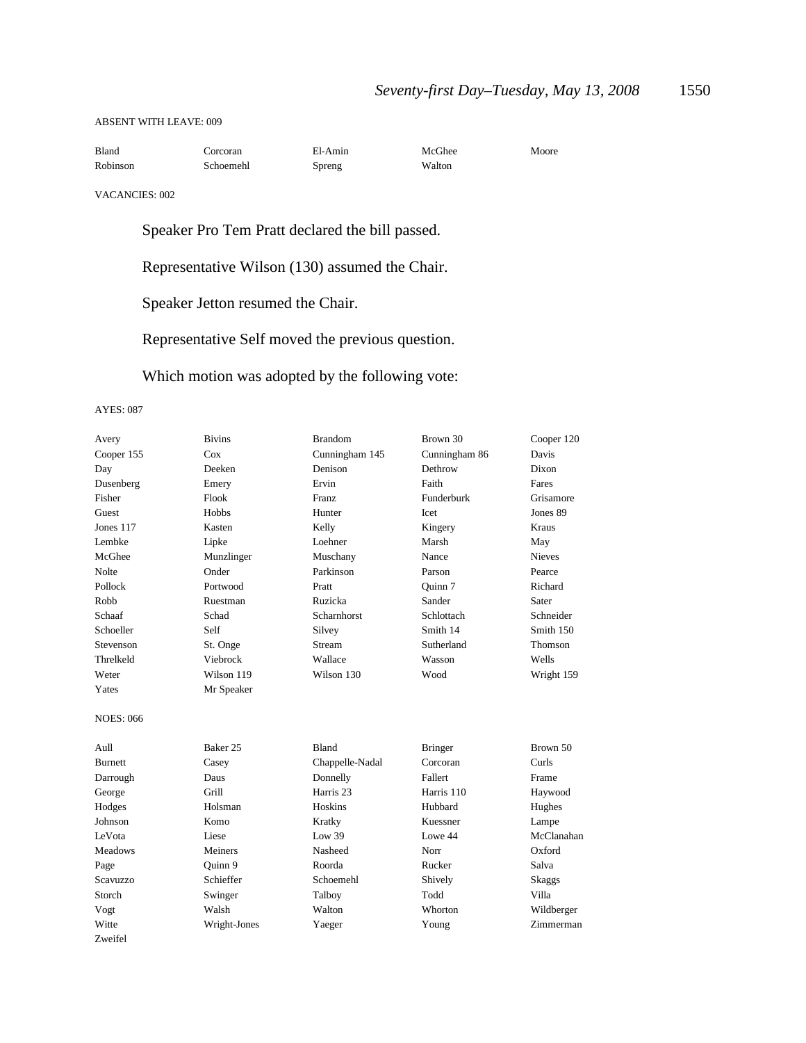ABSENT WITH LEAVE: 009

| | | | | |
|---|---|---|---|---|
| Bland | Corcoran | El-Amin | McGhee | Moore |
| Robinson | Schoemehl | Spreng | Walton | |

VACANCIES: 002

Speaker Pro Tem Pratt declared the bill passed.

Representative Wilson (130) assumed the Chair.

Speaker Jetton resumed the Chair.

Representative Self moved the previous question.

Which motion was adopted by the following vote:

AYES: 087

| | | | | |
|---|---|---|---|---|
| Avery | Bivins | Brandom | Brown 30 | Cooper 120 |
| Cooper 155 | Cox | Cunningham 145 | Cunningham 86 | Davis |
| Day | Deeken | Denison | Dethrow | Dixon |
| Dusenberg | Emery | Ervin | Faith | Fares |
| Fisher | Flook | Franz | Funderburk | Grisamore |
| Guest | Hobbs | Hunter | Icet | Jones 89 |
| Jones 117 | Kasten | Kelly | Kingery | Kraus |
| Lembke | Lipke | Loehner | Marsh | May |
| McGhee | Munzlinger | Muschany | Nance | Nieves |
| Nolte | Onder | Parkinson | Parson | Pearce |
| Pollock | Portwood | Pratt | Quinn 7 | Richard |
| Robb | Ruestman | Ruzicka | Sander | Sater |
| Schaaf | Schad | Scharnhorst | Schlottach | Schneider |
| Schoeller | Self | Silvey | Smith 14 | Smith 150 |
| Stevenson | St. Onge | Stream | Sutherland | Thomson |
| Threlkeld | Viebrock | Wallace | Wasson | Wells |
| Weter | Wilson 119 | Wilson 130 | Wood | Wright 159 |
| Yates | Mr Speaker | | | |

NOES: 066

| | | | | |
|---|---|---|---|---|
| Aull | Baker 25 | Bland | Bringer | Brown 50 |
| Burnett | Casey | Chappelle-Nadal | Corcoran | Curls |
| Darrough | Daus | Donnelly | Fallert | Frame |
| George | Grill | Harris 23 | Harris 110 | Haywood |
| Hodges | Holsman | Hoskins | Hubbard | Hughes |
| Johnson | Komo | Kratky | Kuessner | Lampe |
| LeVota | Liese | Low 39 | Lowe 44 | McClanahan |
| Meadows | Meiners | Nasheed | Norr | Oxford |
| Page | Quinn 9 | Roorda | Rucker | Salva |
| Scavuzzo | Schieffer | Schoemehl | Shively | Skaggs |
| Storch | Swinger | Talboy | Todd | Villa |
| Vogt | Walsh | Walton | Whorton | Wildberger |
| Witte | Wright-Jones | Yaeger | Young | Zimmerman |
| Zweifel | | | | |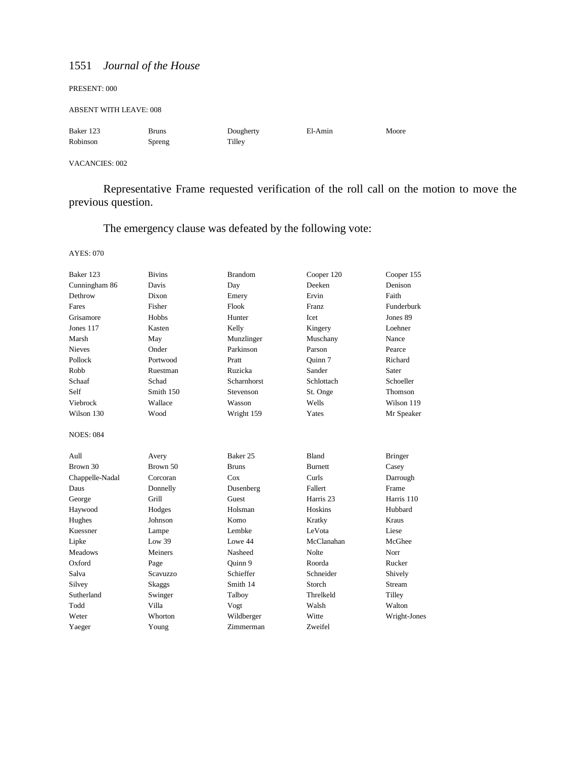PRESENT: 000

ABSENT WITH LEAVE: 008

| | | | | |
|---|---|---|---|---|
| Baker 123 | Bruns | Dougherty | El-Amin | Moore |
| Robinson | Spreng | Tilley | | |

VACANCIES: 002

Representative Frame requested verification of the roll call on the motion to move the previous question.

The emergency clause was defeated by the following vote:

AYES: 070

| | | | | |
|---|---|---|---|---|
| Baker 123 | Bivins | Brandom | Cooper 120 | Cooper 155 |
| Cunningham 86 | Davis | Day | Deeken | Denison |
| Dethrow | Dixon | Emery | Ervin | Faith |
| Fares | Fisher | Flook | Franz | Funderburk |
| Grisamore | Hobbs | Hunter | Icet | Jones 89 |
| Jones 117 | Kasten | Kelly | Kingery | Loehner |
| Marsh | May | Munzlinger | Muschany | Nance |
| Nieves | Onder | Parkinson | Parson | Pearce |
| Pollock | Portwood | Pratt | Quinn 7 | Richard |
| Robb | Ruestman | Ruzicka | Sander | Sater |
| Schaaf | Schad | Scharnhorst | Schlottach | Schoeller |
| Self | Smith 150 | Stevenson | St. Onge | Thomson |
| Viebrock | Wallace | Wasson | Wells | Wilson 119 |
| Wilson 130 | Wood | Wright 159 | Yates | Mr Speaker |

NOES: 084

| | | | | |
|---|---|---|---|---|
| Aull | Avery | Baker 25 | Bland | Bringer |
| Brown 30 | Brown 50 | Bruns | Burnett | Casey |
| Chappelle-Nadal | Corcoran | Cox | Curls | Darrough |
| Daus | Donnelly | Dusenberg | Fallert | Frame |
| George | Grill | Guest | Harris 23 | Harris 110 |
| Haywood | Hodges | Holsman | Hoskins | Hubbard |
| Hughes | Johnson | Komo | Kratky | Kraus |
| Kuessner | Lampe | Lembke | LeVota | Liese |
| Lipke | Low 39 | Lowe 44 | McClanahan | McGhee |
| Meadows | Meiners | Nasheed | Nolte | Norr |
| Oxford | Page | Quinn 9 | Roorda | Rucker |
| Salva | Scavuzzo | Schieffer | Schneider | Shively |
| Silvey | Skaggs | Smith 14 | Storch | Stream |
| Sutherland | Swinger | Talboy | Threlkeld | Tilley |
| Todd | Villa | Vogt | Walsh | Walton |
| Weter | Whorton | Wildberger | Witte | Wright-Jones |
| Yaeger | Young | Zimmerman | Zweifel | |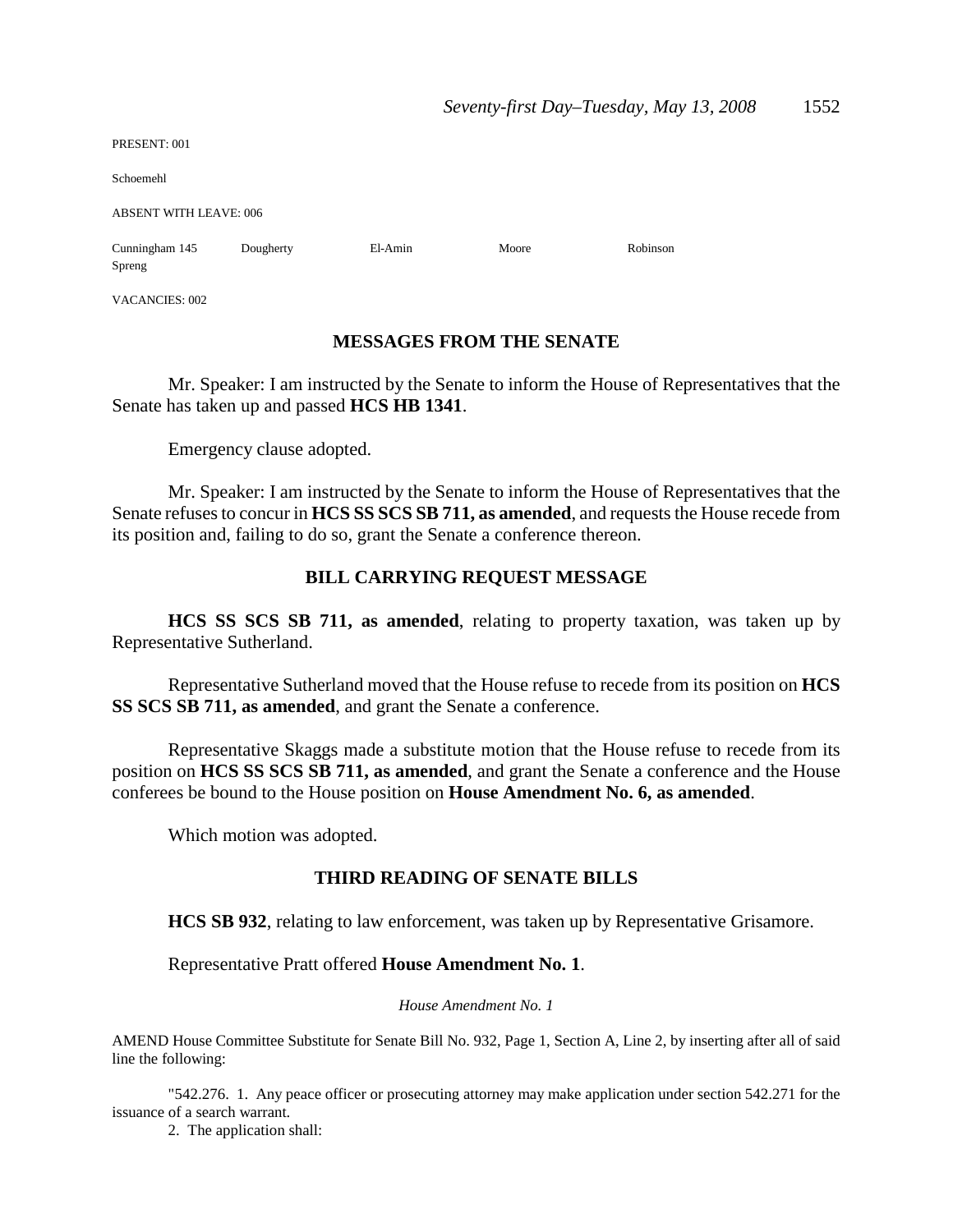PRESENT: 001

Schoemehl

ABSENT WITH LEAVE: 006

| | | | | |
|---|---|---|---|---|
| Cunningham 145 | Dougherty | El-Amin | Moore | Robinson |
| Spreng | | | | |

VACANCIES: 002

## MESSAGES FROM THE SENATE

Mr. Speaker: I am instructed by the Senate to inform the House of Representatives that the Senate has taken up and passed **HCS HB 1341**.

Emergency clause adopted.

Mr. Speaker: I am instructed by the Senate to inform the House of Representatives that the Senate refuses to concur in **HCS SS SCS SB 711, as amended**, and requests the House recede from its position and, failing to do so, grant the Senate a conference thereon.

## BILL CARRYING REQUEST MESSAGE

**HCS SS SCS SB 711, as amended**, relating to property taxation, was taken up by Representative Sutherland.

Representative Sutherland moved that the House refuse to recede from its position on **HCS SS SCS SB 711, as amended**, and grant the Senate a conference.

Representative Skaggs made a substitute motion that the House refuse to recede from its position on **HCS SS SCS SB 711, as amended**, and grant the Senate a conference and the House conferees be bound to the House position on **House Amendment No. 6, as amended**.

Which motion was adopted.

## THIRD READING OF SENATE BILLS

**HCS SB 932**, relating to law enforcement, was taken up by Representative Grisamore.

Representative Pratt offered **House Amendment No. 1**.

*House Amendment No. 1*

AMEND House Committee Substitute for Senate Bill No. 932, Page 1, Section A, Line 2, by inserting after all of said line the following:

"542.276. 1. Any peace officer or prosecuting attorney may make application under section 542.271 for the issuance of a search warrant.

2. The application shall: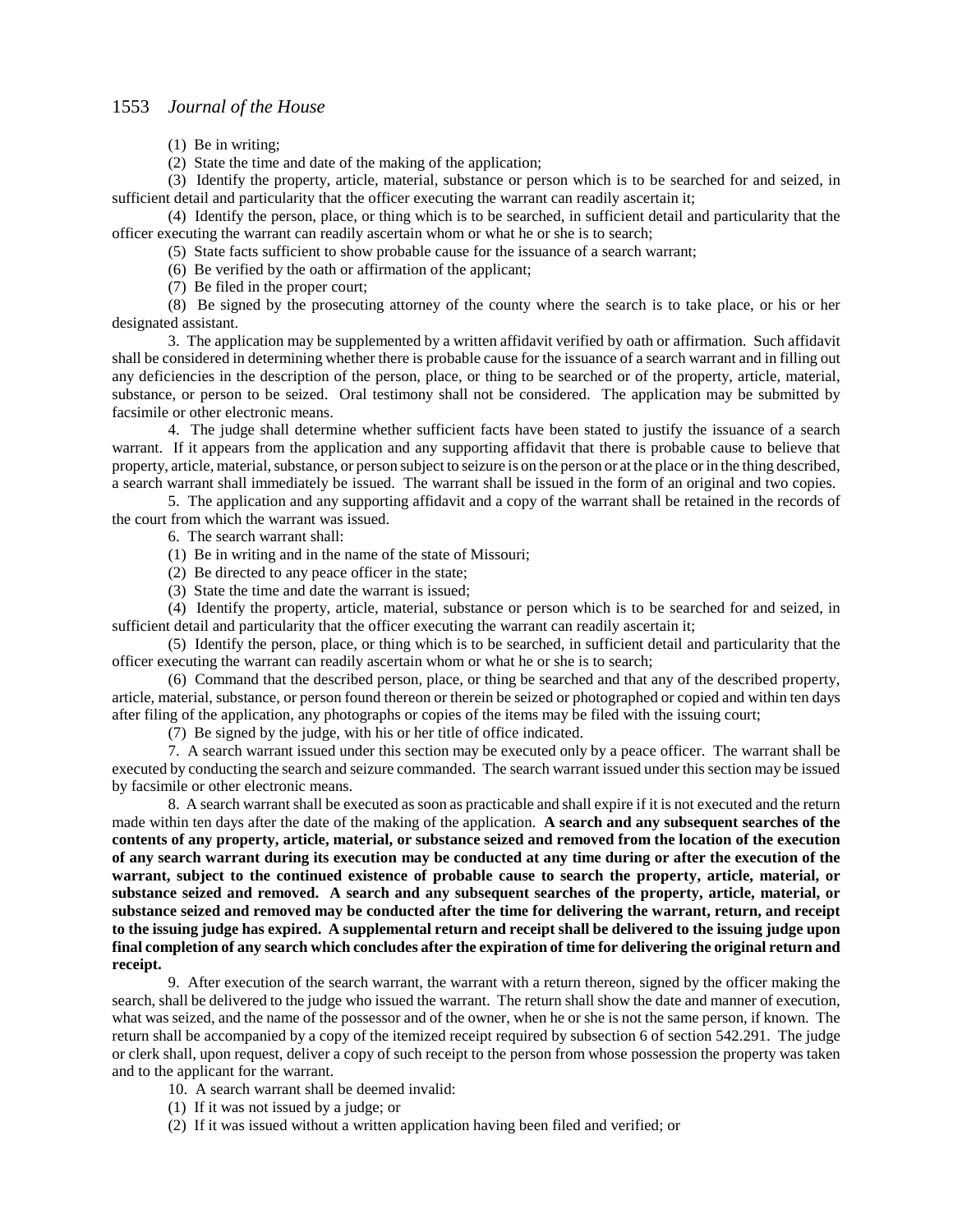(1) Be in writing;

(2) State the time and date of the making of the application;

(3) Identify the property, article, material, substance or person which is to be searched for and seized, in sufficient detail and particularity that the officer executing the warrant can readily ascertain it;

(4) Identify the person, place, or thing which is to be searched, in sufficient detail and particularity that the officer executing the warrant can readily ascertain whom or what he or she is to search;

(5) State facts sufficient to show probable cause for the issuance of a search warrant;

(6) Be verified by the oath or affirmation of the applicant;

(7) Be filed in the proper court;

(8) Be signed by the prosecuting attorney of the county where the search is to take place, or his or her designated assistant.

3. The application may be supplemented by a written affidavit verified by oath or affirmation. Such affidavit shall be considered in determining whether there is probable cause for the issuance of a search warrant and in filling out any deficiencies in the description of the person, place, or thing to be searched or of the property, article, material, substance, or person to be seized. Oral testimony shall not be considered. The application may be submitted by facsimile or other electronic means.

4. The judge shall determine whether sufficient facts have been stated to justify the issuance of a search warrant. If it appears from the application and any supporting affidavit that there is probable cause to believe that property, article, material, substance, or person subject to seizure is on the person or at the place or in the thing described, a search warrant shall immediately be issued. The warrant shall be issued in the form of an original and two copies.

5. The application and any supporting affidavit and a copy of the warrant shall be retained in the records of the court from which the warrant was issued.

6. The search warrant shall:

(1) Be in writing and in the name of the state of Missouri;

(2) Be directed to any peace officer in the state;

(3) State the time and date the warrant is issued;

(4) Identify the property, article, material, substance or person which is to be searched for and seized, in sufficient detail and particularity that the officer executing the warrant can readily ascertain it;

(5) Identify the person, place, or thing which is to be searched, in sufficient detail and particularity that the officer executing the warrant can readily ascertain whom or what he or she is to search;

(6) Command that the described person, place, or thing be searched and that any of the described property, article, material, substance, or person found thereon or therein be seized or photographed or copied and within ten days after filing of the application, any photographs or copies of the items may be filed with the issuing court;

(7) Be signed by the judge, with his or her title of office indicated.

7. A search warrant issued under this section may be executed only by a peace officer. The warrant shall be executed by conducting the search and seizure commanded. The search warrant issued under this section may be issued by facsimile or other electronic means.

8. A search warrant shall be executed as soon as practicable and shall expire if it is not executed and the return made within ten days after the date of the making of the application. **A search and any subsequent searches of the contents of any property, article, material, or substance seized and removed from the location of the execution of any search warrant during its execution may be conducted at any time during or after the execution of the warrant, subject to the continued existence of probable cause to search the property, article, material, or substance seized and removed. A search and any subsequent searches of the property, article, material, or substance seized and removed may be conducted after the time for delivering the warrant, return, and receipt to the issuing judge has expired. A supplemental return and receipt shall be delivered to the issuing judge upon final completion of any search which concludes after the expiration of time for delivering the original return and receipt.**

9. After execution of the search warrant, the warrant with a return thereon, signed by the officer making the search, shall be delivered to the judge who issued the warrant. The return shall show the date and manner of execution, what was seized, and the name of the possessor and of the owner, when he or she is not the same person, if known. The return shall be accompanied by a copy of the itemized receipt required by subsection 6 of section 542.291. The judge or clerk shall, upon request, deliver a copy of such receipt to the person from whose possession the property was taken and to the applicant for the warrant.

10. A search warrant shall be deemed invalid:

(1) If it was not issued by a judge; or

(2) If it was issued without a written application having been filed and verified; or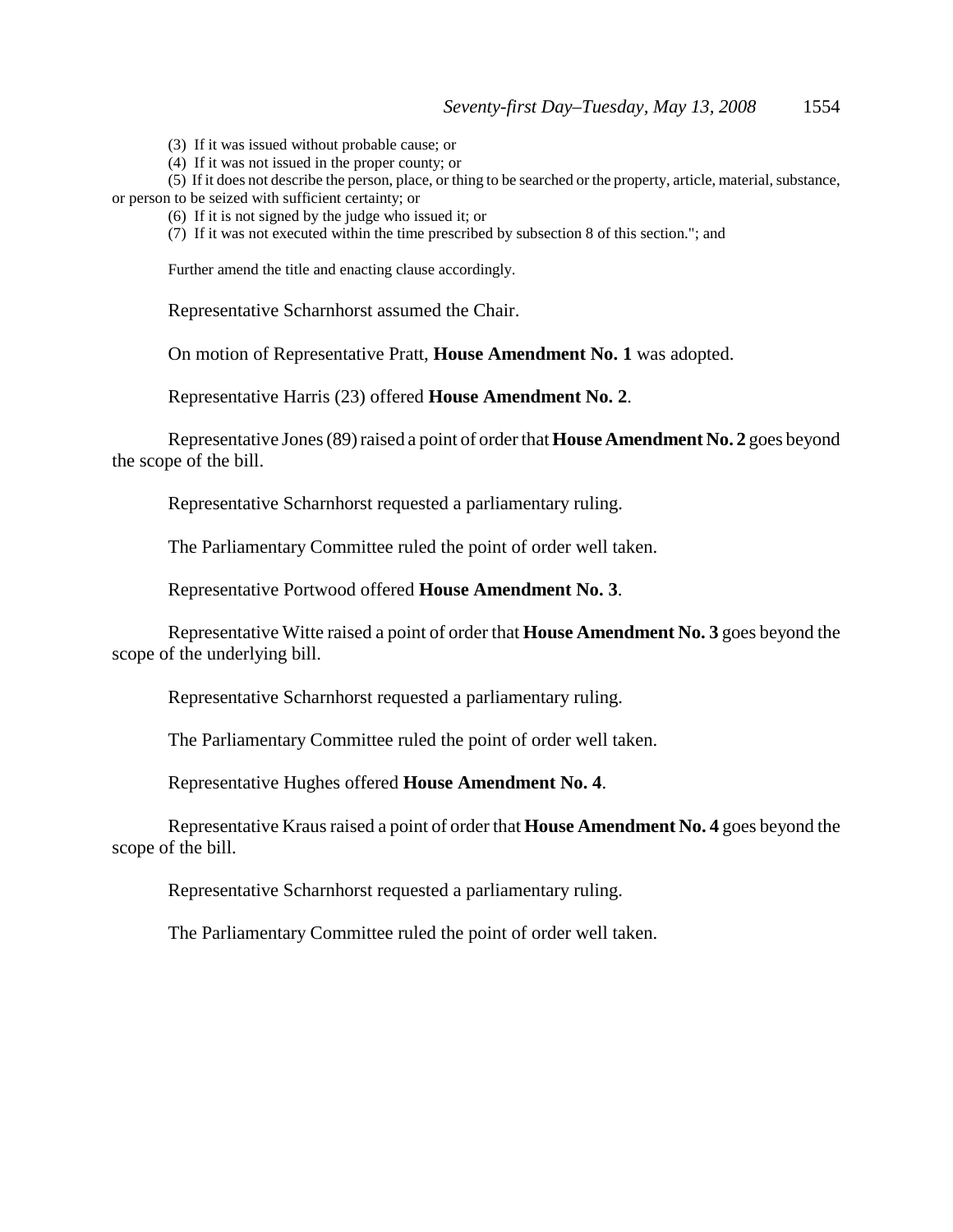(3) If it was issued without probable cause; or

(4) If it was not issued in the proper county; or

(5) If it does not describe the person, place, or thing to be searched or the property, article, material, substance, or person to be seized with sufficient certainty; or

(6) If it is not signed by the judge who issued it; or

(7) If it was not executed within the time prescribed by subsection 8 of this section."; and

Further amend the title and enacting clause accordingly.

Representative Scharnhorst assumed the Chair.

On motion of Representative Pratt, **House Amendment No. 1** was adopted.

Representative Harris (23) offered **House Amendment No. 2**.

Representative Jones (89) raised a point of order that **House Amendment No. 2** goes beyond the scope of the bill.

Representative Scharnhorst requested a parliamentary ruling.

The Parliamentary Committee ruled the point of order well taken.

Representative Portwood offered **House Amendment No. 3**.

Representative Witte raised a point of order that **House Amendment No. 3** goes beyond the scope of the underlying bill.

Representative Scharnhorst requested a parliamentary ruling.

The Parliamentary Committee ruled the point of order well taken.

Representative Hughes offered **House Amendment No. 4**.

Representative Kraus raised a point of order that **House Amendment No. 4** goes beyond the scope of the bill.

Representative Scharnhorst requested a parliamentary ruling.

The Parliamentary Committee ruled the point of order well taken.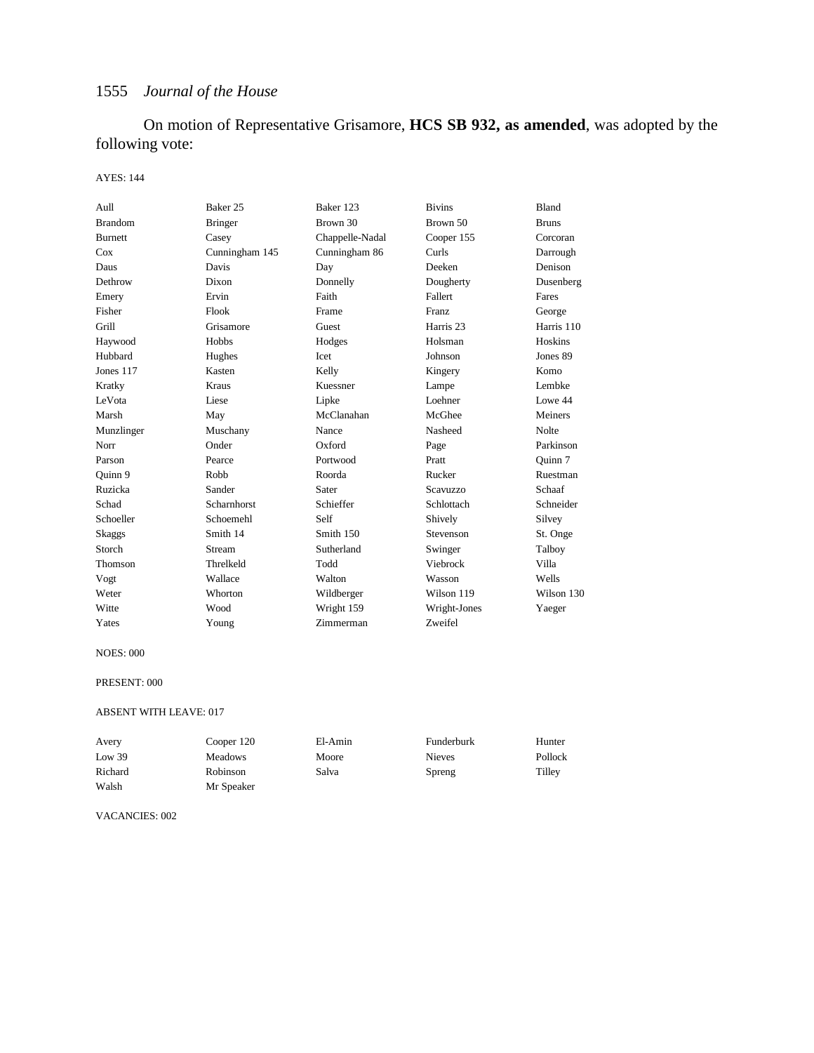On motion of Representative Grisamore, **HCS SB 932, as amended**, was adopted by the following vote:

AYES: 144

| | | | | |
|---|---|---|---|---|
| Aull | Baker 25 | Baker 123 | Bivins | Bland |
| Brandom | Bringer | Brown 30 | Brown 50 | Bruns |
| Burnett | Casey | Chappelle-Nadal | Cooper 155 | Corcoran |
| Cox | Cunningham 145 | Cunningham 86 | Curls | Darrough |
| Daus | Davis | Day | Deeken | Denison |
| Dethrow | Dixon | Donnelly | Dougherty | Dusenberg |
| Emery | Ervin | Faith | Fallert | Fares |
| Fisher | Flook | Frame | Franz | George |
| Grill | Grisamore | Guest | Harris 23 | Harris 110 |
| Haywood | Hobbs | Hodges | Holsman | Hoskins |
| Hubbard | Hughes | Icet | Johnson | Jones 89 |
| Jones 117 | Kasten | Kelly | Kingery | Komo |
| Kratky | Kraus | Kuessner | Lampe | Lembke |
| LeVota | Liese | Lipke | Loehner | Lowe 44 |
| Marsh | May | McClanahan | McGhee | Meiners |
| Munzlinger | Muschany | Nance | Nasheed | Nolte |
| Norr | Onder | Oxford | Page | Parkinson |
| Parson | Pearce | Portwood | Pratt | Quinn 7 |
| Quinn 9 | Robb | Roorda | Rucker | Ruestman |
| Ruzicka | Sander | Sater | Scavuzzo | Schaaf |
| Schad | Scharnhorst | Schieffer | Schlottach | Schneider |
| Schoeller | Schoemehl | Self | Shively | Silvey |
| Skaggs | Smith 14 | Smith 150 | Stevenson | St. Onge |
| Storch | Stream | Sutherland | Swinger | Talboy |
| Thomson | Threlkeld | Todd | Viebrock | Villa |
| Vogt | Wallace | Walton | Wasson | Wells |
| Weter | Whorton | Wildberger | Wilson 119 | Wilson 130 |
| Witte | Wood | Wright 159 | Wright-Jones | Yaeger |
| Yates | Young | Zimmerman | Zweifel | |

NOES: 000

PRESENT: 000

ABSENT WITH LEAVE: 017

| | | | | |
|---|---|---|---|---|
| Avery | Cooper 120 | El-Amin | Funderburk | Hunter |
| Low 39 | Meadows | Moore | Nieves | Pollock |
| Richard | Robinson | Salva | Spreng | Tilley |
| Walsh | Mr Speaker | | | |

VACANCIES: 002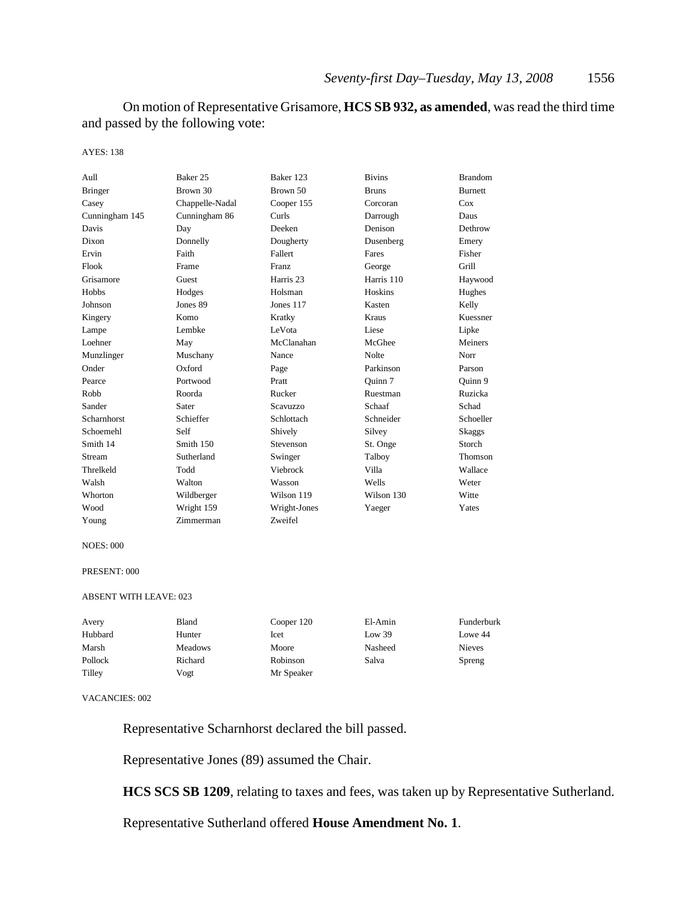On motion of Representative Grisamore, **HCS SB 932, as amended**, was read the third time and passed by the following vote:

AYES: 138

| | | | | |
|---|---|---|---|---|
| Aull | Baker 25 | Baker 123 | Bivins | Brandom |
| Bringer | Brown 30 | Brown 50 | Bruns | Burnett |
| Casey | Chappelle-Nadal | Cooper 155 | Corcoran | Cox |
| Cunningham 145 | Cunningham 86 | Curls | Darrough | Daus |
| Davis | Day | Deeken | Denison | Dethrow |
| Dixon | Donnelly | Dougherty | Dusenberg | Emery |
| Ervin | Faith | Fallert | Fares | Fisher |
| Flook | Frame | Franz | George | Grill |
| Grisamore | Guest | Harris 23 | Harris 110 | Haywood |
| Hobbs | Hodges | Holsman | Hoskins | Hughes |
| Johnson | Jones 89 | Jones 117 | Kasten | Kelly |
| Kingery | Komo | Kratky | Kraus | Kuessner |
| Lampe | Lembke | LeVota | Liese | Lipke |
| Loehner | May | McClanahan | McGhee | Meiners |
| Munzlinger | Muschany | Nance | Nolte | Norr |
| Onder | Oxford | Page | Parkinson | Parson |
| Pearce | Portwood | Pratt | Quinn 7 | Quinn 9 |
| Robb | Roorda | Rucker | Ruestman | Ruzicka |
| Sander | Sater | Scavuzzo | Schaaf | Schad |
| Scharnhorst | Schieffer | Schlottach | Schneider | Schoeller |
| Schoemehl | Self | Shively | Silvey | Skaggs |
| Smith 14 | Smith 150 | Stevenson | St. Onge | Storch |
| Stream | Sutherland | Swinger | Talboy | Thomson |
| Threlkeld | Todd | Viebrock | Villa | Wallace |
| Walsh | Walton | Wasson | Wells | Weter |
| Whorton | Wildberger | Wilson 119 | Wilson 130 | Witte |
| Wood | Wright 159 | Wright-Jones | Yaeger | Yates |
| Young | Zimmerman | Zweifel | | |

NOES: 000

PRESENT: 000

ABSENT WITH LEAVE: 023

| | | | | |
|---|---|---|---|---|
| Avery | Bland | Cooper 120 | El-Amin | Funderburk |
| Hubbard | Hunter | Icet | Low 39 | Lowe 44 |
| Marsh | Meadows | Moore | Nasheed | Nieves |
| Pollock | Richard | Robinson | Salva | Spreng |
| Tilley | Vogt | Mr Speaker | | |

VACANCIES: 002

Representative Scharnhorst declared the bill passed.

Representative Jones (89) assumed the Chair.

**HCS SCS SB 1209**, relating to taxes and fees, was taken up by Representative Sutherland.

Representative Sutherland offered **House Amendment No. 1**.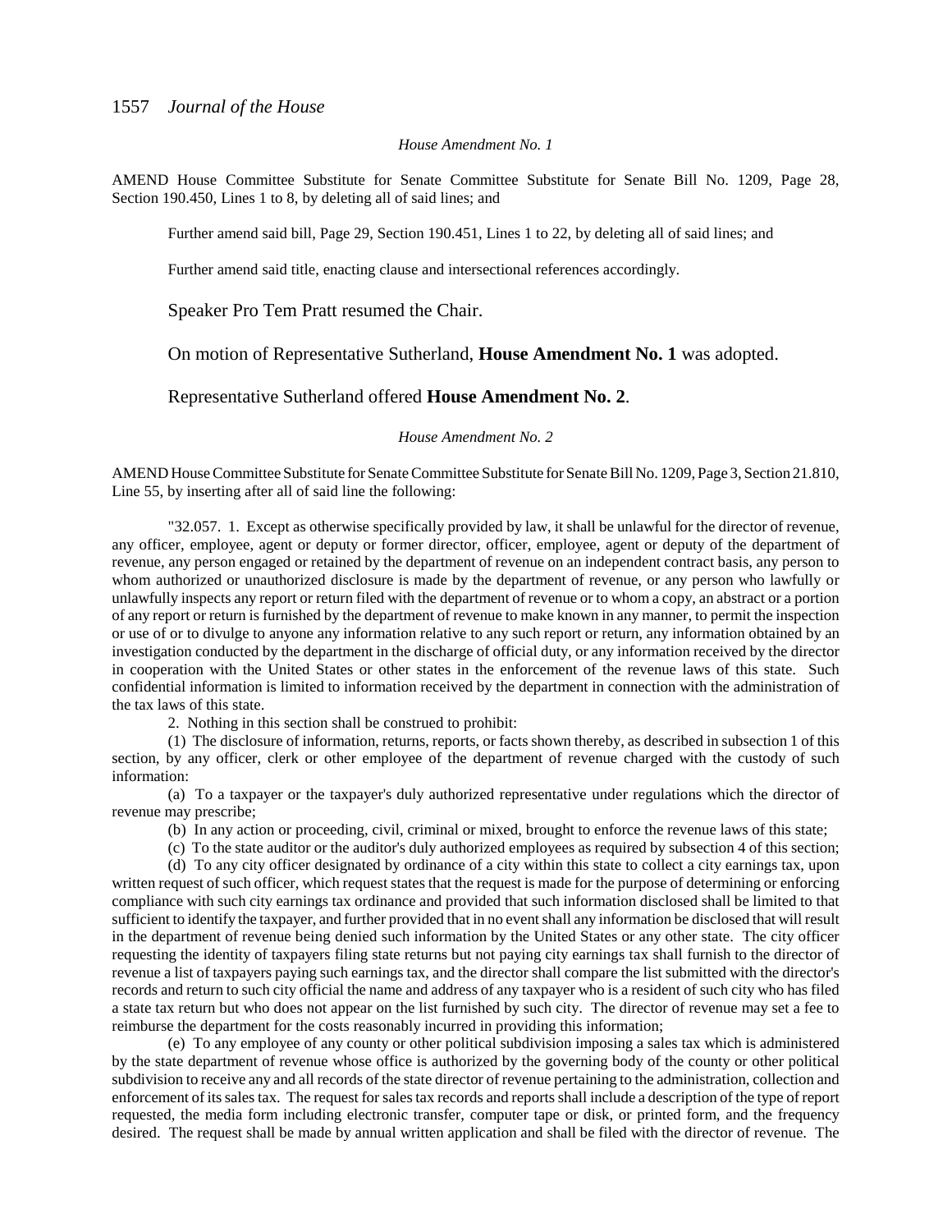*House Amendment No. 1*

AMEND House Committee Substitute for Senate Committee Substitute for Senate Bill No. 1209, Page 28, Section 190.450, Lines 1 to 8, by deleting all of said lines; and

Further amend said bill, Page 29, Section 190.451, Lines 1 to 22, by deleting all of said lines; and

Further amend said title, enacting clause and intersectional references accordingly.

Speaker Pro Tem Pratt resumed the Chair.

On motion of Representative Sutherland, **House Amendment No. 1** was adopted.

Representative Sutherland offered **House Amendment No. 2**.

*House Amendment No. 2*

AMEND House Committee Substitute for Senate Committee Substitute for Senate Bill No. 1209, Page 3, Section 21.810, Line 55, by inserting after all of said line the following:

"32.057. 1. Except as otherwise specifically provided by law, it shall be unlawful for the director of revenue, any officer, employee, agent or deputy or former director, officer, employee, agent or deputy of the department of revenue, any person engaged or retained by the department of revenue on an independent contract basis, any person to whom authorized or unauthorized disclosure is made by the department of revenue, or any person who lawfully or unlawfully inspects any report or return filed with the department of revenue or to whom a copy, an abstract or a portion of any report or return is furnished by the department of revenue to make known in any manner, to permit the inspection or use of or to divulge to anyone any information relative to any such report or return, any information obtained by an investigation conducted by the department in the discharge of official duty, or any information received by the director in cooperation with the United States or other states in the enforcement of the revenue laws of this state. Such confidential information is limited to information received by the department in connection with the administration of the tax laws of this state.

2. Nothing in this section shall be construed to prohibit:

(1) The disclosure of information, returns, reports, or facts shown thereby, as described in subsection 1 of this section, by any officer, clerk or other employee of the department of revenue charged with the custody of such information:

(a) To a taxpayer or the taxpayer's duly authorized representative under regulations which the director of revenue may prescribe;

(b) In any action or proceeding, civil, criminal or mixed, brought to enforce the revenue laws of this state;

(c) To the state auditor or the auditor's duly authorized employees as required by subsection 4 of this section;

(d) To any city officer designated by ordinance of a city within this state to collect a city earnings tax, upon written request of such officer, which request states that the request is made for the purpose of determining or enforcing compliance with such city earnings tax ordinance and provided that such information disclosed shall be limited to that sufficient to identify the taxpayer, and further provided that in no event shall any information be disclosed that will result in the department of revenue being denied such information by the United States or any other state. The city officer requesting the identity of taxpayers filing state returns but not paying city earnings tax shall furnish to the director of revenue a list of taxpayers paying such earnings tax, and the director shall compare the list submitted with the director's records and return to such city official the name and address of any taxpayer who is a resident of such city who has filed a state tax return but who does not appear on the list furnished by such city. The director of revenue may set a fee to reimburse the department for the costs reasonably incurred in providing this information;

(e) To any employee of any county or other political subdivision imposing a sales tax which is administered by the state department of revenue whose office is authorized by the governing body of the county or other political subdivision to receive any and all records of the state director of revenue pertaining to the administration, collection and enforcement of its sales tax. The request for sales tax records and reports shall include a description of the type of report requested, the media form including electronic transfer, computer tape or disk, or printed form, and the frequency desired. The request shall be made by annual written application and shall be filed with the director of revenue. The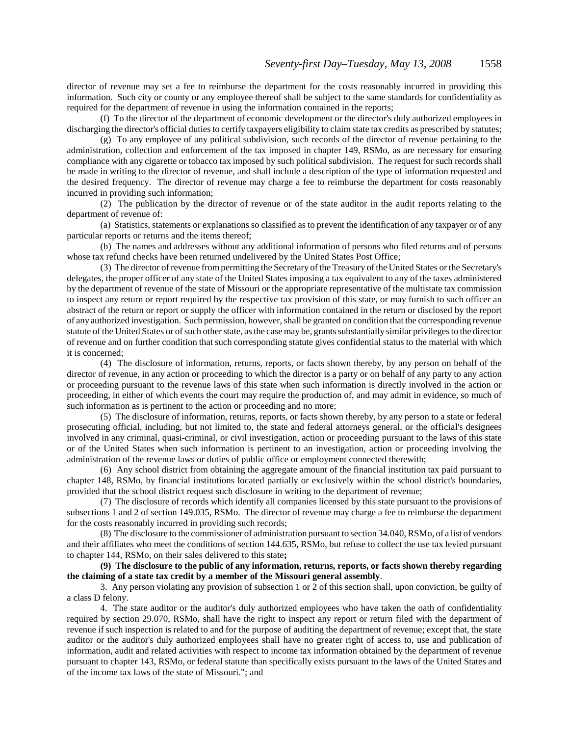director of revenue may set a fee to reimburse the department for the costs reasonably incurred in providing this information. Such city or county or any employee thereof shall be subject to the same standards for confidentiality as required for the department of revenue in using the information contained in the reports;

(f) To the director of the department of economic development or the director's duly authorized employees in discharging the director's official duties to certify taxpayers eligibility to claim state tax credits as prescribed by statutes;

(g) To any employee of any political subdivision, such records of the director of revenue pertaining to the administration, collection and enforcement of the tax imposed in chapter 149, RSMo, as are necessary for ensuring compliance with any cigarette or tobacco tax imposed by such political subdivision. The request for such records shall be made in writing to the director of revenue, and shall include a description of the type of information requested and the desired frequency. The director of revenue may charge a fee to reimburse the department for costs reasonably incurred in providing such information;

(2) The publication by the director of revenue or of the state auditor in the audit reports relating to the department of revenue of:

(a) Statistics, statements or explanations so classified as to prevent the identification of any taxpayer or of any particular reports or returns and the items thereof;

(b) The names and addresses without any additional information of persons who filed returns and of persons whose tax refund checks have been returned undelivered by the United States Post Office;

(3) The director of revenue from permitting the Secretary of the Treasury of the United States or the Secretary's delegates, the proper officer of any state of the United States imposing a tax equivalent to any of the taxes administered by the department of revenue of the state of Missouri or the appropriate representative of the multistate tax commission to inspect any return or report required by the respective tax provision of this state, or may furnish to such officer an abstract of the return or report or supply the officer with information contained in the return or disclosed by the report of any authorized investigation. Such permission, however, shall be granted on condition that the corresponding revenue statute of the United States or of such other state, as the case may be, grants substantially similar privileges to the director of revenue and on further condition that such corresponding statute gives confidential status to the material with which it is concerned;

(4) The disclosure of information, returns, reports, or facts shown thereby, by any person on behalf of the director of revenue, in any action or proceeding to which the director is a party or on behalf of any party to any action or proceeding pursuant to the revenue laws of this state when such information is directly involved in the action or proceeding, in either of which events the court may require the production of, and may admit in evidence, so much of such information as is pertinent to the action or proceeding and no more;

(5) The disclosure of information, returns, reports, or facts shown thereby, by any person to a state or federal prosecuting official, including, but not limited to, the state and federal attorneys general, or the official's designees involved in any criminal, quasi-criminal, or civil investigation, action or proceeding pursuant to the laws of this state or of the United States when such information is pertinent to an investigation, action or proceeding involving the administration of the revenue laws or duties of public office or employment connected therewith;

(6) Any school district from obtaining the aggregate amount of the financial institution tax paid pursuant to chapter 148, RSMo, by financial institutions located partially or exclusively within the school district's boundaries, provided that the school district request such disclosure in writing to the department of revenue;

(7) The disclosure of records which identify all companies licensed by this state pursuant to the provisions of subsections 1 and 2 of section 149.035, RSMo. The director of revenue may charge a fee to reimburse the department for the costs reasonably incurred in providing such records;

(8) The disclosure to the commissioner of administration pursuant to section 34.040, RSMo, of a list of vendors and their affiliates who meet the conditions of section 144.635, RSMo, but refuse to collect the use tax levied pursuant to chapter 144, RSMo, on their sales delivered to this state**;**

**(9) The disclosure to the public of any information, returns, reports, or facts shown thereby regarding the claiming of a state tax credit by a member of the Missouri general assembly**.

3. Any person violating any provision of subsection 1 or 2 of this section shall, upon conviction, be guilty of a class D felony.

4. The state auditor or the auditor's duly authorized employees who have taken the oath of confidentiality required by section 29.070, RSMo, shall have the right to inspect any report or return filed with the department of revenue if such inspection is related to and for the purpose of auditing the department of revenue; except that, the state auditor or the auditor's duly authorized employees shall have no greater right of access to, use and publication of information, audit and related activities with respect to income tax information obtained by the department of revenue pursuant to chapter 143, RSMo, or federal statute than specifically exists pursuant to the laws of the United States and of the income tax laws of the state of Missouri."; and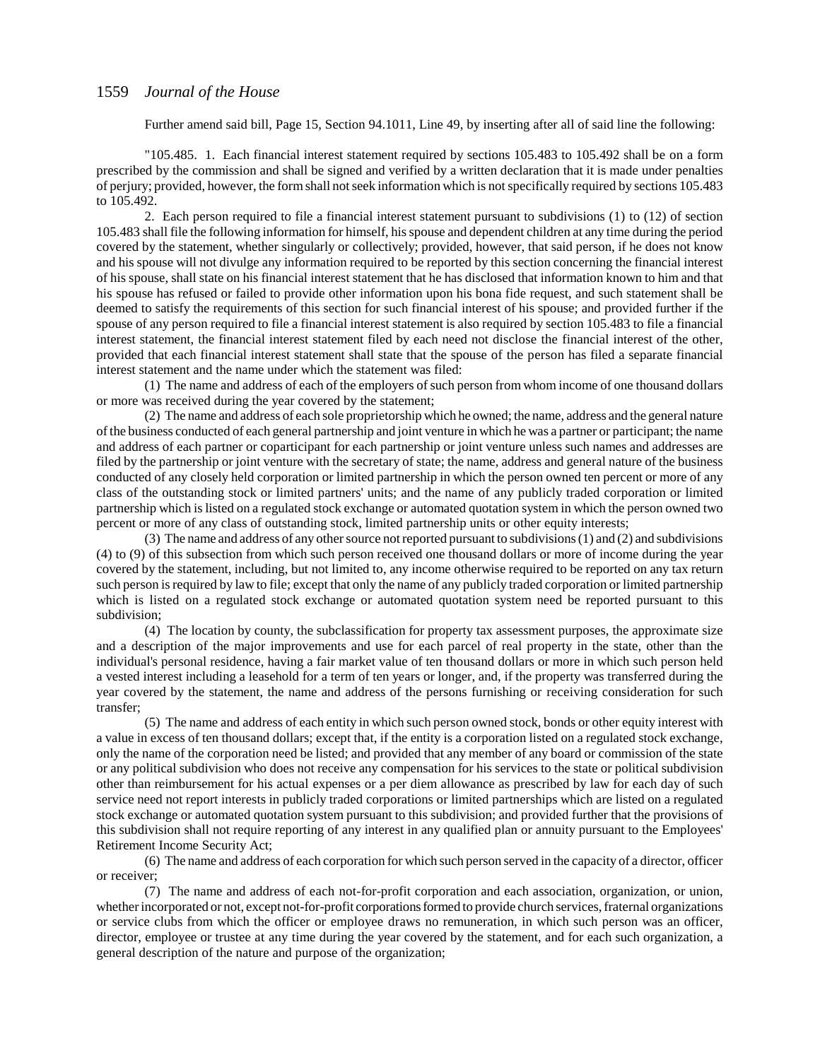Further amend said bill, Page 15, Section 94.1011, Line 49, by inserting after all of said line the following:

"105.485. 1. Each financial interest statement required by sections 105.483 to 105.492 shall be on a form prescribed by the commission and shall be signed and verified by a written declaration that it is made under penalties of perjury; provided, however, the form shall not seek information which is not specifically required by sections 105.483 to 105.492.

2. Each person required to file a financial interest statement pursuant to subdivisions (1) to (12) of section 105.483 shall file the following information for himself, his spouse and dependent children at any time during the period covered by the statement, whether singularly or collectively; provided, however, that said person, if he does not know and his spouse will not divulge any information required to be reported by this section concerning the financial interest of his spouse, shall state on his financial interest statement that he has disclosed that information known to him and that his spouse has refused or failed to provide other information upon his bona fide request, and such statement shall be deemed to satisfy the requirements of this section for such financial interest of his spouse; and provided further if the spouse of any person required to file a financial interest statement is also required by section 105.483 to file a financial interest statement, the financial interest statement filed by each need not disclose the financial interest of the other, provided that each financial interest statement shall state that the spouse of the person has filed a separate financial interest statement and the name under which the statement was filed:

(1) The name and address of each of the employers of such person from whom income of one thousand dollars or more was received during the year covered by the statement;

(2) The name and address of each sole proprietorship which he owned; the name, address and the general nature of the business conducted of each general partnership and joint venture in which he was a partner or participant; the name and address of each partner or coparticipant for each partnership or joint venture unless such names and addresses are filed by the partnership or joint venture with the secretary of state; the name, address and general nature of the business conducted of any closely held corporation or limited partnership in which the person owned ten percent or more of any class of the outstanding stock or limited partners' units; and the name of any publicly traded corporation or limited partnership which is listed on a regulated stock exchange or automated quotation system in which the person owned two percent or more of any class of outstanding stock, limited partnership units or other equity interests;

(3) The name and address of any other source not reported pursuant to subdivisions (1) and (2) and subdivisions (4) to (9) of this subsection from which such person received one thousand dollars or more of income during the year covered by the statement, including, but not limited to, any income otherwise required to be reported on any tax return such person is required by law to file; except that only the name of any publicly traded corporation or limited partnership which is listed on a regulated stock exchange or automated quotation system need be reported pursuant to this subdivision;

(4) The location by county, the subclassification for property tax assessment purposes, the approximate size and a description of the major improvements and use for each parcel of real property in the state, other than the individual's personal residence, having a fair market value of ten thousand dollars or more in which such person held a vested interest including a leasehold for a term of ten years or longer, and, if the property was transferred during the year covered by the statement, the name and address of the persons furnishing or receiving consideration for such transfer;

(5) The name and address of each entity in which such person owned stock, bonds or other equity interest with a value in excess of ten thousand dollars; except that, if the entity is a corporation listed on a regulated stock exchange, only the name of the corporation need be listed; and provided that any member of any board or commission of the state or any political subdivision who does not receive any compensation for his services to the state or political subdivision other than reimbursement for his actual expenses or a per diem allowance as prescribed by law for each day of such service need not report interests in publicly traded corporations or limited partnerships which are listed on a regulated stock exchange or automated quotation system pursuant to this subdivision; and provided further that the provisions of this subdivision shall not require reporting of any interest in any qualified plan or annuity pursuant to the Employees' Retirement Income Security Act;

(6) The name and address of each corporation for which such person served in the capacity of a director, officer or receiver;

(7) The name and address of each not-for-profit corporation and each association, organization, or union, whether incorporated or not, except not-for-profit corporations formed to provide church services, fraternal organizations or service clubs from which the officer or employee draws no remuneration, in which such person was an officer, director, employee or trustee at any time during the year covered by the statement, and for each such organization, a general description of the nature and purpose of the organization;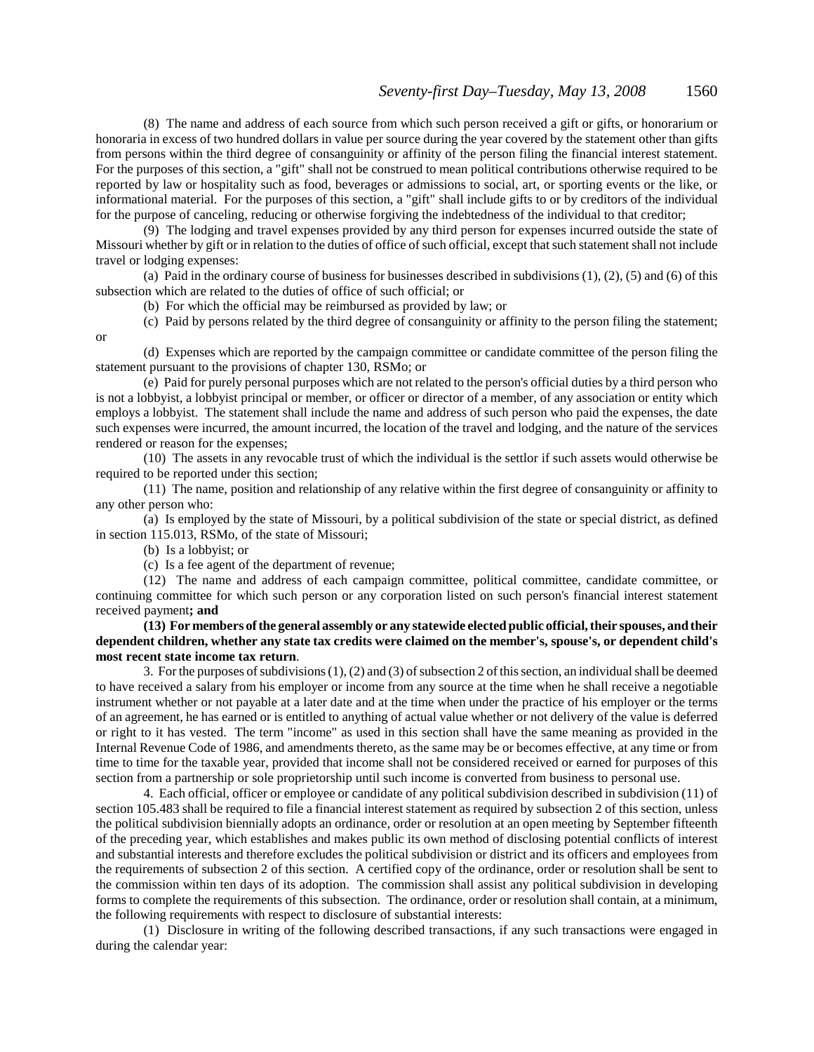(8) The name and address of each source from which such person received a gift or gifts, or honorarium or honoraria in excess of two hundred dollars in value per source during the year covered by the statement other than gifts from persons within the third degree of consanguinity or affinity of the person filing the financial interest statement. For the purposes of this section, a "gift" shall not be construed to mean political contributions otherwise required to be reported by law or hospitality such as food, beverages or admissions to social, art, or sporting events or the like, or informational material. For the purposes of this section, a "gift" shall include gifts to or by creditors of the individual for the purpose of canceling, reducing or otherwise forgiving the indebtedness of the individual to that creditor;

(9) The lodging and travel expenses provided by any third person for expenses incurred outside the state of Missouri whether by gift or in relation to the duties of office of such official, except that such statement shall not include travel or lodging expenses:

(a) Paid in the ordinary course of business for businesses described in subdivisions (1), (2), (5) and (6) of this subsection which are related to the duties of office of such official; or

(b) For which the official may be reimbursed as provided by law; or

(c) Paid by persons related by the third degree of consanguinity or affinity to the person filing the statement; or

(d) Expenses which are reported by the campaign committee or candidate committee of the person filing the statement pursuant to the provisions of chapter 130, RSMo; or

(e) Paid for purely personal purposes which are not related to the person's official duties by a third person who is not a lobbyist, a lobbyist principal or member, or officer or director of a member, of any association or entity which employs a lobbyist. The statement shall include the name and address of such person who paid the expenses, the date such expenses were incurred, the amount incurred, the location of the travel and lodging, and the nature of the services rendered or reason for the expenses;

(10) The assets in any revocable trust of which the individual is the settlor if such assets would otherwise be required to be reported under this section;

(11) The name, position and relationship of any relative within the first degree of consanguinity or affinity to any other person who:

(a) Is employed by the state of Missouri, by a political subdivision of the state or special district, as defined in section 115.013, RSMo, of the state of Missouri;

(b) Is a lobbyist; or

(c) Is a fee agent of the department of revenue;

(12) The name and address of each campaign committee, political committee, candidate committee, or continuing committee for which such person or any corporation listed on such person's financial interest statement received payment**; and**

**(13) For members of the general assembly or any statewide elected public official, their spouses, and their dependent children, whether any state tax credits were claimed on the member's, spouse's, or dependent child's most recent state income tax return**.

3. For the purposes of subdivisions (1), (2) and (3) of subsection 2 of this section, an individual shall be deemed to have received a salary from his employer or income from any source at the time when he shall receive a negotiable instrument whether or not payable at a later date and at the time when under the practice of his employer or the terms of an agreement, he has earned or is entitled to anything of actual value whether or not delivery of the value is deferred or right to it has vested. The term "income" as used in this section shall have the same meaning as provided in the Internal Revenue Code of 1986, and amendments thereto, as the same may be or becomes effective, at any time or from time to time for the taxable year, provided that income shall not be considered received or earned for purposes of this section from a partnership or sole proprietorship until such income is converted from business to personal use.

4. Each official, officer or employee or candidate of any political subdivision described in subdivision (11) of section 105.483 shall be required to file a financial interest statement as required by subsection 2 of this section, unless the political subdivision biennially adopts an ordinance, order or resolution at an open meeting by September fifteenth of the preceding year, which establishes and makes public its own method of disclosing potential conflicts of interest and substantial interests and therefore excludes the political subdivision or district and its officers and employees from the requirements of subsection 2 of this section. A certified copy of the ordinance, order or resolution shall be sent to the commission within ten days of its adoption. The commission shall assist any political subdivision in developing forms to complete the requirements of this subsection. The ordinance, order or resolution shall contain, at a minimum, the following requirements with respect to disclosure of substantial interests:

(1) Disclosure in writing of the following described transactions, if any such transactions were engaged in during the calendar year: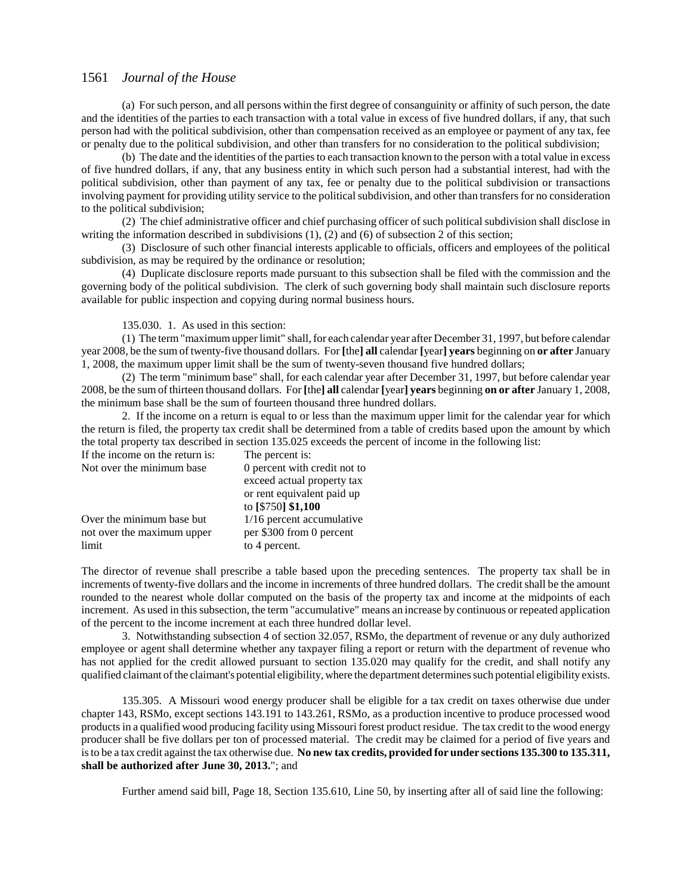(a) For such person, and all persons within the first degree of consanguinity or affinity of such person, the date and the identities of the parties to each transaction with a total value in excess of five hundred dollars, if any, that such person had with the political subdivision, other than compensation received as an employee or payment of any tax, fee or penalty due to the political subdivision, and other than transfers for no consideration to the political subdivision;

(b) The date and the identities of the parties to each transaction known to the person with a total value in excess of five hundred dollars, if any, that any business entity in which such person had a substantial interest, had with the political subdivision, other than payment of any tax, fee or penalty due to the political subdivision or transactions involving payment for providing utility service to the political subdivision, and other than transfers for no consideration to the political subdivision;

(2) The chief administrative officer and chief purchasing officer of such political subdivision shall disclose in writing the information described in subdivisions (1), (2) and (6) of subsection 2 of this section;

(3) Disclosure of such other financial interests applicable to officials, officers and employees of the political subdivision, as may be required by the ordinance or resolution;

(4) Duplicate disclosure reports made pursuant to this subsection shall be filed with the commission and the governing body of the political subdivision. The clerk of such governing body shall maintain such disclosure reports available for public inspection and copying during normal business hours.

135.030. 1. As used in this section:

(1) The term "maximum upper limit" shall, for each calendar year after December 31, 1997, but before calendar year 2008, be the sum of twenty-five thousand dollars. For **[**the**] all** calendar **[**year**] years** beginning on **or after** January 1, 2008, the maximum upper limit shall be the sum of twenty-seven thousand five hundred dollars;

(2) The term "minimum base" shall, for each calendar year after December 31, 1997, but before calendar year 2008, be the sum of thirteen thousand dollars. For **[**the**] all** calendar **[**year**] years** beginning **on or after** January 1, 2008, the minimum base shall be the sum of fourteen thousand three hundred dollars.

2. If the income on a return is equal to or less than the maximum upper limit for the calendar year for which the return is filed, the property tax credit shall be determined from a table of credits based upon the amount by which the total property tax described in section 135.025 exceeds the percent of income in the following list:

| If the income on the return is: | The percent is: |
|---|---|
| Not over the minimum base | 0 percent with credit not to exceed actual property tax or rent equivalent paid up to **[**$750**] $1,100** |
| Over the minimum base but not over the maximum upper limit | 1/16 percent accumulative per $300 from 0 percent to 4 percent. |

The director of revenue shall prescribe a table based upon the preceding sentences. The property tax shall be in increments of twenty-five dollars and the income in increments of three hundred dollars. The credit shall be the amount rounded to the nearest whole dollar computed on the basis of the property tax and income at the midpoints of each increment. As used in this subsection, the term "accumulative" means an increase by continuous or repeated application of the percent to the income increment at each three hundred dollar level.

3. Notwithstanding subsection 4 of section 32.057, RSMo, the department of revenue or any duly authorized employee or agent shall determine whether any taxpayer filing a report or return with the department of revenue who has not applied for the credit allowed pursuant to section 135.020 may qualify for the credit, and shall notify any qualified claimant of the claimant's potential eligibility, where the department determines such potential eligibility exists.

135.305. A Missouri wood energy producer shall be eligible for a tax credit on taxes otherwise due under chapter 143, RSMo, except sections 143.191 to 143.261, RSMo, as a production incentive to produce processed wood products in a qualified wood producing facility using Missouri forest product residue. The tax credit to the wood energy producer shall be five dollars per ton of processed material. The credit may be claimed for a period of five years and is to be a tax credit against the tax otherwise due. **No new tax credits, provided for under sections 135.300 to 135.311, shall be authorized after June 30, 2013.**"; and

Further amend said bill, Page 18, Section 135.610, Line 50, by inserting after all of said line the following: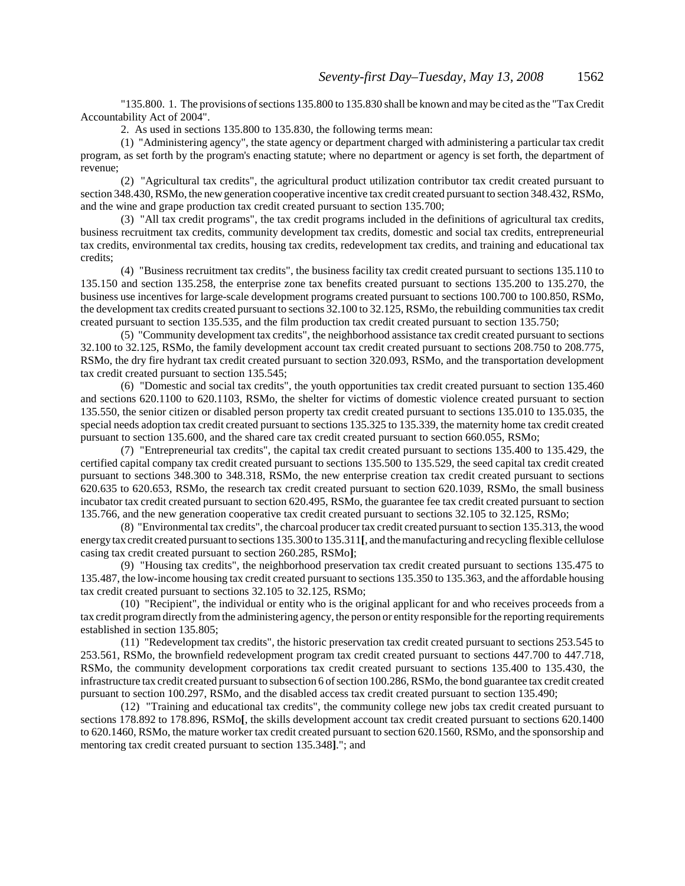"135.800. 1. The provisions of sections 135.800 to 135.830 shall be known and may be cited as the "Tax Credit Accountability Act of 2004".

2. As used in sections 135.800 to 135.830, the following terms mean:

(1) "Administering agency", the state agency or department charged with administering a particular tax credit program, as set forth by the program's enacting statute; where no department or agency is set forth, the department of revenue;

(2) "Agricultural tax credits", the agricultural product utilization contributor tax credit created pursuant to section 348.430, RSMo, the new generation cooperative incentive tax credit created pursuant to section 348.432, RSMo, and the wine and grape production tax credit created pursuant to section 135.700;

(3) "All tax credit programs", the tax credit programs included in the definitions of agricultural tax credits, business recruitment tax credits, community development tax credits, domestic and social tax credits, entrepreneurial tax credits, environmental tax credits, housing tax credits, redevelopment tax credits, and training and educational tax credits;

(4) "Business recruitment tax credits", the business facility tax credit created pursuant to sections 135.110 to 135.150 and section 135.258, the enterprise zone tax benefits created pursuant to sections 135.200 to 135.270, the business use incentives for large-scale development programs created pursuant to sections 100.700 to 100.850, RSMo, the development tax credits created pursuant to sections 32.100 to 32.125, RSMo, the rebuilding communities tax credit created pursuant to section 135.535, and the film production tax credit created pursuant to section 135.750;

(5) "Community development tax credits", the neighborhood assistance tax credit created pursuant to sections 32.100 to 32.125, RSMo, the family development account tax credit created pursuant to sections 208.750 to 208.775, RSMo, the dry fire hydrant tax credit created pursuant to section 320.093, RSMo, and the transportation development tax credit created pursuant to section 135.545;

(6) "Domestic and social tax credits", the youth opportunities tax credit created pursuant to section 135.460 and sections 620.1100 to 620.1103, RSMo, the shelter for victims of domestic violence created pursuant to section 135.550, the senior citizen or disabled person property tax credit created pursuant to sections 135.010 to 135.035, the special needs adoption tax credit created pursuant to sections 135.325 to 135.339, the maternity home tax credit created pursuant to section 135.600, and the shared care tax credit created pursuant to section 660.055, RSMo;

(7) "Entrepreneurial tax credits", the capital tax credit created pursuant to sections 135.400 to 135.429, the certified capital company tax credit created pursuant to sections 135.500 to 135.529, the seed capital tax credit created pursuant to sections 348.300 to 348.318, RSMo, the new enterprise creation tax credit created pursuant to sections 620.635 to 620.653, RSMo, the research tax credit created pursuant to section 620.1039, RSMo, the small business incubator tax credit created pursuant to section 620.495, RSMo, the guarantee fee tax credit created pursuant to section 135.766, and the new generation cooperative tax credit created pursuant to sections 32.105 to 32.125, RSMo;

(8) "Environmental tax credits", the charcoal producer tax credit created pursuant to section 135.313, the wood energy tax credit created pursuant to sections 135.300 to 135.311**[**, and the manufacturing and recycling flexible cellulose casing tax credit created pursuant to section 260.285, RSMo**]**;

(9) "Housing tax credits", the neighborhood preservation tax credit created pursuant to sections 135.475 to 135.487, the low-income housing tax credit created pursuant to sections 135.350 to 135.363, and the affordable housing tax credit created pursuant to sections 32.105 to 32.125, RSMo;

(10) "Recipient", the individual or entity who is the original applicant for and who receives proceeds from a tax credit program directly from the administering agency, the person or entity responsible for the reporting requirements established in section 135.805;

(11) "Redevelopment tax credits", the historic preservation tax credit created pursuant to sections 253.545 to 253.561, RSMo, the brownfield redevelopment program tax credit created pursuant to sections 447.700 to 447.718, RSMo, the community development corporations tax credit created pursuant to sections 135.400 to 135.430, the infrastructure tax credit created pursuant to subsection 6 of section 100.286, RSMo, the bond guarantee tax credit created pursuant to section 100.297, RSMo, and the disabled access tax credit created pursuant to section 135.490;

(12) "Training and educational tax credits", the community college new jobs tax credit created pursuant to sections 178.892 to 178.896, RSMo**[**, the skills development account tax credit created pursuant to sections 620.1400 to 620.1460, RSMo, the mature worker tax credit created pursuant to section 620.1560, RSMo, and the sponsorship and mentoring tax credit created pursuant to section 135.348**]**."; and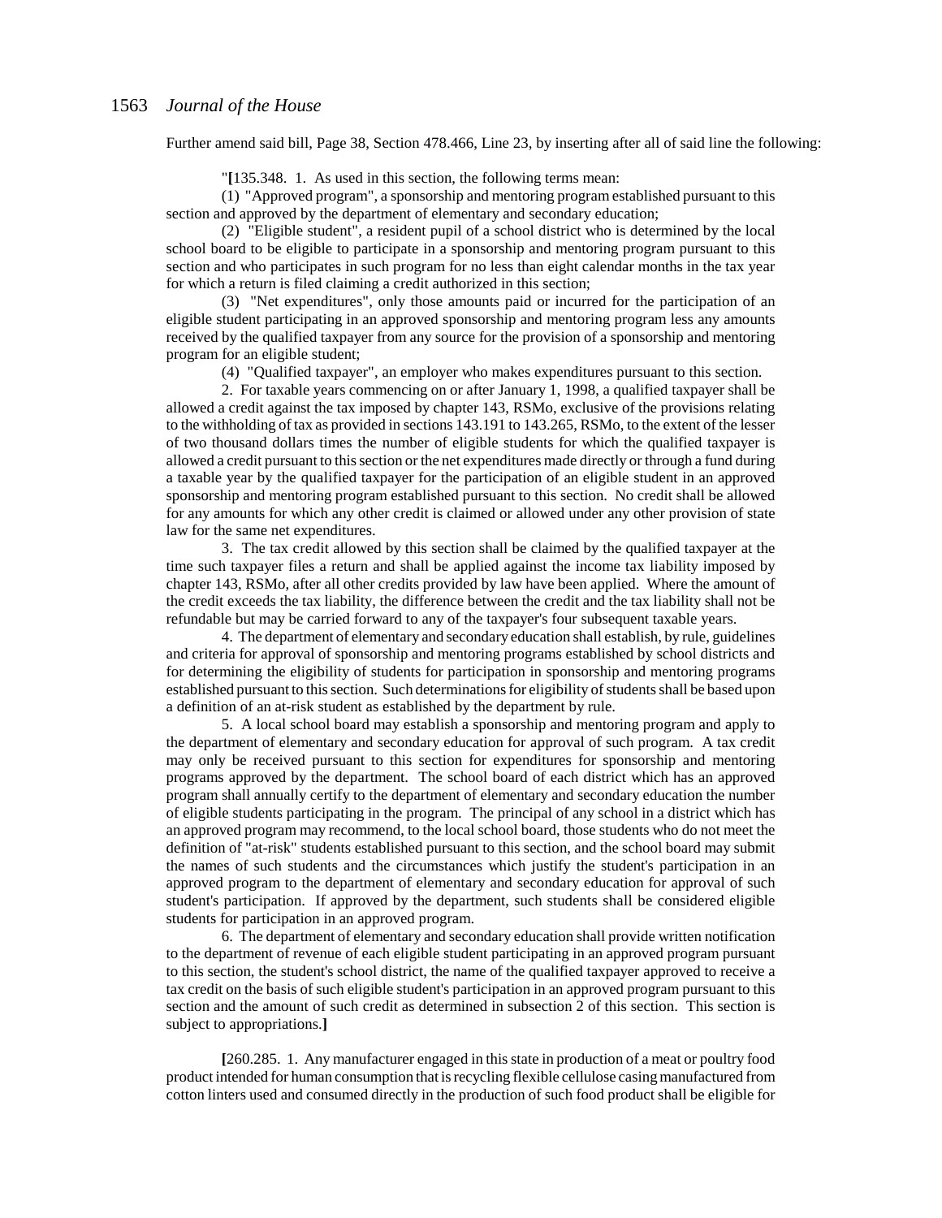Further amend said bill, Page 38, Section 478.466, Line 23, by inserting after all of said line the following:

"**[**135.348. 1. As used in this section, the following terms mean:

(1) "Approved program", a sponsorship and mentoring program established pursuant to this section and approved by the department of elementary and secondary education;

(2) "Eligible student", a resident pupil of a school district who is determined by the local school board to be eligible to participate in a sponsorship and mentoring program pursuant to this section and who participates in such program for no less than eight calendar months in the tax year for which a return is filed claiming a credit authorized in this section;

(3) "Net expenditures", only those amounts paid or incurred for the participation of an eligible student participating in an approved sponsorship and mentoring program less any amounts received by the qualified taxpayer from any source for the provision of a sponsorship and mentoring program for an eligible student;

(4) "Qualified taxpayer", an employer who makes expenditures pursuant to this section.

2. For taxable years commencing on or after January 1, 1998, a qualified taxpayer shall be allowed a credit against the tax imposed by chapter 143, RSMo, exclusive of the provisions relating to the withholding of tax as provided in sections 143.191 to 143.265, RSMo, to the extent of the lesser of two thousand dollars times the number of eligible students for which the qualified taxpayer is allowed a credit pursuant to this section or the net expenditures made directly or through a fund during a taxable year by the qualified taxpayer for the participation of an eligible student in an approved sponsorship and mentoring program established pursuant to this section. No credit shall be allowed for any amounts for which any other credit is claimed or allowed under any other provision of state law for the same net expenditures.

3. The tax credit allowed by this section shall be claimed by the qualified taxpayer at the time such taxpayer files a return and shall be applied against the income tax liability imposed by chapter 143, RSMo, after all other credits provided by law have been applied. Where the amount of the credit exceeds the tax liability, the difference between the credit and the tax liability shall not be refundable but may be carried forward to any of the taxpayer's four subsequent taxable years.

4. The department of elementary and secondary education shall establish, by rule, guidelines and criteria for approval of sponsorship and mentoring programs established by school districts and for determining the eligibility of students for participation in sponsorship and mentoring programs established pursuant to this section. Such determinations for eligibility of students shall be based upon a definition of an at-risk student as established by the department by rule.

5. A local school board may establish a sponsorship and mentoring program and apply to the department of elementary and secondary education for approval of such program. A tax credit may only be received pursuant to this section for expenditures for sponsorship and mentoring programs approved by the department. The school board of each district which has an approved program shall annually certify to the department of elementary and secondary education the number of eligible students participating in the program. The principal of any school in a district which has an approved program may recommend, to the local school board, those students who do not meet the definition of "at-risk" students established pursuant to this section, and the school board may submit the names of such students and the circumstances which justify the student's participation in an approved program to the department of elementary and secondary education for approval of such student's participation. If approved by the department, such students shall be considered eligible students for participation in an approved program.

6. The department of elementary and secondary education shall provide written notification to the department of revenue of each eligible student participating in an approved program pursuant to this section, the student's school district, the name of the qualified taxpayer approved to receive a tax credit on the basis of such eligible student's participation in an approved program pursuant to this section and the amount of such credit as determined in subsection 2 of this section. This section is subject to appropriations.**]**

**[**260.285. 1. Any manufacturer engaged in this state in production of a meat or poultry food product intended for human consumption that is recycling flexible cellulose casing manufactured from cotton linters used and consumed directly in the production of such food product shall be eligible for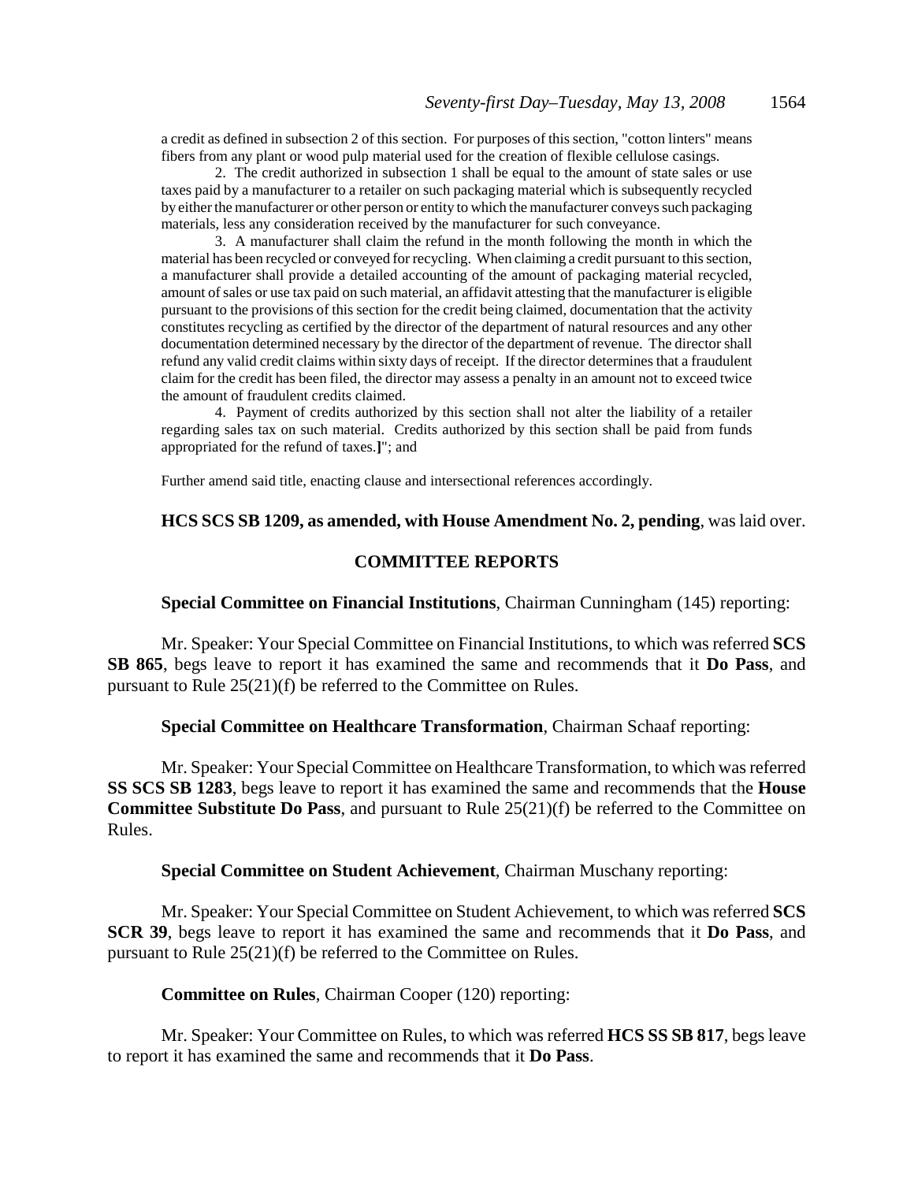a credit as defined in subsection 2 of this section. For purposes of this section, "cotton linters" means fibers from any plant or wood pulp material used for the creation of flexible cellulose casings.

2. The credit authorized in subsection 1 shall be equal to the amount of state sales or use taxes paid by a manufacturer to a retailer on such packaging material which is subsequently recycled by either the manufacturer or other person or entity to which the manufacturer conveys such packaging materials, less any consideration received by the manufacturer for such conveyance.

3. A manufacturer shall claim the refund in the month following the month in which the material has been recycled or conveyed for recycling. When claiming a credit pursuant to this section, a manufacturer shall provide a detailed accounting of the amount of packaging material recycled, amount of sales or use tax paid on such material, an affidavit attesting that the manufacturer is eligible pursuant to the provisions of this section for the credit being claimed, documentation that the activity constitutes recycling as certified by the director of the department of natural resources and any other documentation determined necessary by the director of the department of revenue. The director shall refund any valid credit claims within sixty days of receipt. If the director determines that a fraudulent claim for the credit has been filed, the director may assess a penalty in an amount not to exceed twice the amount of fraudulent credits claimed.

4. Payment of credits authorized by this section shall not alter the liability of a retailer regarding sales tax on such material. Credits authorized by this section shall be paid from funds appropriated for the refund of taxes.**]**"; and

Further amend said title, enacting clause and intersectional references accordingly.

**HCS SCS SB 1209, as amended, with House Amendment No. 2, pending**, was laid over.

## COMMITTEE REPORTS

**Special Committee on Financial Institutions**, Chairman Cunningham (145) reporting:

Mr. Speaker: Your Special Committee on Financial Institutions, to which was referred **SCS SB 865**, begs leave to report it has examined the same and recommends that it **Do Pass**, and pursuant to Rule 25(21)(f) be referred to the Committee on Rules.

**Special Committee on Healthcare Transformation**, Chairman Schaaf reporting:

Mr. Speaker: Your Special Committee on Healthcare Transformation, to which was referred **SS SCS SB 1283**, begs leave to report it has examined the same and recommends that the **House Committee Substitute Do Pass**, and pursuant to Rule 25(21)(f) be referred to the Committee on Rules.

**Special Committee on Student Achievement**, Chairman Muschany reporting:

Mr. Speaker: Your Special Committee on Student Achievement, to which was referred **SCS SCR 39**, begs leave to report it has examined the same and recommends that it **Do Pass**, and pursuant to Rule 25(21)(f) be referred to the Committee on Rules.

**Committee on Rules**, Chairman Cooper (120) reporting:

Mr. Speaker: Your Committee on Rules, to which was referred **HCS SS SB 817**, begs leave to report it has examined the same and recommends that it **Do Pass**.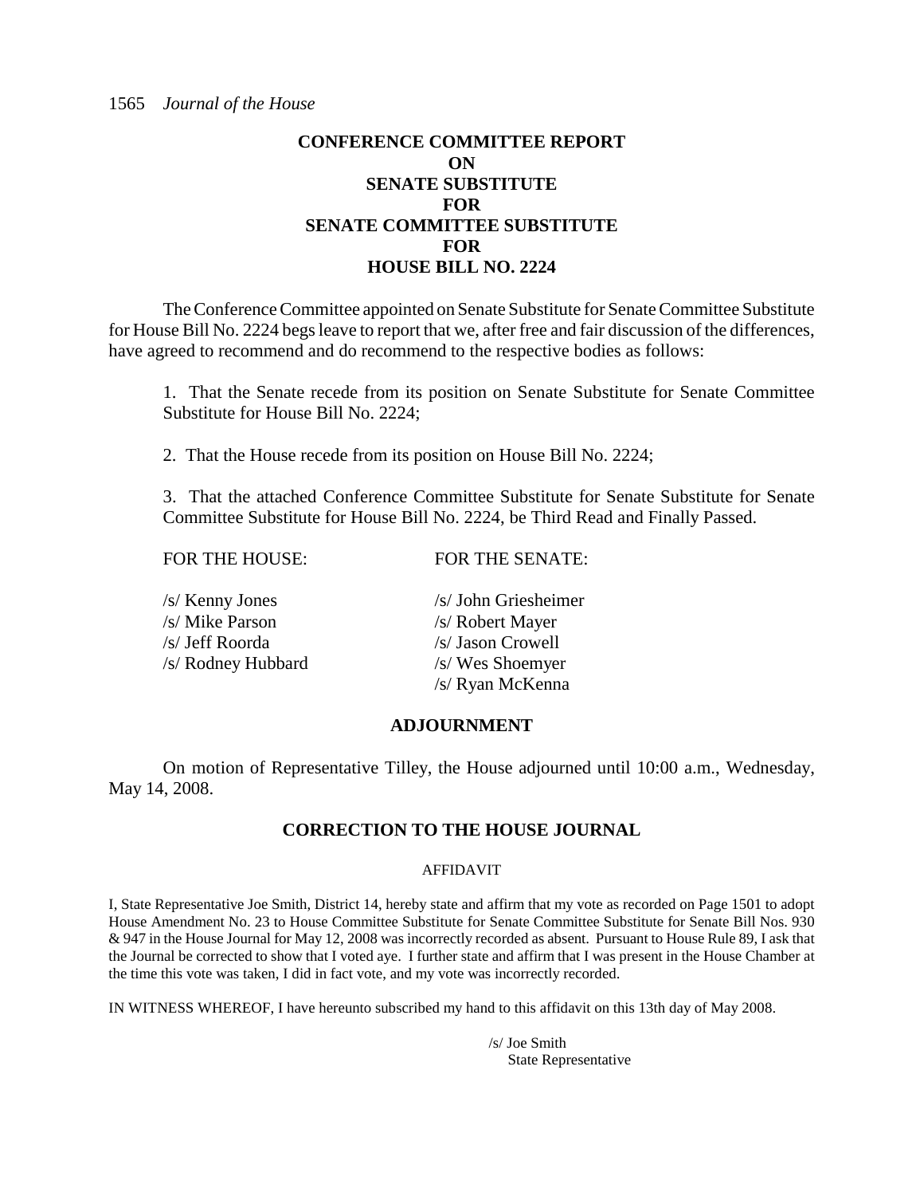## CONFERENCE COMMITTEE REPORT
## ON
## SENATE SUBSTITUTE
## FOR
## SENATE COMMITTEE SUBSTITUTE
## FOR
## HOUSE BILL NO. 2224

The Conference Committee appointed on Senate Substitute for Senate Committee Substitute for House Bill No. 2224 begs leave to report that we, after free and fair discussion of the differences, have agreed to recommend and do recommend to the respective bodies as follows:

1. That the Senate recede from its position on Senate Substitute for Senate Committee Substitute for House Bill No. 2224;

2. That the House recede from its position on House Bill No. 2224;

3. That the attached Conference Committee Substitute for Senate Substitute for Senate Committee Substitute for House Bill No. 2224, be Third Read and Finally Passed.

| FOR THE HOUSE: | FOR THE SENATE: |
|---|---|
| /s/ Kenny Jones | /s/ John Griesheimer |
| /s/ Mike Parson | /s/ Robert Mayer |
| /s/ Jeff Roorda | /s/ Jason Crowell |
| /s/ Rodney Hubbard | /s/ Wes Shoemyer |
| | /s/ Ryan McKenna |

## ADJOURNMENT

On motion of Representative Tilley, the House adjourned until 10:00 a.m., Wednesday, May 14, 2008.

## CORRECTION TO THE HOUSE JOURNAL

AFFIDAVIT

I, State Representative Joe Smith, District 14, hereby state and affirm that my vote as recorded on Page 1501 to adopt House Amendment No. 23 to House Committee Substitute for Senate Committee Substitute for Senate Bill Nos. 930 & 947 in the House Journal for May 12, 2008 was incorrectly recorded as absent. Pursuant to House Rule 89, I ask that the Journal be corrected to show that I voted aye. I further state and affirm that I was present in the House Chamber at the time this vote was taken, I did in fact vote, and my vote was incorrectly recorded.

IN WITNESS WHEREOF, I have hereunto subscribed my hand to this affidavit on this 13th day of May 2008.

/s/ Joe Smith
State Representative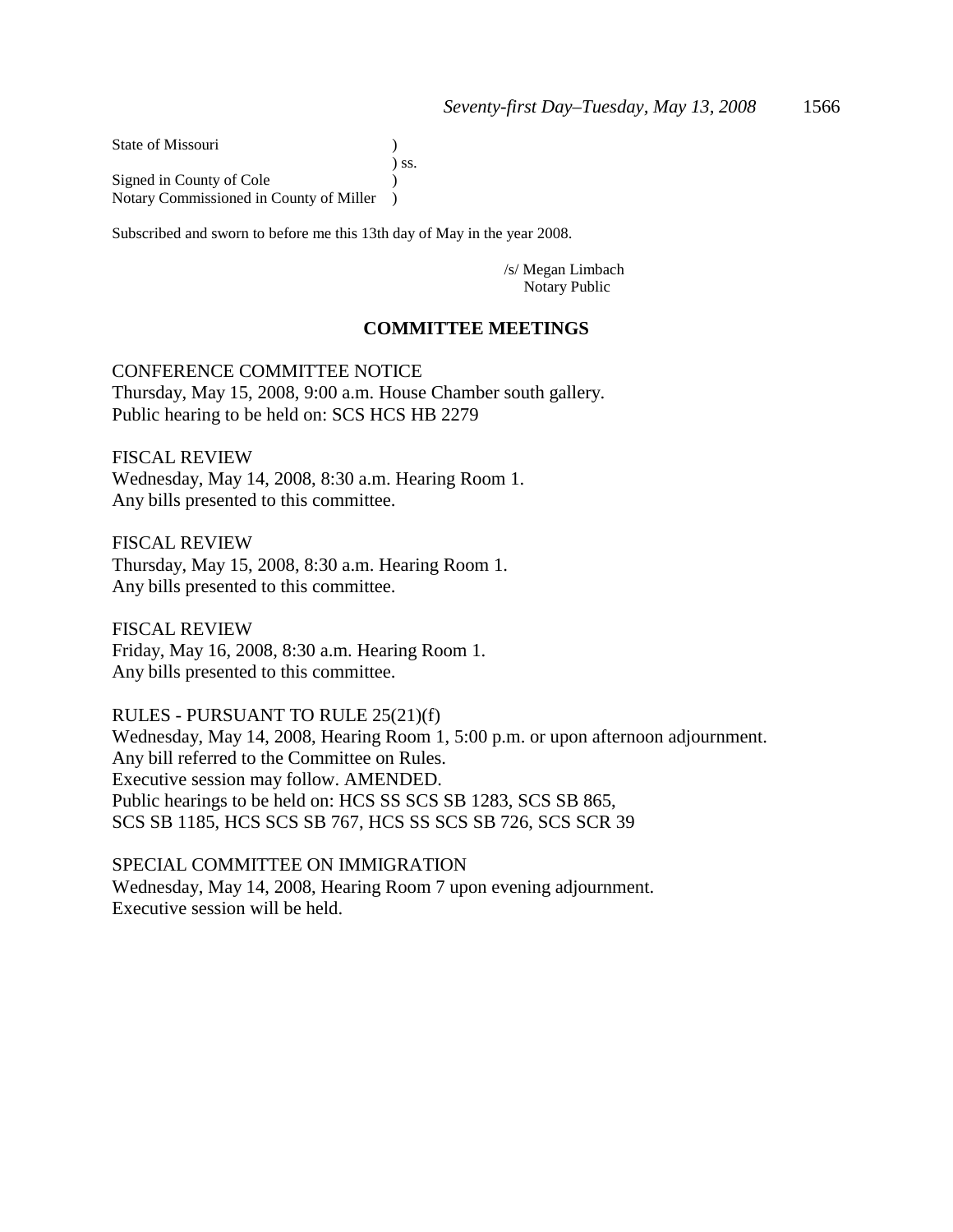State of Missouri )  
) ss.  
Signed in County of Cole )  
Notary Commissioned in County of Miller )

Subscribed and sworn to before me this 13th day of May in the year 2008.

/s/ Megan Limbach  
Notary Public

## COMMITTEE MEETINGS

CONFERENCE COMMITTEE NOTICE  
Thursday, May 15, 2008, 9:00 a.m. House Chamber south gallery.  
Public hearing to be held on: SCS HCS HB 2279

FISCAL REVIEW  
Wednesday, May 14, 2008, 8:30 a.m. Hearing Room 1.  
Any bills presented to this committee.

FISCAL REVIEW  
Thursday, May 15, 2008, 8:30 a.m. Hearing Room 1.  
Any bills presented to this committee.

FISCAL REVIEW  
Friday, May 16, 2008, 8:30 a.m. Hearing Room 1.  
Any bills presented to this committee.

RULES - PURSUANT TO RULE 25(21)(f)  
Wednesday, May 14, 2008, Hearing Room 1, 5:00 p.m. or upon afternoon adjournment.  
Any bill referred to the Committee on Rules.  
Executive session may follow. AMENDED.  
Public hearings to be held on: HCS SS SCS SB 1283, SCS SB 865,  
SCS SB 1185, HCS SCS SB 767, HCS SS SCS SB 726, SCS SCR 39

SPECIAL COMMITTEE ON IMMIGRATION  
Wednesday, May 14, 2008, Hearing Room 7 upon evening adjournment.  
Executive session will be held.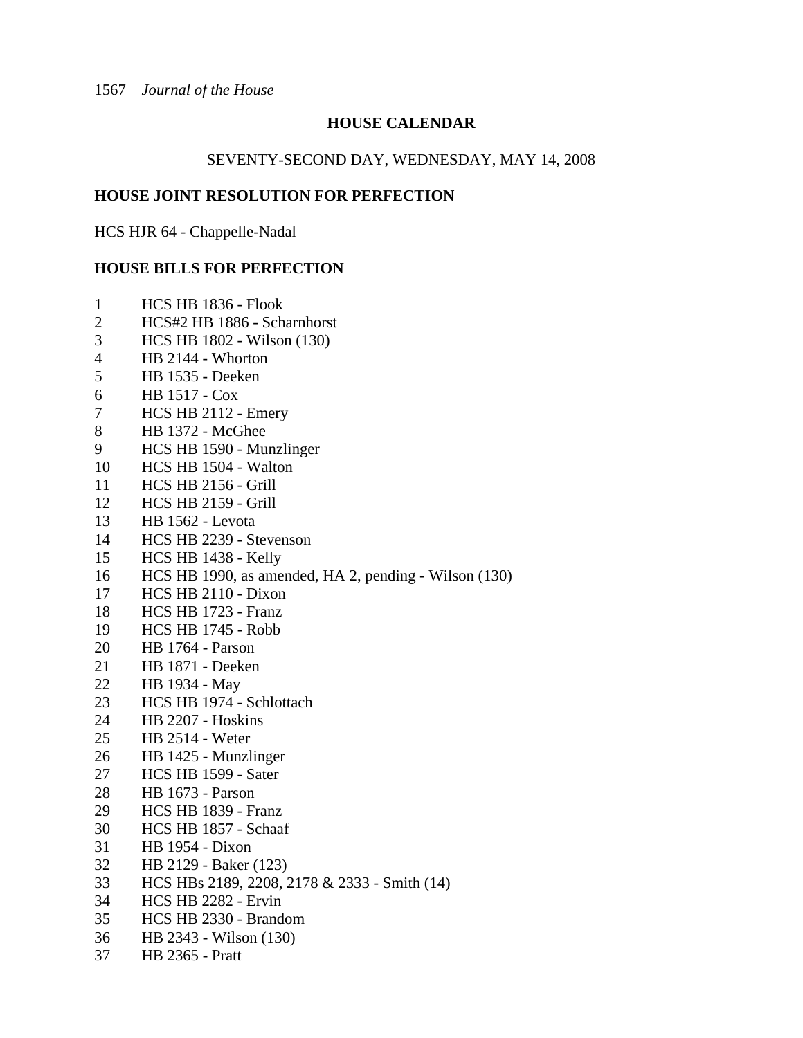## HOUSE CALENDAR

SEVENTY-SECOND DAY, WEDNESDAY, MAY 14, 2008

### HOUSE JOINT RESOLUTION FOR PERFECTION

HCS HJR 64 - Chappelle-Nadal

### HOUSE BILLS FOR PERFECTION

1 HCS HB 1836 - Flook
2 HCS#2 HB 1886 - Scharnhorst
3 HCS HB 1802 - Wilson (130)
4 HB 2144 - Whorton
5 HB 1535 - Deeken
6 HB 1517 - Cox
7 HCS HB 2112 - Emery
8 HB 1372 - McGhee
9 HCS HB 1590 - Munzlinger
10 HCS HB 1504 - Walton
11 HCS HB 2156 - Grill
12 HCS HB 2159 - Grill
13 HB 1562 - Levota
14 HCS HB 2239 - Stevenson
15 HCS HB 1438 - Kelly
16 HCS HB 1990, as amended, HA 2, pending - Wilson (130)
17 HCS HB 2110 - Dixon
18 HCS HB 1723 - Franz
19 HCS HB 1745 - Robb
20 HB 1764 - Parson
21 HB 1871 - Deeken
22 HB 1934 - May
23 HCS HB 1974 - Schlottach
24 HB 2207 - Hoskins
25 HB 2514 - Weter
26 HB 1425 - Munzlinger
27 HCS HB 1599 - Sater
28 HB 1673 - Parson
29 HCS HB 1839 - Franz
30 HCS HB 1857 - Schaaf
31 HB 1954 - Dixon
32 HB 2129 - Baker (123)
33 HCS HBs 2189, 2208, 2178 & 2333 - Smith (14)
34 HCS HB 2282 - Ervin
35 HCS HB 2330 - Brandom
36 HB 2343 - Wilson (130)
37 HB 2365 - Pratt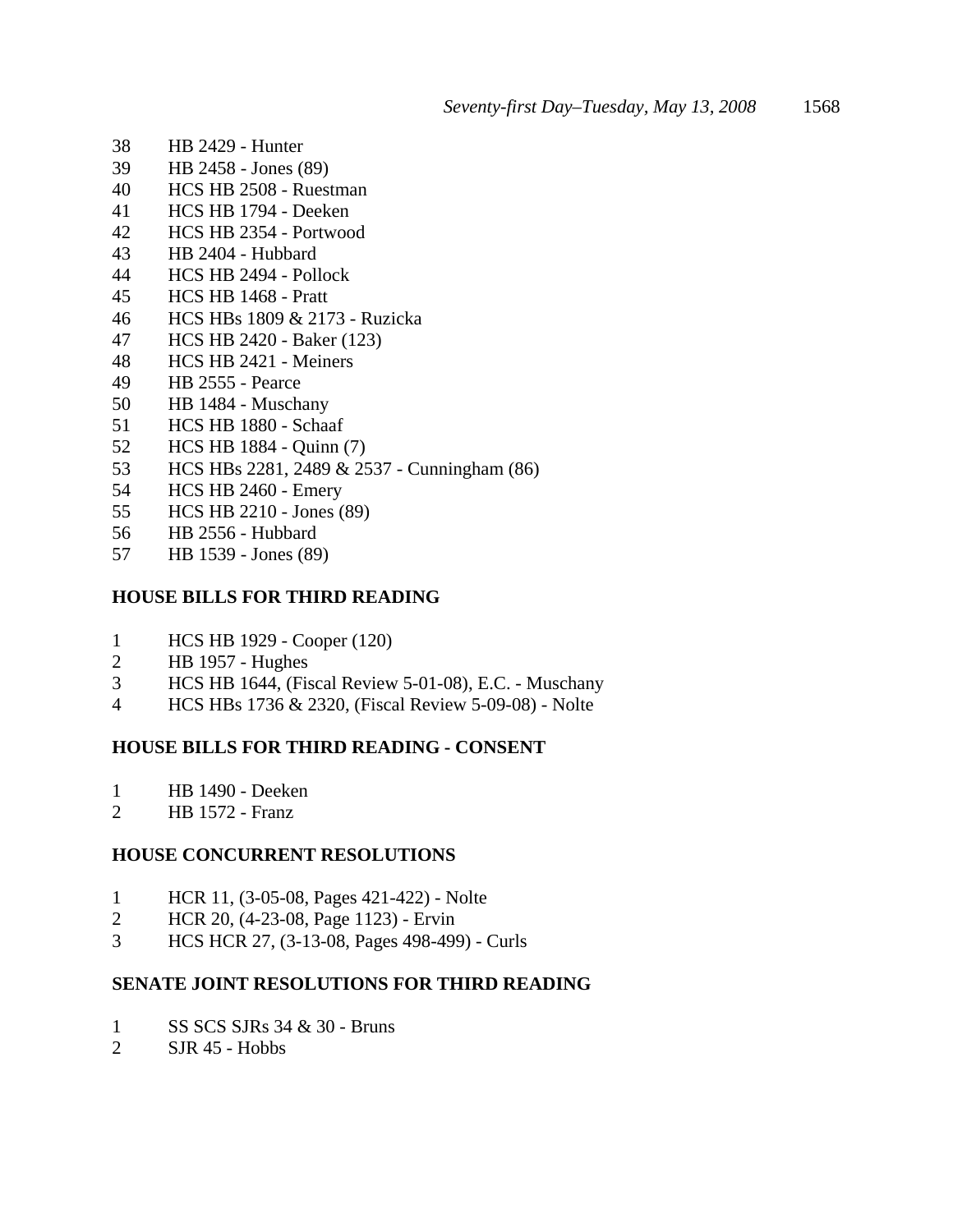38 HB 2429 - Hunter
39 HB 2458 - Jones (89)
40 HCS HB 2508 - Ruestman
41 HCS HB 1794 - Deeken
42 HCS HB 2354 - Portwood
43 HB 2404 - Hubbard
44 HCS HB 2494 - Pollock
45 HCS HB 1468 - Pratt
46 HCS HBs 1809 & 2173 - Ruzicka
47 HCS HB 2420 - Baker (123)
48 HCS HB 2421 - Meiners
49 HB 2555 - Pearce
50 HB 1484 - Muschany
51 HCS HB 1880 - Schaaf
52 HCS HB 1884 - Quinn (7)
53 HCS HBs 2281, 2489 & 2537 - Cunningham (86)
54 HCS HB 2460 - Emery
55 HCS HB 2210 - Jones (89)
56 HB 2556 - Hubbard
57 HB 1539 - Jones (89)

**HOUSE BILLS FOR THIRD READING**

1 HCS HB 1929 - Cooper (120)
2 HB 1957 - Hughes
3 HCS HB 1644, (Fiscal Review 5-01-08), E.C. - Muschany
4 HCS HBs 1736 & 2320, (Fiscal Review 5-09-08) - Nolte

**HOUSE BILLS FOR THIRD READING - CONSENT**

1 HB 1490 - Deeken
2 HB 1572 - Franz

**HOUSE CONCURRENT RESOLUTIONS**

1 HCR 11, (3-05-08, Pages 421-422) - Nolte
2 HCR 20, (4-23-08, Page 1123) - Ervin
3 HCS HCR 27, (3-13-08, Pages 498-499) - Curls

**SENATE JOINT RESOLUTIONS FOR THIRD READING**

1 SS SCS SJRs 34 & 30 - Bruns
2 SJR 45 - Hobbs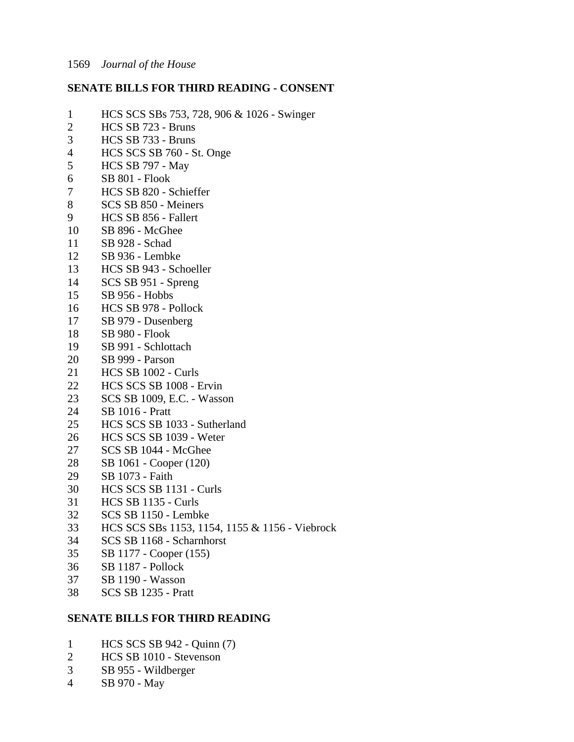## SENATE BILLS FOR THIRD READING - CONSENT

1 HCS SCS SBs 753, 728, 906 & 1026 - Swinger
2 HCS SB 723 - Bruns
3 HCS SB 733 - Bruns
4 HCS SCS SB 760 - St. Onge
5 HCS SB 797 - May
6 SB 801 - Flook
7 HCS SB 820 - Schieffer
8 SCS SB 850 - Meiners
9 HCS SB 856 - Fallert
10 SB 896 - McGhee
11 SB 928 - Schad
12 SB 936 - Lembke
13 HCS SB 943 - Schoeller
14 SCS SB 951 - Spreng
15 SB 956 - Hobbs
16 HCS SB 978 - Pollock
17 SB 979 - Dusenberg
18 SB 980 - Flook
19 SB 991 - Schlottach
20 SB 999 - Parson
21 HCS SB 1002 - Curls
22 HCS SCS SB 1008 - Ervin
23 SCS SB 1009, E.C. - Wasson
24 SB 1016 - Pratt
25 HCS SCS SB 1033 - Sutherland
26 HCS SCS SB 1039 - Weter
27 SCS SB 1044 - McGhee
28 SB 1061 - Cooper (120)
29 SB 1073 - Faith
30 HCS SCS SB 1131 - Curls
31 HCS SB 1135 - Curls
32 SCS SB 1150 - Lembke
33 HCS SCS SBs 1153, 1154, 1155 & 1156 - Viebrock
34 SCS SB 1168 - Scharnhorst
35 SB 1177 - Cooper (155)
36 SB 1187 - Pollock
37 SB 1190 - Wasson
38 SCS SB 1235 - Pratt

## SENATE BILLS FOR THIRD READING

1 HCS SCS SB 942 - Quinn (7)
2 HCS SB 1010 - Stevenson
3 SB 955 - Wildberger
4 SB 970 - May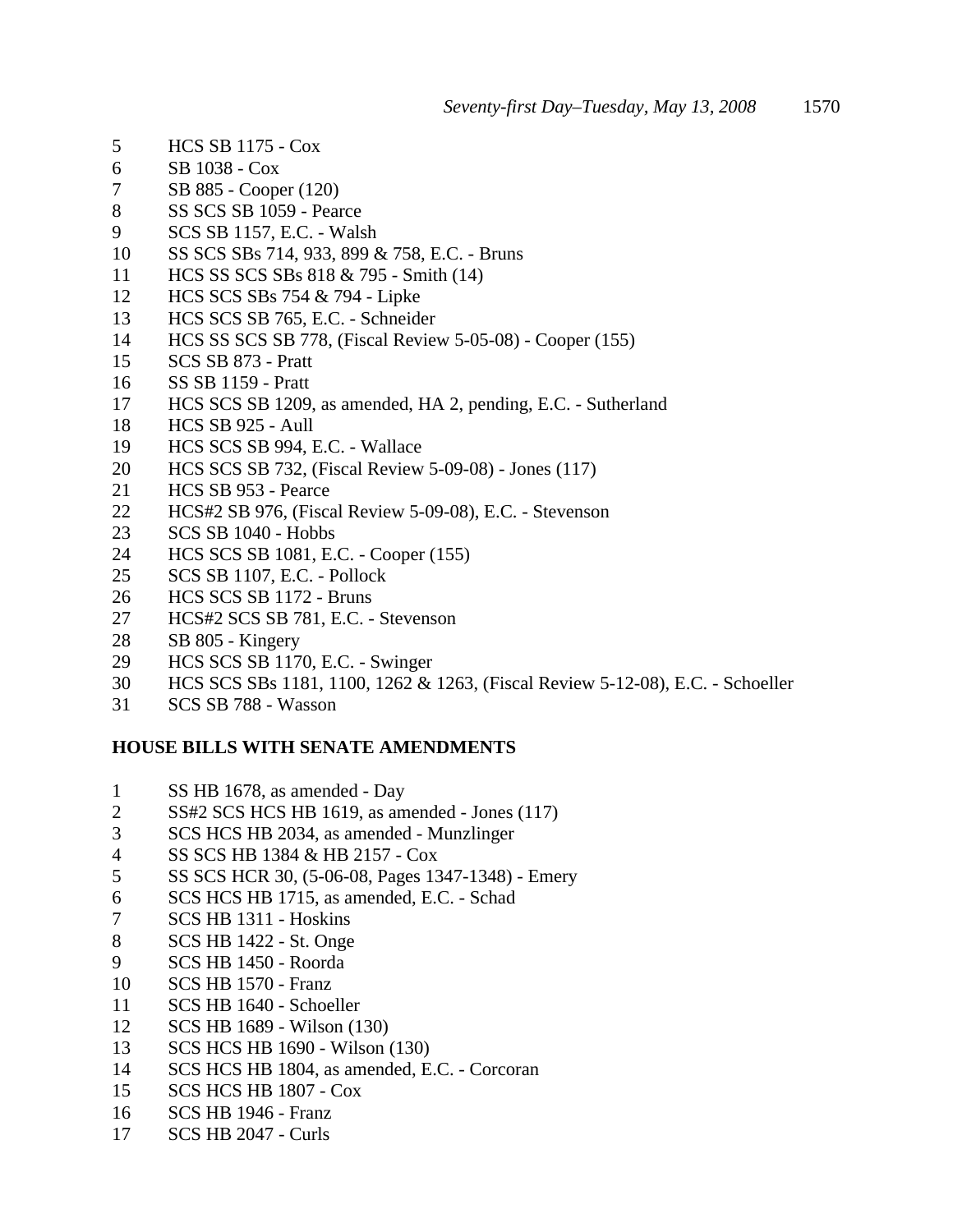5 HCS SB 1175 - Cox
6 SB 1038 - Cox
7 SB 885 - Cooper (120)
8 SS SCS SB 1059 - Pearce
9 SCS SB 1157, E.C. - Walsh
10 SS SCS SBs 714, 933, 899 & 758, E.C. - Bruns
11 HCS SS SCS SBs 818 & 795 - Smith (14)
12 HCS SCS SBs 754 & 794 - Lipke
13 HCS SCS SB 765, E.C. - Schneider
14 HCS SS SCS SB 778, (Fiscal Review 5-05-08) - Cooper (155)
15 SCS SB 873 - Pratt
16 SS SB 1159 - Pratt
17 HCS SCS SB 1209, as amended, HA 2, pending, E.C. - Sutherland
18 HCS SB 925 - Aull
19 HCS SCS SB 994, E.C. - Wallace
20 HCS SCS SB 732, (Fiscal Review 5-09-08) - Jones (117)
21 HCS SB 953 - Pearce
22 HCS#2 SB 976, (Fiscal Review 5-09-08), E.C. - Stevenson
23 SCS SB 1040 - Hobbs
24 HCS SCS SB 1081, E.C. - Cooper (155)
25 SCS SB 1107, E.C. - Pollock
26 HCS SCS SB 1172 - Bruns
27 HCS#2 SCS SB 781, E.C. - Stevenson
28 SB 805 - Kingery
29 HCS SCS SB 1170, E.C. - Swinger
30 HCS SCS SBs 1181, 1100, 1262 & 1263, (Fiscal Review 5-12-08), E.C. - Schoeller
31 SCS SB 788 - Wasson

**HOUSE BILLS WITH SENATE AMENDMENTS**

1 SS HB 1678, as amended - Day
2 SS#2 SCS HCS HB 1619, as amended - Jones (117)
3 SCS HCS HB 2034, as amended - Munzlinger
4 SS SCS HB 1384 & HB 2157 - Cox
5 SS SCS HCR 30, (5-06-08, Pages 1347-1348) - Emery
6 SCS HCS HB 1715, as amended, E.C. - Schad
7 SCS HB 1311 - Hoskins
8 SCS HB 1422 - St. Onge
9 SCS HB 1450 - Roorda
10 SCS HB 1570 - Franz
11 SCS HB 1640 - Schoeller
12 SCS HB 1689 - Wilson (130)
13 SCS HCS HB 1690 - Wilson (130)
14 SCS HCS HB 1804, as amended, E.C. - Corcoran
15 SCS HCS HB 1807 - Cox
16 SCS HB 1946 - Franz
17 SCS HB 2047 - Curls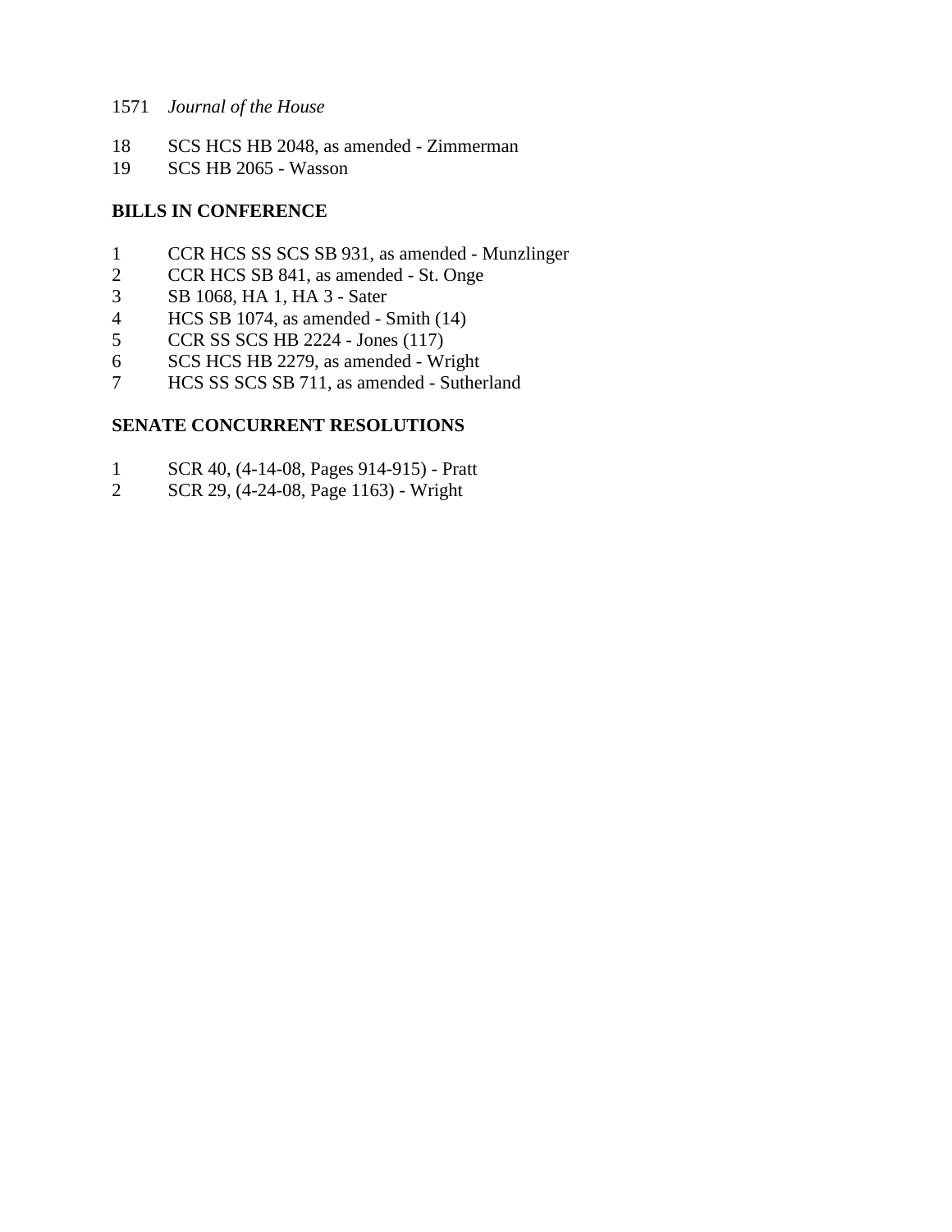18 SCS HCS HB 2048, as amended - Zimmerman
19 SCS HB 2065 - Wasson

**BILLS IN CONFERENCE**

1 CCR HCS SS SCS SB 931, as amended - Munzlinger
2 CCR HCS SB 841, as amended - St. Onge
3 SB 1068, HA 1, HA 3 - Sater
4 HCS SB 1074, as amended - Smith (14)
5 CCR SS SCS HB 2224 - Jones (117)
6 SCS HCS HB 2279, as amended - Wright
7 HCS SS SCS SB 711, as amended - Sutherland

**SENATE CONCURRENT RESOLUTIONS**

1 SCR 40, (4-14-08, Pages 914-915) - Pratt
2 SCR 29, (4-24-08, Page 1163) - Wright